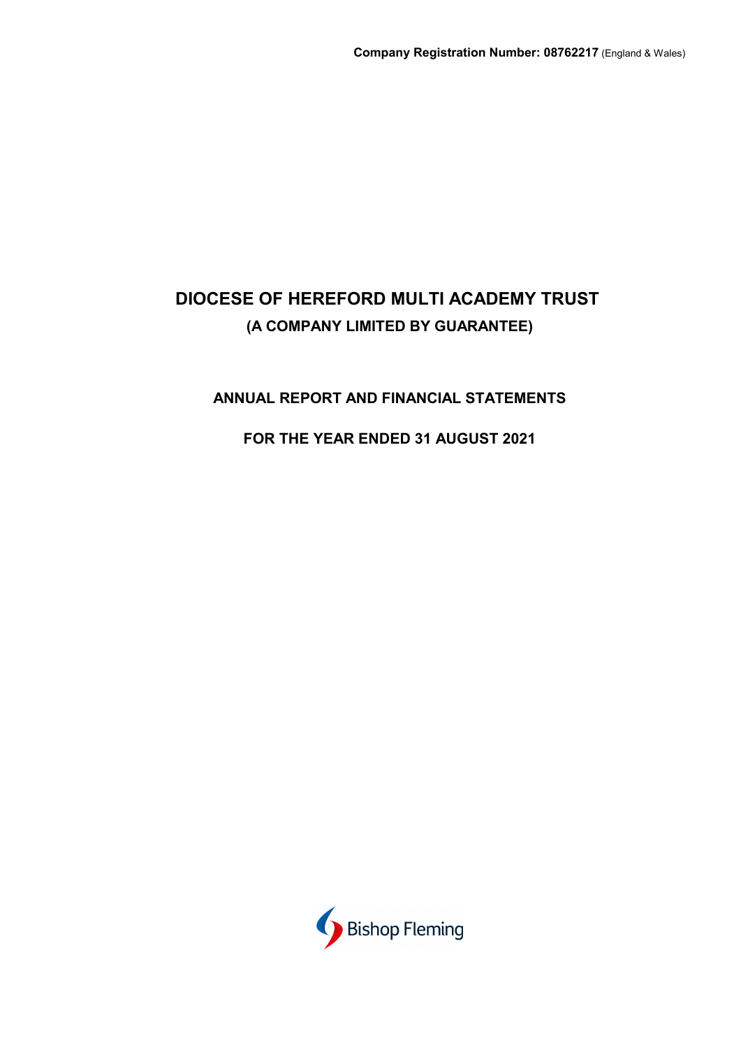**Company Registration Number: 08762217** (England & Wales)

# DIOCESE OF HEREFORD MULTI ACADEMY TRUST

## (A COMPANY LIMITED BY GUARANTEE)

## ANNUAL REPORT AND FINANCIAL STATEMENTS

## FOR THE YEAR ENDED 31 AUGUST 2021

Bishop Fleming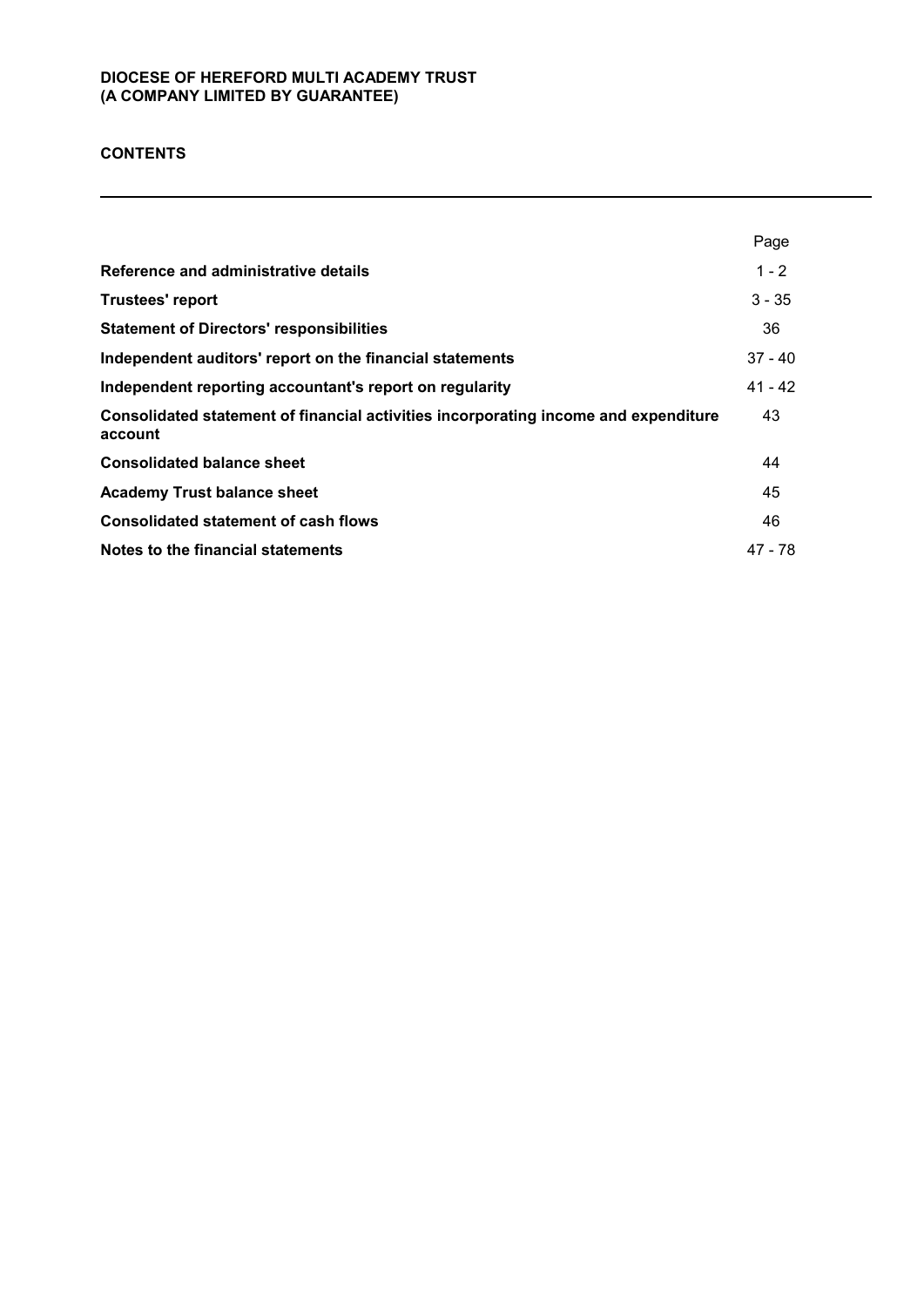**DIOCESE OF HEREFORD MULTI ACADEMY TRUST**
**(A COMPANY LIMITED BY GUARANTEE)**

# CONTENTS

| | Page |
|---|---|
| **Reference and administrative details** | 1 - 2 |
| **Trustees' report** | 3 - 35 |
| **Statement of Directors' responsibilities** | 36 |
| **Independent auditors' report on the financial statements** | 37 - 40 |
| **Independent reporting accountant's report on regularity** | 41 - 42 |
| **Consolidated statement of financial activities incorporating income and expenditure account** | 43 |
| **Consolidated balance sheet** | 44 |
| **Academy Trust balance sheet** | 45 |
| **Consolidated statement of cash flows** | 46 |
| **Notes to the financial statements** | 47 - 78 |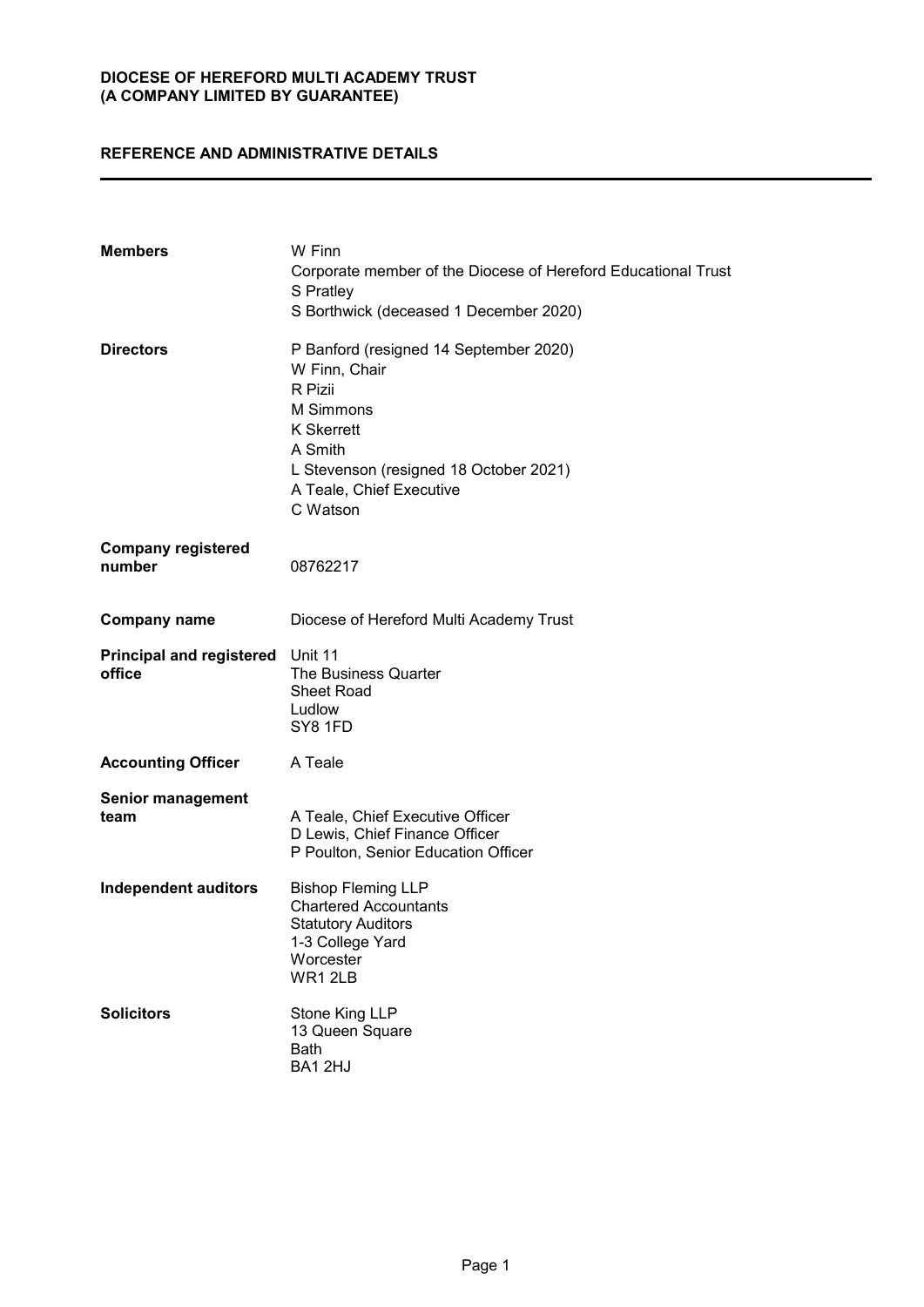**DIOCESE OF HEREFORD MULTI ACADEMY TRUST**
**(A COMPANY LIMITED BY GUARANTEE)**

# REFERENCE AND ADMINISTRATIVE DETAILS

| | |
|---|---|
| **Members** | W Finn<br>Corporate member of the Diocese of Hereford Educational Trust<br>S Pratley<br>S Borthwick (deceased 1 December 2020) |
| **Directors** | P Banford (resigned 14 September 2020)<br>W Finn, Chair<br>R Pizii<br>M Simmons<br>K Skerrett<br>A Smith<br>L Stevenson (resigned 18 October 2021)<br>A Teale, Chief Executive<br>C Watson |
| **Company registered number** | 08762217 |
| **Company name** | Diocese of Hereford Multi Academy Trust |
| **Principal and registered office** | Unit 11<br>The Business Quarter<br>Sheet Road<br>Ludlow<br>SY8 1FD |
| **Accounting Officer** | A Teale |
| **Senior management team** | A Teale, Chief Executive Officer<br>D Lewis, Chief Finance Officer<br>P Poulton, Senior Education Officer |
| **Independent auditors** | Bishop Fleming LLP<br>Chartered Accountants<br>Statutory Auditors<br>1-3 College Yard<br>Worcester<br>WR1 2LB |
| **Solicitors** | Stone King LLP<br>13 Queen Square<br>Bath<br>BA1 2HJ |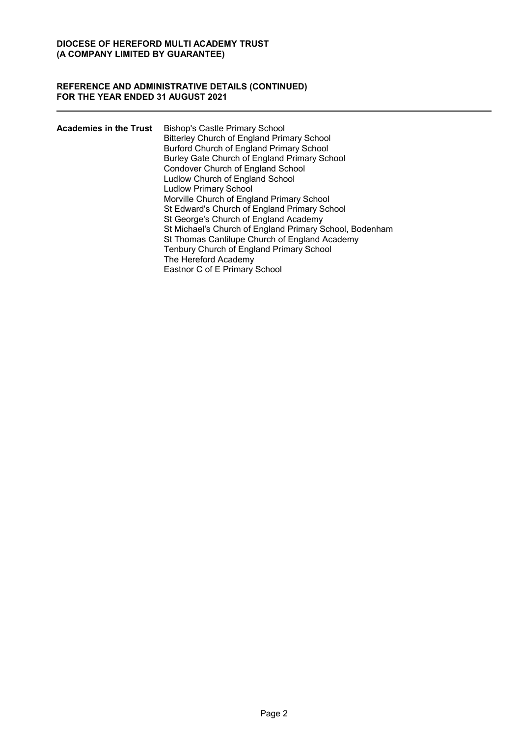**DIOCESE OF HEREFORD MULTI ACADEMY TRUST**
**(A COMPANY LIMITED BY GUARANTEE)**

## REFERENCE AND ADMINISTRATIVE DETAILS (CONTINUED)
## FOR THE YEAR ENDED 31 AUGUST 2021

**Academies in the Trust**

Bishop's Castle Primary School
Bitterley Church of England Primary School
Burford Church of England Primary School
Burley Gate Church of England Primary School
Condover Church of England School
Ludlow Church of England School
Ludlow Primary School
Morville Church of England Primary School
St Edward's Church of England Primary School
St George's Church of England Academy
St Michael's Church of England Primary School, Bodenham
St Thomas Cantilupe Church of England Academy
Tenbury Church of England Primary School
The Hereford Academy
Eastnor C of E Primary School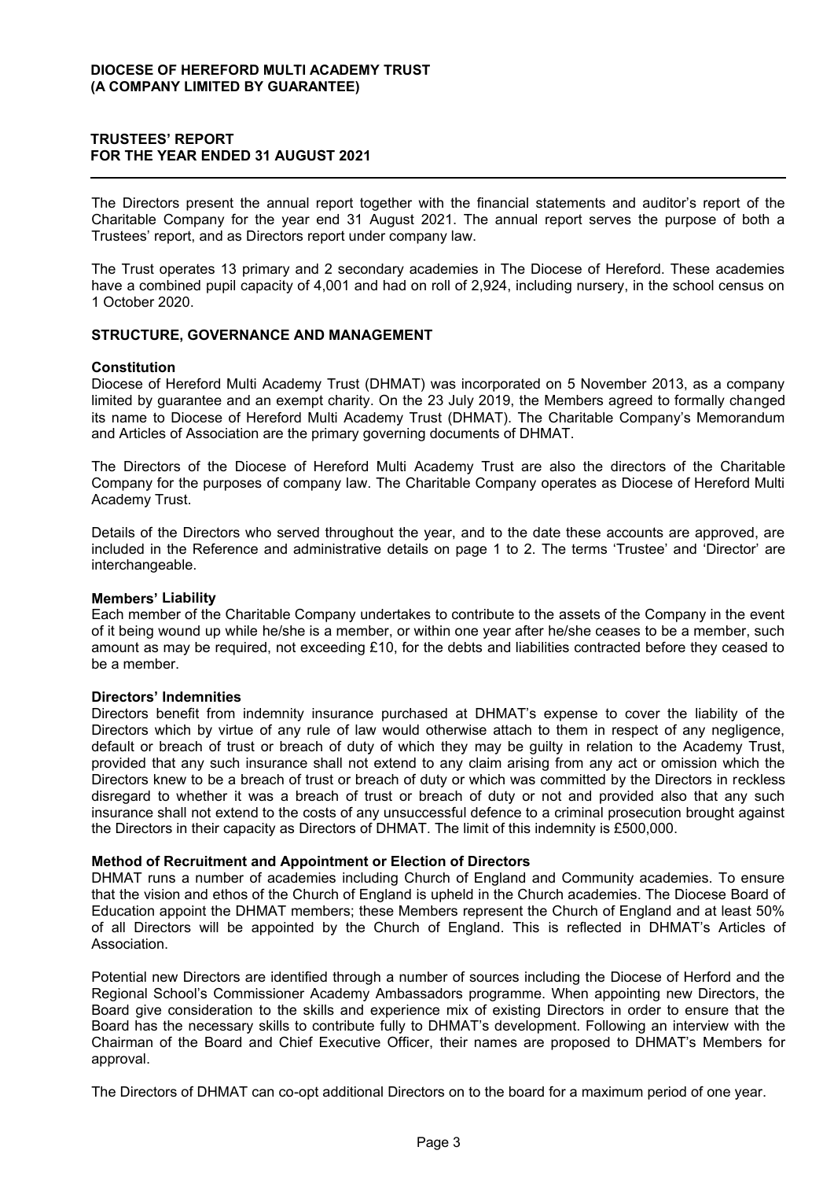**DIOCESE OF HEREFORD MULTI ACADEMY TRUST (A COMPANY LIMITED BY GUARANTEE)**

# TRUSTEES' REPORT FOR THE YEAR ENDED 31 AUGUST 2021

The Directors present the annual report together with the financial statements and auditor's report of the Charitable Company for the year end 31 August 2021. The annual report serves the purpose of both a Trustees' report, and as Directors report under company law.

The Trust operates 13 primary and 2 secondary academies in The Diocese of Hereford. These academies have a combined pupil capacity of 4,001 and had on roll of 2,924, including nursery, in the school census on 1 October 2020.

## STRUCTURE, GOVERNANCE AND MANAGEMENT

### Constitution

Diocese of Hereford Multi Academy Trust (DHMAT) was incorporated on 5 November 2013, as a company limited by guarantee and an exempt charity. On the 23 July 2019, the Members agreed to formally changed its name to Diocese of Hereford Multi Academy Trust (DHMAT). The Charitable Company's Memorandum and Articles of Association are the primary governing documents of DHMAT.

The Directors of the Diocese of Hereford Multi Academy Trust are also the directors of the Charitable Company for the purposes of company law. The Charitable Company operates as Diocese of Hereford Multi Academy Trust.

Details of the Directors who served throughout the year, and to the date these accounts are approved, are included in the Reference and administrative details on page 1 to 2. The terms 'Trustee' and 'Director' are interchangeable.

### Members' Liability

Each member of the Charitable Company undertakes to contribute to the assets of the Company in the event of it being wound up while he/she is a member, or within one year after he/she ceases to be a member, such amount as may be required, not exceeding £10, for the debts and liabilities contracted before they ceased to be a member.

### Directors' Indemnities

Directors benefit from indemnity insurance purchased at DHMAT's expense to cover the liability of the Directors which by virtue of any rule of law would otherwise attach to them in respect of any negligence, default or breach of trust or breach of duty of which they may be guilty in relation to the Academy Trust, provided that any such insurance shall not extend to any claim arising from any act or omission which the Directors knew to be a breach of trust or breach of duty or which was committed by the Directors in reckless disregard to whether it was a breach of trust or breach of duty or not and provided also that any such insurance shall not extend to the costs of any unsuccessful defence to a criminal prosecution brought against the Directors in their capacity as Directors of DHMAT. The limit of this indemnity is £500,000.

### Method of Recruitment and Appointment or Election of Directors

DHMAT runs a number of academies including Church of England and Community academies. To ensure that the vision and ethos of the Church of England is upheld in the Church academies. The Diocese Board of Education appoint the DHMAT members; these Members represent the Church of England and at least 50% of all Directors will be appointed by the Church of England. This is reflected in DHMAT's Articles of Association.

Potential new Directors are identified through a number of sources including the Diocese of Herford and the Regional School's Commissioner Academy Ambassadors programme. When appointing new Directors, the Board give consideration to the skills and experience mix of existing Directors in order to ensure that the Board has the necessary skills to contribute fully to DHMAT's development. Following an interview with the Chairman of the Board and Chief Executive Officer, their names are proposed to DHMAT's Members for approval.

The Directors of DHMAT can co-opt additional Directors on to the board for a maximum period of one year.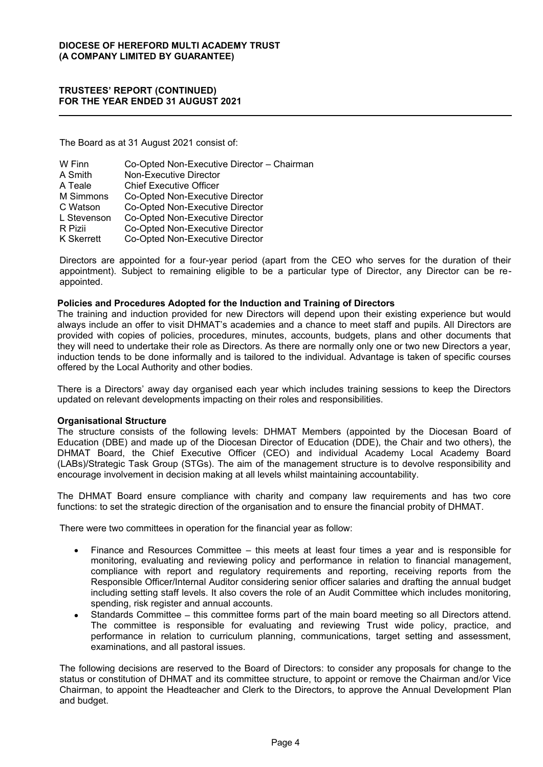The Board as at 31 August 2021 consist of:

| | |
|---|---|
| W Finn | Co-Opted Non-Executive Director – Chairman |
| A Smith | Non-Executive Director |
| A Teale | Chief Executive Officer |
| M Simmons | Co-Opted Non-Executive Director |
| C Watson | Co-Opted Non-Executive Director |
| L Stevenson | Co-Opted Non-Executive Director |
| R Pizii | Co-Opted Non-Executive Director |
| K Skerrett | Co-Opted Non-Executive Director |

Directors are appointed for a four-year period (apart from the CEO who serves for the duration of their appointment). Subject to remaining eligible to be a particular type of Director, any Director can be re-appointed.

**Policies and Procedures Adopted for the Induction and Training of Directors**

The training and induction provided for new Directors will depend upon their existing experience but would always include an offer to visit DHMAT's academies and a chance to meet staff and pupils. All Directors are provided with copies of policies, procedures, minutes, accounts, budgets, plans and other documents that they will need to undertake their role as Directors. As there are normally only one or two new Directors a year, induction tends to be done informally and is tailored to the individual. Advantage is taken of specific courses offered by the Local Authority and other bodies.

There is a Directors' away day organised each year which includes training sessions to keep the Directors updated on relevant developments impacting on their roles and responsibilities.

**Organisational Structure**

The structure consists of the following levels: DHMAT Members (appointed by the Diocesan Board of Education (DBE) and made up of the Diocesan Director of Education (DDE), the Chair and two others), the DHMAT Board, the Chief Executive Officer (CEO) and individual Academy Local Academy Board (LABs)/Strategic Task Group (STGs). The aim of the management structure is to devolve responsibility and encourage involvement in decision making at all levels whilst maintaining accountability.

The DHMAT Board ensure compliance with charity and company law requirements and has two core functions: to set the strategic direction of the organisation and to ensure the financial probity of DHMAT.

There were two committees in operation for the financial year as follow:

- Finance and Resources Committee – this meets at least four times a year and is responsible for monitoring, evaluating and reviewing policy and performance in relation to financial management, compliance with report and regulatory requirements and reporting, receiving reports from the Responsible Officer/Internal Auditor considering senior officer salaries and drafting the annual budget including setting staff levels. It also covers the role of an Audit Committee which includes monitoring, spending, risk register and annual accounts.
- Standards Committee – this committee forms part of the main board meeting so all Directors attend. The committee is responsible for evaluating and reviewing Trust wide policy, practice, and performance in relation to curriculum planning, communications, target setting and assessment, examinations, and all pastoral issues.

The following decisions are reserved to the Board of Directors: to consider any proposals for change to the status or constitution of DHMAT and its committee structure, to appoint or remove the Chairman and/or Vice Chairman, to appoint the Headteacher and Clerk to the Directors, to approve the Annual Development Plan and budget.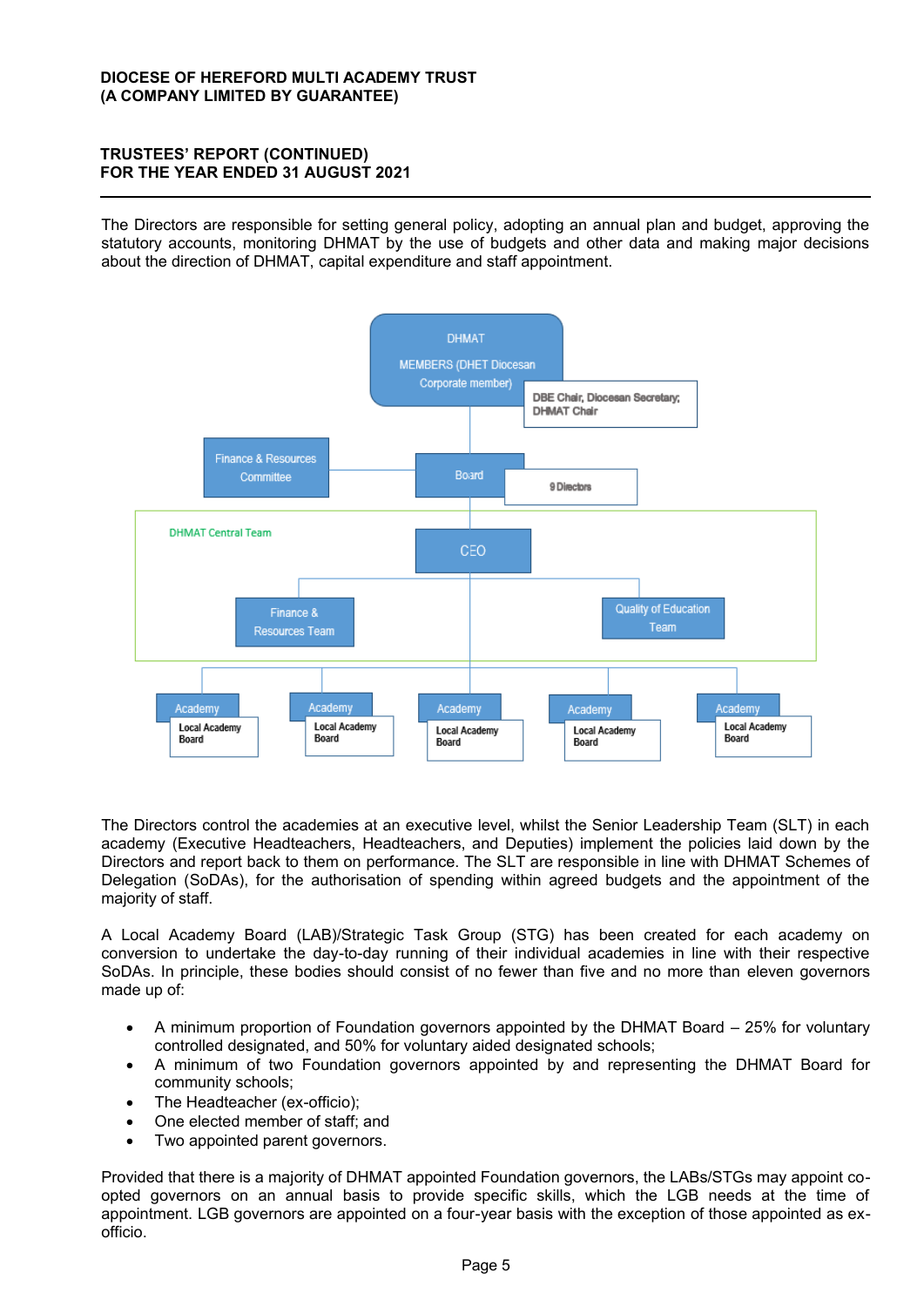The Directors are responsible for setting general policy, adopting an annual plan and budget, approving the statutory accounts, monitoring DHMAT by the use of budgets and other data and making major decisions about the direction of DHMAT, capital expenditure and staff appointment.

DHMAT MEMBERS (DHET Diocesan Corporate member)
DBE Chair, Diocesan Secretary; DHMAT Chair

Finance & Resources Committee

Board
9 Directors

DHMAT Central Team

CEO

Finance & Resources Team

Quality of Education Team

Academy – Local Academy Board

Academy – Local Academy Board

Academy – Local Academy Board

Academy – Local Academy Board

Academy – Local Academy Board

The Directors control the academies at an executive level, whilst the Senior Leadership Team (SLT) in each academy (Executive Headteachers, Headteachers, and Deputies) implement the policies laid down by the Directors and report back to them on performance. The SLT are responsible in line with DHMAT Schemes of Delegation (SoDAs), for the authorisation of spending within agreed budgets and the appointment of the majority of staff.

A Local Academy Board (LAB)/Strategic Task Group (STG) has been created for each academy on conversion to undertake the day-to-day running of their individual academies in line with their respective SoDAs. In principle, these bodies should consist of no fewer than five and no more than eleven governors made up of:

- A minimum proportion of Foundation governors appointed by the DHMAT Board – 25% for voluntary controlled designated, and 50% for voluntary aided designated schools;
- A minimum of two Foundation governors appointed by and representing the DHMAT Board for community schools;
- The Headteacher (ex-officio);
- One elected member of staff; and
- Two appointed parent governors.

Provided that there is a majority of DHMAT appointed Foundation governors, the LABs/STGs may appoint co-opted governors on an annual basis to provide specific skills, which the LGB needs at the time of appointment. LGB governors are appointed on a four-year basis with the exception of those appointed as ex-officio.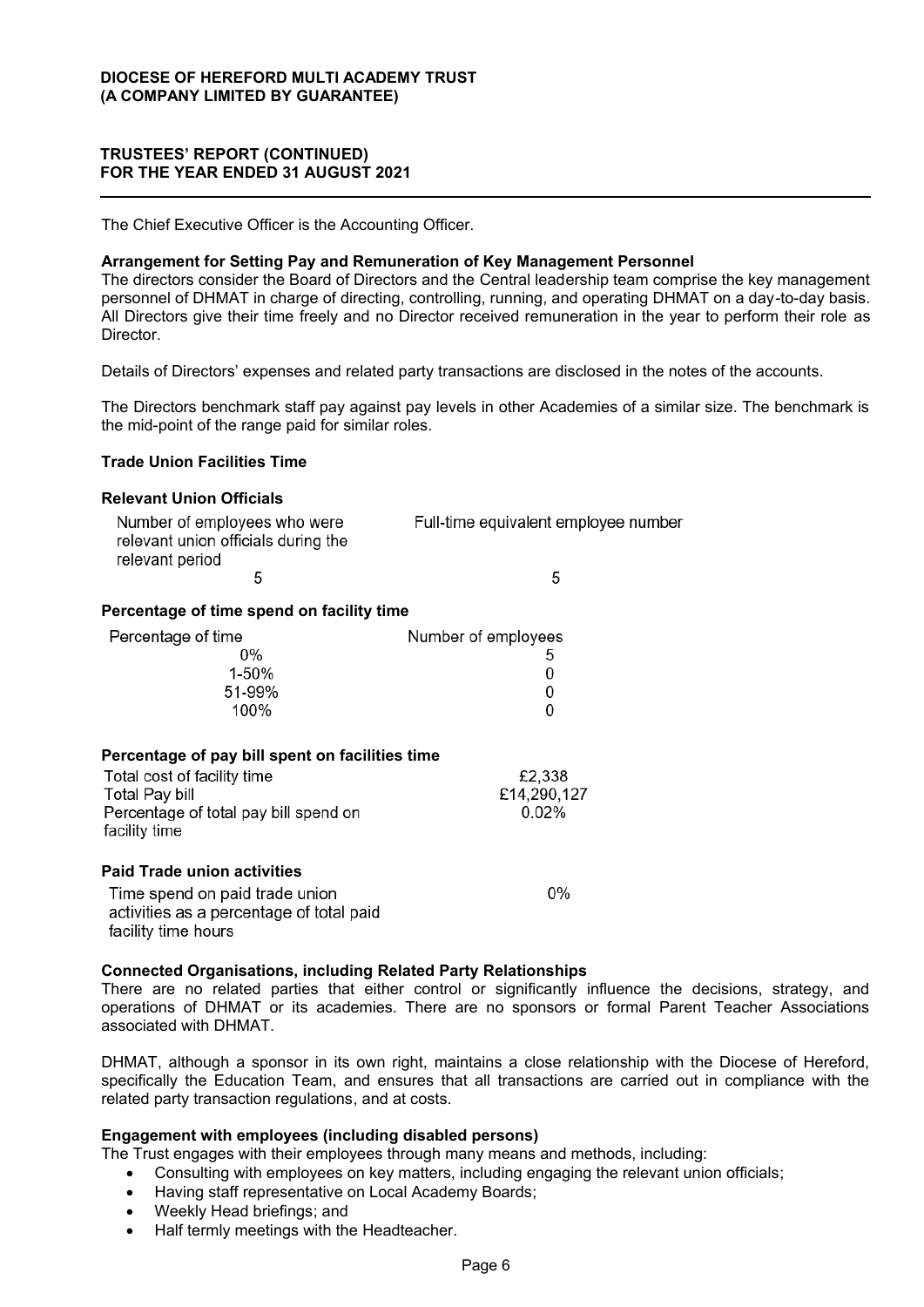The Chief Executive Officer is the Accounting Officer.

**Arrangement for Setting Pay and Remuneration of Key Management Personnel**

The directors consider the Board of Directors and the Central leadership team comprise the key management personnel of DHMAT in charge of directing, controlling, running, and operating DHMAT on a day-to-day basis. All Directors give their time freely and no Director received remuneration in the year to perform their role as Director.

Details of Directors' expenses and related party transactions are disclosed in the notes of the accounts.

The Directors benchmark staff pay against pay levels in other Academies of a similar size. The benchmark is the mid-point of the range paid for similar roles.

**Trade Union Facilities Time**

**Relevant Union Officials**

| Number of employees who were relevant union officials during the relevant period | Full-time equivalent employee number |
|---|---|
| 5 | 5 |

**Percentage of time spend on facility time**

| Percentage of time | Number of employees |
|---|---|
| 0% | 5 |
| 1-50% | 0 |
| 51-99% | 0 |
| 100% | 0 |

**Percentage of pay bill spent on facilities time**

| | |
|---|---|
| Total cost of facility time | £2,338 |
| Total Pay bill | £14,290,127 |
| Percentage of total pay bill spend on facility time | 0.02% |

**Paid Trade union activities**

| | |
|---|---|
| Time spend on paid trade union activities as a percentage of total paid facility time hours | 0% |

**Connected Organisations, including Related Party Relationships**

There are no related parties that either control or significantly influence the decisions, strategy, and operations of DHMAT or its academies. There are no sponsors or formal Parent Teacher Associations associated with DHMAT.

DHMAT, although a sponsor in its own right, maintains a close relationship with the Diocese of Hereford, specifically the Education Team, and ensures that all transactions are carried out in compliance with the related party transaction regulations, and at costs.

**Engagement with employees (including disabled persons)**

The Trust engages with their employees through many means and methods, including:

- Consulting with employees on key matters, including engaging the relevant union officials;
- Having staff representative on Local Academy Boards;
- Weekly Head briefings; and
- Half termly meetings with the Headteacher.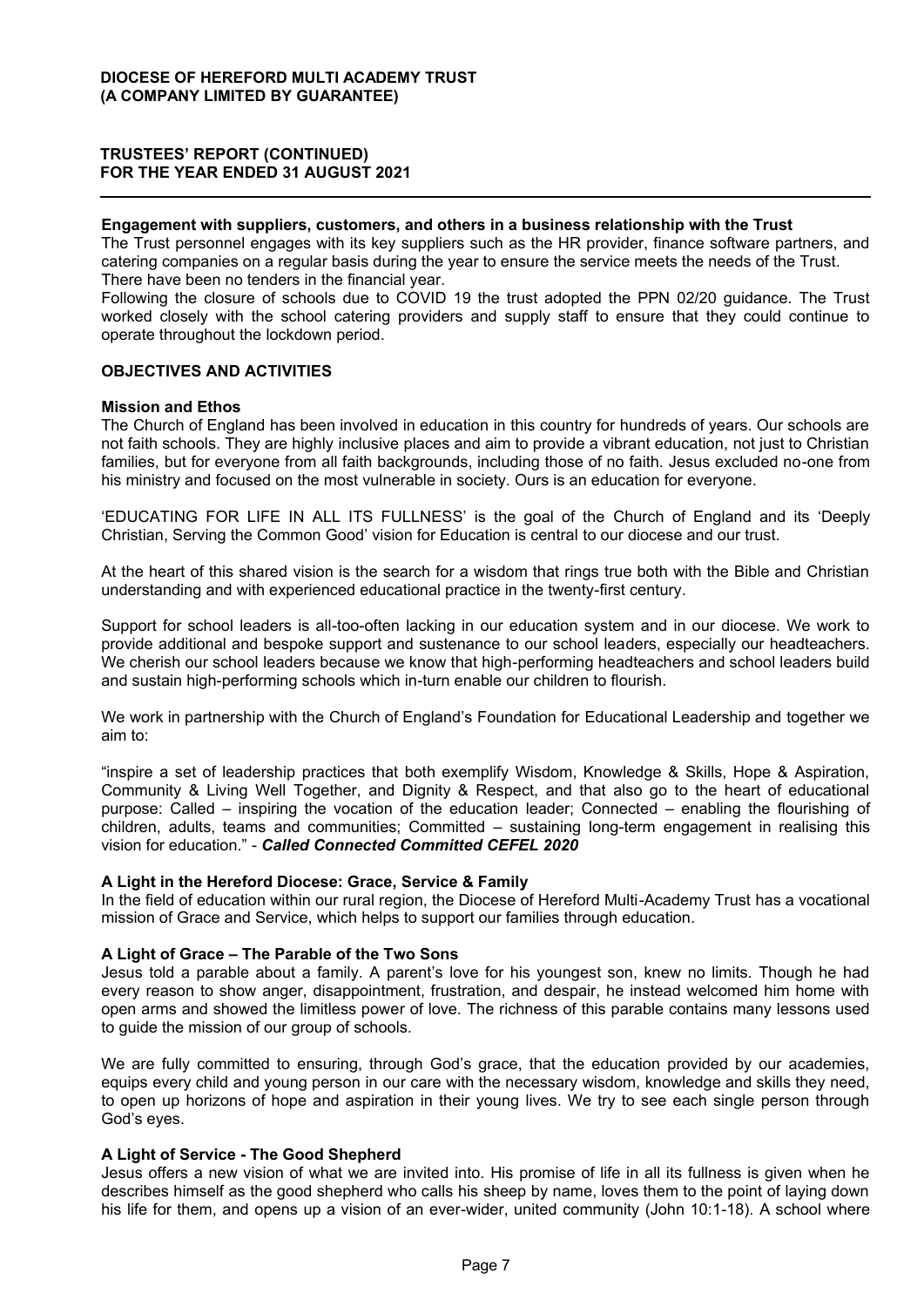**Engagement with suppliers, customers, and others in a business relationship with the Trust**

The Trust personnel engages with its key suppliers such as the HR provider, finance software partners, and catering companies on a regular basis during the year to ensure the service meets the needs of the Trust. There have been no tenders in the financial year.

Following the closure of schools due to COVID 19 the trust adopted the PPN 02/20 guidance. The Trust worked closely with the school catering providers and supply staff to ensure that they could continue to operate throughout the lockdown period.

## OBJECTIVES AND ACTIVITIES

### Mission and Ethos

The Church of England has been involved in education in this country for hundreds of years. Our schools are not faith schools. They are highly inclusive places and aim to provide a vibrant education, not just to Christian families, but for everyone from all faith backgrounds, including those of no faith. Jesus excluded no-one from his ministry and focused on the most vulnerable in society. Ours is an education for everyone.

'EDUCATING FOR LIFE IN ALL ITS FULLNESS' is the goal of the Church of England and its 'Deeply Christian, Serving the Common Good' vision for Education is central to our diocese and our trust.

At the heart of this shared vision is the search for a wisdom that rings true both with the Bible and Christian understanding and with experienced educational practice in the twenty-first century.

Support for school leaders is all-too-often lacking in our education system and in our diocese. We work to provide additional and bespoke support and sustenance to our school leaders, especially our headteachers. We cherish our school leaders because we know that high-performing headteachers and school leaders build and sustain high-performing schools which in-turn enable our children to flourish.

We work in partnership with the Church of England's Foundation for Educational Leadership and together we aim to:

"inspire a set of leadership practices that both exemplify Wisdom, Knowledge & Skills, Hope & Aspiration, Community & Living Well Together, and Dignity & Respect, and that also go to the heart of educational purpose: Called – inspiring the vocation of the education leader; Connected – enabling the flourishing of children, adults, teams and communities; Committed – sustaining long-term engagement in realising this vision for education." - ***Called Connected Committed CEFEL 2020***

### A Light in the Hereford Diocese: Grace, Service & Family

In the field of education within our rural region, the Diocese of Hereford Multi-Academy Trust has a vocational mission of Grace and Service, which helps to support our families through education.

### A Light of Grace – The Parable of the Two Sons

Jesus told a parable about a family. A parent's love for his youngest son, knew no limits. Though he had every reason to show anger, disappointment, frustration, and despair, he instead welcomed him home with open arms and showed the limitless power of love. The richness of this parable contains many lessons used to guide the mission of our group of schools.

We are fully committed to ensuring, through God's grace, that the education provided by our academies, equips every child and young person in our care with the necessary wisdom, knowledge and skills they need, to open up horizons of hope and aspiration in their young lives. We try to see each single person through God's eyes.

### A Light of Service - The Good Shepherd

Jesus offers a new vision of what we are invited into. His promise of life in all its fullness is given when he describes himself as the good shepherd who calls his sheep by name, loves them to the point of laying down his life for them, and opens up a vision of an ever-wider, united community (John 10:1-18). A school where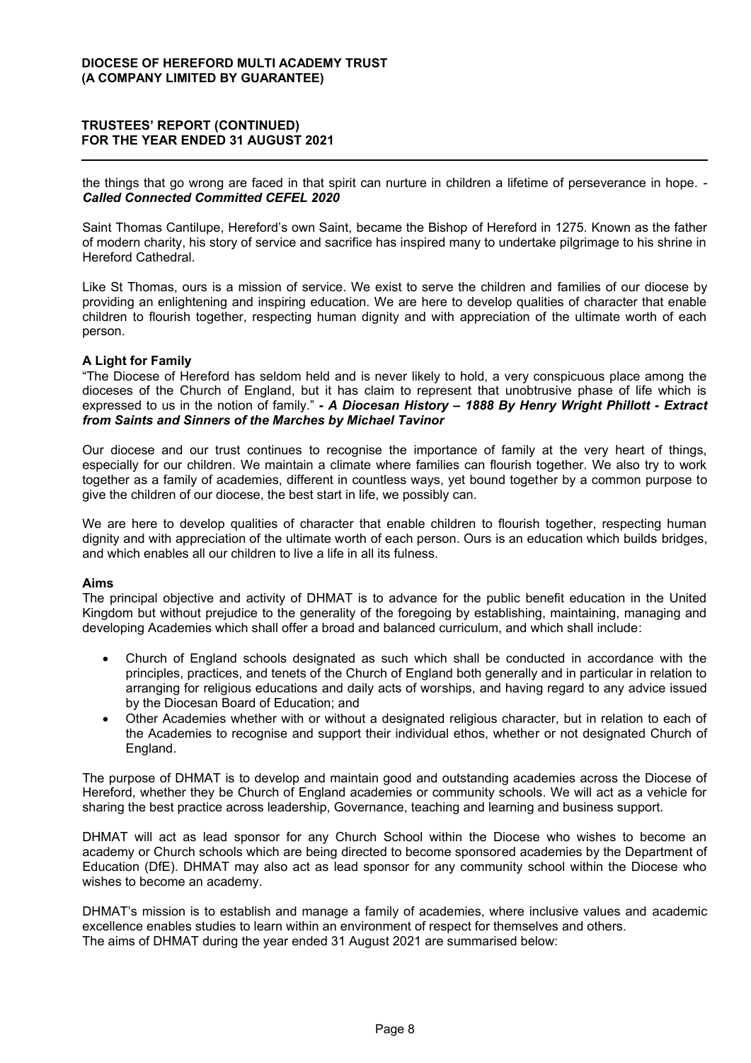the things that go wrong are faced in that spirit can nurture in children a lifetime of perseverance in hope. - ***Called Connected Committed CEFEL 2020***

Saint Thomas Cantilupe, Hereford's own Saint, became the Bishop of Hereford in 1275. Known as the father of modern charity, his story of service and sacrifice has inspired many to undertake pilgrimage to his shrine in Hereford Cathedral.

Like St Thomas, ours is a mission of service. We exist to serve the children and families of our diocese by providing an enlightening and inspiring education. We are here to develop qualities of character that enable children to flourish together, respecting human dignity and with appreciation of the ultimate worth of each person.

**A Light for Family**

"The Diocese of Hereford has seldom held and is never likely to hold, a very conspicuous place among the dioceses of the Church of England, but it has claim to represent that unobtrusive phase of life which is expressed to us in the notion of family." ***- A Diocesan History – 1888 By Henry Wright Phillott - Extract from Saints and Sinners of the Marches by Michael Tavinor***

Our diocese and our trust continues to recognise the importance of family at the very heart of things, especially for our children. We maintain a climate where families can flourish together. We also try to work together as a family of academies, different in countless ways, yet bound together by a common purpose to give the children of our diocese, the best start in life, we possibly can.

We are here to develop qualities of character that enable children to flourish together, respecting human dignity and with appreciation of the ultimate worth of each person. Ours is an education which builds bridges, and which enables all our children to live a life in all its fulness.

**Aims**

The principal objective and activity of DHMAT is to advance for the public benefit education in the United Kingdom but without prejudice to the generality of the foregoing by establishing, maintaining, managing and developing Academies which shall offer a broad and balanced curriculum, and which shall include:

- Church of England schools designated as such which shall be conducted in accordance with the principles, practices, and tenets of the Church of England both generally and in particular in relation to arranging for religious educations and daily acts of worships, and having regard to any advice issued by the Diocesan Board of Education; and
- Other Academies whether with or without a designated religious character, but in relation to each of the Academies to recognise and support their individual ethos, whether or not designated Church of England.

The purpose of DHMAT is to develop and maintain good and outstanding academies across the Diocese of Hereford, whether they be Church of England academies or community schools. We will act as a vehicle for sharing the best practice across leadership, Governance, teaching and learning and business support.

DHMAT will act as lead sponsor for any Church School within the Diocese who wishes to become an academy or Church schools which are being directed to become sponsored academies by the Department of Education (DfE). DHMAT may also act as lead sponsor for any community school within the Diocese who wishes to become an academy.

DHMAT's mission is to establish and manage a family of academies, where inclusive values and academic excellence enables studies to learn within an environment of respect for themselves and others.
The aims of DHMAT during the year ended 31 August 2021 are summarised below: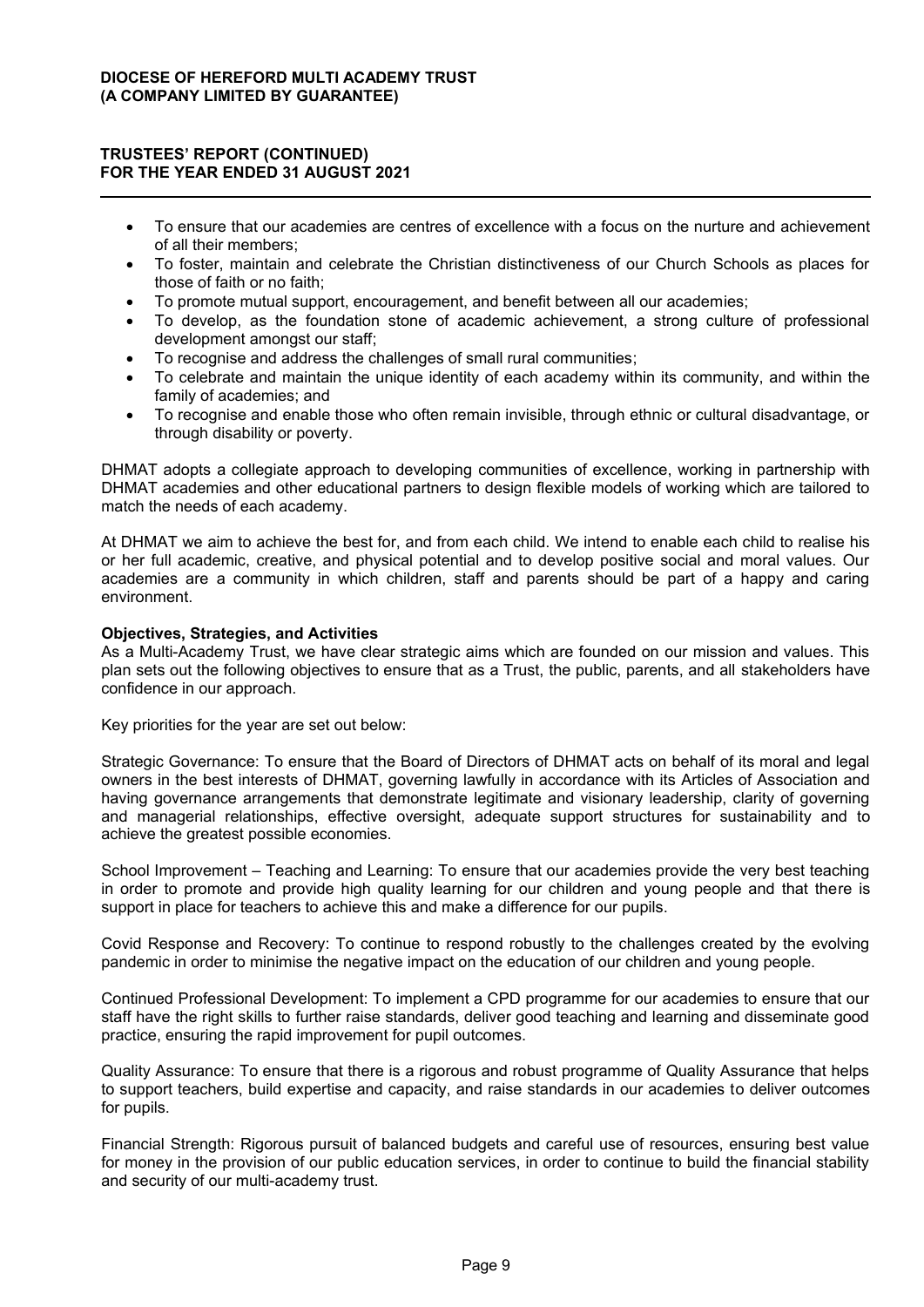- To ensure that our academies are centres of excellence with a focus on the nurture and achievement of all their members;
- To foster, maintain and celebrate the Christian distinctiveness of our Church Schools as places for those of faith or no faith;
- To promote mutual support, encouragement, and benefit between all our academies;
- To develop, as the foundation stone of academic achievement, a strong culture of professional development amongst our staff;
- To recognise and address the challenges of small rural communities;
- To celebrate and maintain the unique identity of each academy within its community, and within the family of academies; and
- To recognise and enable those who often remain invisible, through ethnic or cultural disadvantage, or through disability or poverty.

DHMAT adopts a collegiate approach to developing communities of excellence, working in partnership with DHMAT academies and other educational partners to design flexible models of working which are tailored to match the needs of each academy.

At DHMAT we aim to achieve the best for, and from each child. We intend to enable each child to realise his or her full academic, creative, and physical potential and to develop positive social and moral values. Our academies are a community in which children, staff and parents should be part of a happy and caring environment.

**Objectives, Strategies, and Activities**

As a Multi-Academy Trust, we have clear strategic aims which are founded on our mission and values. This plan sets out the following objectives to ensure that as a Trust, the public, parents, and all stakeholders have confidence in our approach.

Key priorities for the year are set out below:

Strategic Governance: To ensure that the Board of Directors of DHMAT acts on behalf of its moral and legal owners in the best interests of DHMAT, governing lawfully in accordance with its Articles of Association and having governance arrangements that demonstrate legitimate and visionary leadership, clarity of governing and managerial relationships, effective oversight, adequate support structures for sustainability and to achieve the greatest possible economies.

School Improvement – Teaching and Learning: To ensure that our academies provide the very best teaching in order to promote and provide high quality learning for our children and young people and that there is support in place for teachers to achieve this and make a difference for our pupils.

Covid Response and Recovery: To continue to respond robustly to the challenges created by the evolving pandemic in order to minimise the negative impact on the education of our children and young people.

Continued Professional Development: To implement a CPD programme for our academies to ensure that our staff have the right skills to further raise standards, deliver good teaching and learning and disseminate good practice, ensuring the rapid improvement for pupil outcomes.

Quality Assurance: To ensure that there is a rigorous and robust programme of Quality Assurance that helps to support teachers, build expertise and capacity, and raise standards in our academies to deliver outcomes for pupils.

Financial Strength: Rigorous pursuit of balanced budgets and careful use of resources, ensuring best value for money in the provision of our public education services, in order to continue to build the financial stability and security of our multi-academy trust.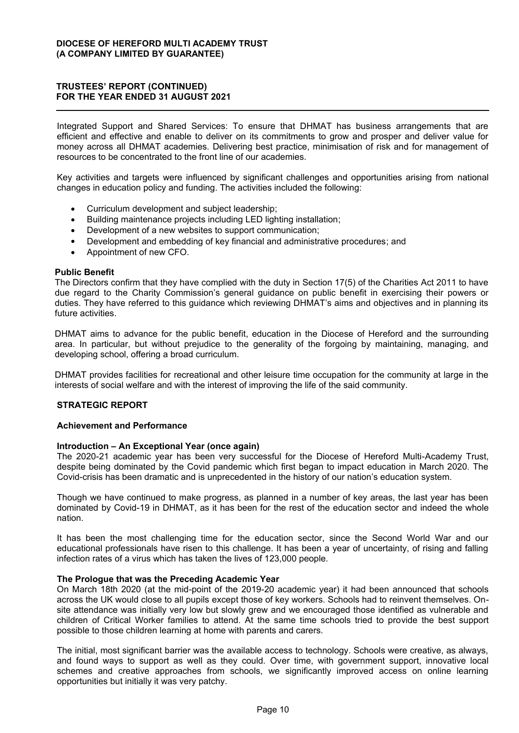Integrated Support and Shared Services: To ensure that DHMAT has business arrangements that are efficient and effective and enable to deliver on its commitments to grow and prosper and deliver value for money across all DHMAT academies. Delivering best practice, minimisation of risk and for management of resources to be concentrated to the front line of our academies.

Key activities and targets were influenced by significant challenges and opportunities arising from national changes in education policy and funding. The activities included the following:

- Curriculum development and subject leadership;
- Building maintenance projects including LED lighting installation;
- Development of a new websites to support communication;
- Development and embedding of key financial and administrative procedures; and
- Appointment of new CFO.

**Public Benefit**

The Directors confirm that they have complied with the duty in Section 17(5) of the Charities Act 2011 to have due regard to the Charity Commission's general guidance on public benefit in exercising their powers or duties. They have referred to this guidance which reviewing DHMAT's aims and objectives and in planning its future activities.

DHMAT aims to advance for the public benefit, education in the Diocese of Hereford and the surrounding area. In particular, but without prejudice to the generality of the forgoing by maintaining, managing, and developing school, offering a broad curriculum.

DHMAT provides facilities for recreational and other leisure time occupation for the community at large in the interests of social welfare and with the interest of improving the life of the said community.

## STRATEGIC REPORT

### Achievement and Performance

**Introduction – An Exceptional Year (once again)**

The 2020-21 academic year has been very successful for the Diocese of Hereford Multi-Academy Trust, despite being dominated by the Covid pandemic which first began to impact education in March 2020. The Covid-crisis has been dramatic and is unprecedented in the history of our nation's education system.

Though we have continued to make progress, as planned in a number of key areas, the last year has been dominated by Covid-19 in DHMAT, as it has been for the rest of the education sector and indeed the whole nation.

It has been the most challenging time for the education sector, since the Second World War and our educational professionals have risen to this challenge. It has been a year of uncertainty, of rising and falling infection rates of a virus which has taken the lives of 123,000 people.

**The Prologue that was the Preceding Academic Year**

On March 18th 2020 (at the mid-point of the 2019-20 academic year) it had been announced that schools across the UK would close to all pupils except those of key workers. Schools had to reinvent themselves. On-site attendance was initially very low but slowly grew and we encouraged those identified as vulnerable and children of Critical Worker families to attend. At the same time schools tried to provide the best support possible to those children learning at home with parents and carers.

The initial, most significant barrier was the available access to technology. Schools were creative, as always, and found ways to support as well as they could. Over time, with government support, innovative local schemes and creative approaches from schools, we significantly improved access on online learning opportunities but initially it was very patchy.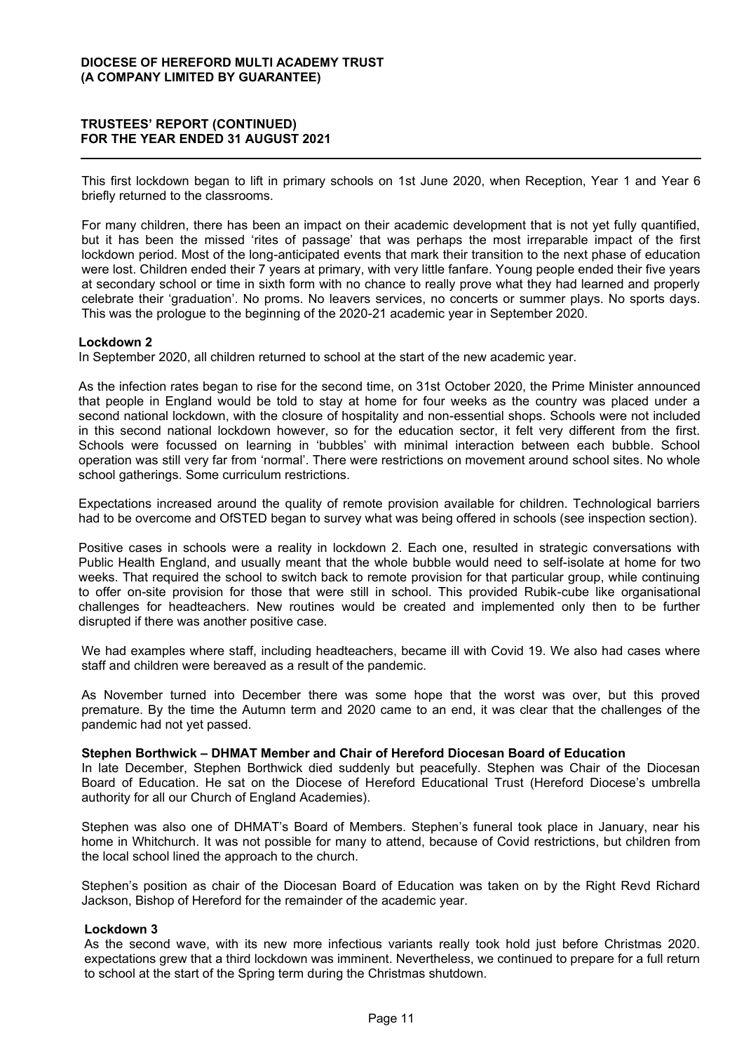This first lockdown began to lift in primary schools on 1st June 2020, when Reception, Year 1 and Year 6 briefly returned to the classrooms.

For many children, there has been an impact on their academic development that is not yet fully quantified, but it has been the missed 'rites of passage' that was perhaps the most irreparable impact of the first lockdown period. Most of the long-anticipated events that mark their transition to the next phase of education were lost. Children ended their 7 years at primary, with very little fanfare. Young people ended their five years at secondary school or time in sixth form with no chance to really prove what they had learned and properly celebrate their 'graduation'. No proms. No leavers services, no concerts or summer plays. No sports days. This was the prologue to the beginning of the 2020-21 academic year in September 2020.

**Lockdown 2**

In September 2020, all children returned to school at the start of the new academic year.

As the infection rates began to rise for the second time, on 31st October 2020, the Prime Minister announced that people in England would be told to stay at home for four weeks as the country was placed under a second national lockdown, with the closure of hospitality and non-essential shops. Schools were not included in this second national lockdown however, so for the education sector, it felt very different from the first. Schools were focussed on learning in 'bubbles' with minimal interaction between each bubble. School operation was still very far from 'normal'. There were restrictions on movement around school sites. No whole school gatherings. Some curriculum restrictions.

Expectations increased around the quality of remote provision available for children. Technological barriers had to be overcome and OfSTED began to survey what was being offered in schools (see inspection section).

Positive cases in schools were a reality in lockdown 2. Each one, resulted in strategic conversations with Public Health England, and usually meant that the whole bubble would need to self-isolate at home for two weeks. That required the school to switch back to remote provision for that particular group, while continuing to offer on-site provision for those that were still in school. This provided Rubik-cube like organisational challenges for headteachers. New routines would be created and implemented only then to be further disrupted if there was another positive case.

We had examples where staff, including headteachers, became ill with Covid 19. We also had cases where staff and children were bereaved as a result of the pandemic.

As November turned into December there was some hope that the worst was over, but this proved premature. By the time the Autumn term and 2020 came to an end, it was clear that the challenges of the pandemic had not yet passed.

**Stephen Borthwick – DHMAT Member and Chair of Hereford Diocesan Board of Education**

In late December, Stephen Borthwick died suddenly but peacefully. Stephen was Chair of the Diocesan Board of Education. He sat on the Diocese of Hereford Educational Trust (Hereford Diocese's umbrella authority for all our Church of England Academies).

Stephen was also one of DHMAT's Board of Members. Stephen's funeral took place in January, near his home in Whitchurch. It was not possible for many to attend, because of Covid restrictions, but children from the local school lined the approach to the church.

Stephen's position as chair of the Diocesan Board of Education was taken on by the Right Revd Richard Jackson, Bishop of Hereford for the remainder of the academic year.

**Lockdown 3**

As the second wave, with its new more infectious variants really took hold just before Christmas 2020. expectations grew that a third lockdown was imminent. Nevertheless, we continued to prepare for a full return to school at the start of the Spring term during the Christmas shutdown.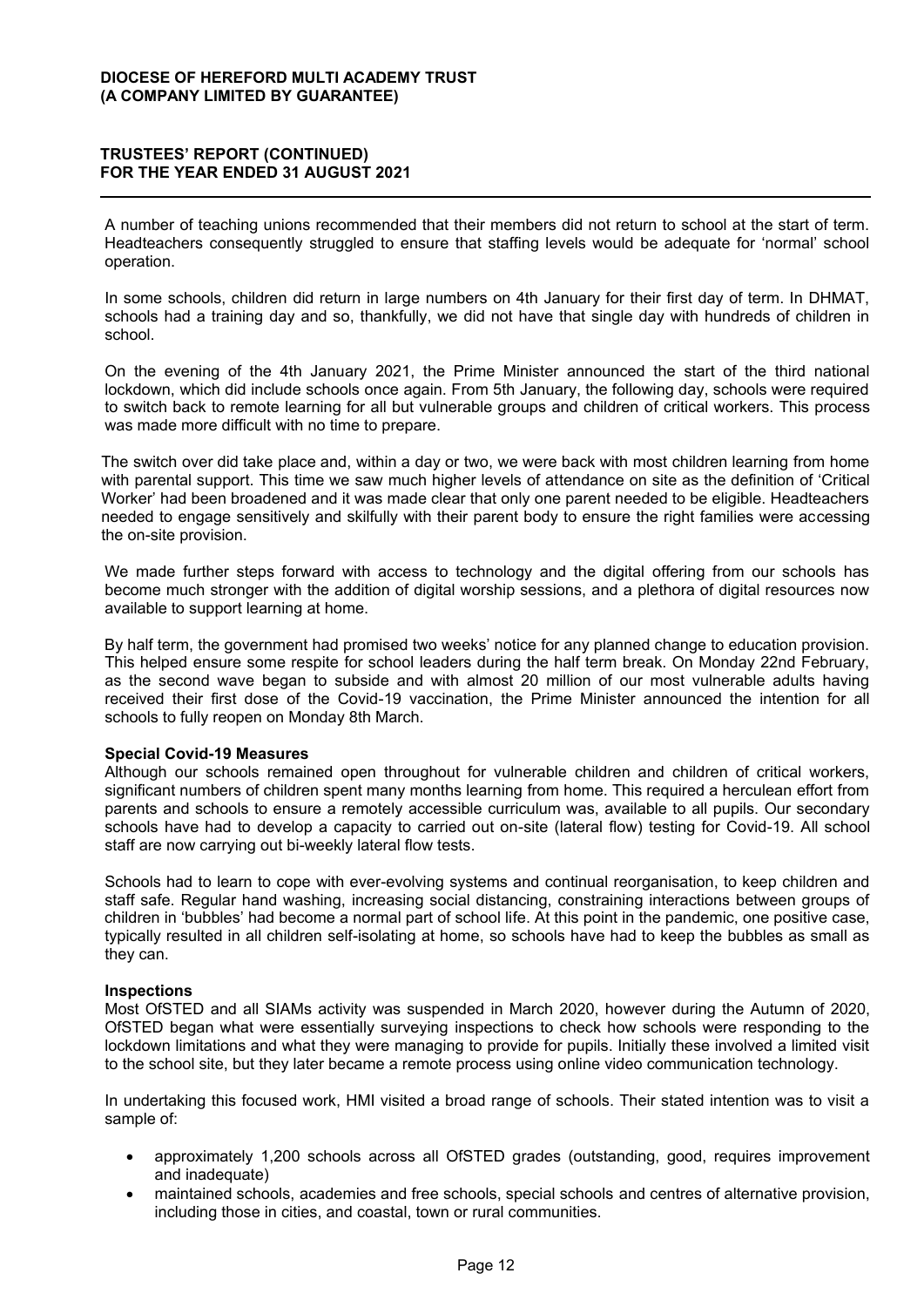A number of teaching unions recommended that their members did not return to school at the start of term. Headteachers consequently struggled to ensure that staffing levels would be adequate for 'normal' school operation.

In some schools, children did return in large numbers on 4th January for their first day of term. In DHMAT, schools had a training day and so, thankfully, we did not have that single day with hundreds of children in school.

On the evening of the 4th January 2021, the Prime Minister announced the start of the third national lockdown, which did include schools once again. From 5th January, the following day, schools were required to switch back to remote learning for all but vulnerable groups and children of critical workers. This process was made more difficult with no time to prepare.

The switch over did take place and, within a day or two, we were back with most children learning from home with parental support. This time we saw much higher levels of attendance on site as the definition of 'Critical Worker' had been broadened and it was made clear that only one parent needed to be eligible. Headteachers needed to engage sensitively and skilfully with their parent body to ensure the right families were accessing the on-site provision.

We made further steps forward with access to technology and the digital offering from our schools has become much stronger with the addition of digital worship sessions, and a plethora of digital resources now available to support learning at home.

By half term, the government had promised two weeks' notice for any planned change to education provision. This helped ensure some respite for school leaders during the half term break. On Monday 22nd February, as the second wave began to subside and with almost 20 million of our most vulnerable adults having received their first dose of the Covid-19 vaccination, the Prime Minister announced the intention for all schools to fully reopen on Monday 8th March.

**Special Covid-19 Measures**

Although our schools remained open throughout for vulnerable children and children of critical workers, significant numbers of children spent many months learning from home. This required a herculean effort from parents and schools to ensure a remotely accessible curriculum was, available to all pupils. Our secondary schools have had to develop a capacity to carried out on-site (lateral flow) testing for Covid-19. All school staff are now carrying out bi-weekly lateral flow tests.

Schools had to learn to cope with ever-evolving systems and continual reorganisation, to keep children and staff safe. Regular hand washing, increasing social distancing, constraining interactions between groups of children in 'bubbles' had become a normal part of school life. At this point in the pandemic, one positive case, typically resulted in all children self-isolating at home, so schools have had to keep the bubbles as small as they can.

**Inspections**

Most OfSTED and all SIAMs activity was suspended in March 2020, however during the Autumn of 2020, OfSTED began what were essentially surveying inspections to check how schools were responding to the lockdown limitations and what they were managing to provide for pupils. Initially these involved a limited visit to the school site, but they later became a remote process using online video communication technology.

In undertaking this focused work, HMI visited a broad range of schools. Their stated intention was to visit a sample of:

- approximately 1,200 schools across all OfSTED grades (outstanding, good, requires improvement and inadequate)
- maintained schools, academies and free schools, special schools and centres of alternative provision, including those in cities, and coastal, town or rural communities.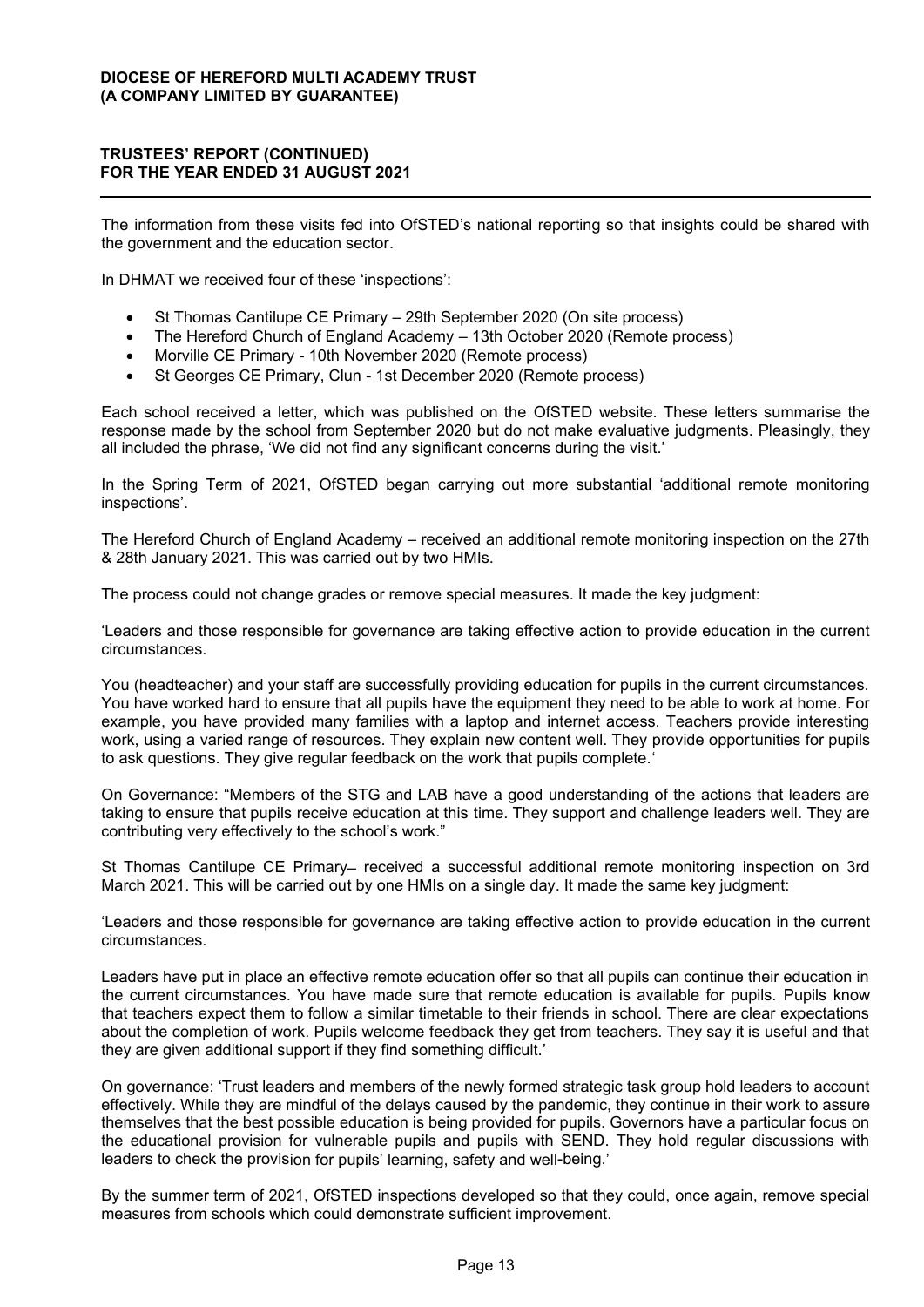The information from these visits fed into OfSTED's national reporting so that insights could be shared with the government and the education sector.

In DHMAT we received four of these 'inspections':

- St Thomas Cantilupe CE Primary – 29th September 2020 (On site process)
- The Hereford Church of England Academy – 13th October 2020 (Remote process)
- Morville CE Primary - 10th November 2020 (Remote process)
- St Georges CE Primary, Clun - 1st December 2020 (Remote process)

Each school received a letter, which was published on the OfSTED website. These letters summarise the response made by the school from September 2020 but do not make evaluative judgments. Pleasingly, they all included the phrase, 'We did not find any significant concerns during the visit.'

In the Spring Term of 2021, OfSTED began carrying out more substantial 'additional remote monitoring inspections'.

The Hereford Church of England Academy – received an additional remote monitoring inspection on the 27th & 28th January 2021. This was carried out by two HMIs.

The process could not change grades or remove special measures. It made the key judgment:

'Leaders and those responsible for governance are taking effective action to provide education in the current circumstances.

You (headteacher) and your staff are successfully providing education for pupils in the current circumstances. You have worked hard to ensure that all pupils have the equipment they need to be able to work at home. For example, you have provided many families with a laptop and internet access. Teachers provide interesting work, using a varied range of resources. They explain new content well. They provide opportunities for pupils to ask questions. They give regular feedback on the work that pupils complete.'

On Governance: "Members of the STG and LAB have a good understanding of the actions that leaders are taking to ensure that pupils receive education at this time. They support and challenge leaders well. They are contributing very effectively to the school's work."

St Thomas Cantilupe CE Primary– received a successful additional remote monitoring inspection on 3rd March 2021. This will be carried out by one HMIs on a single day. It made the same key judgment:

'Leaders and those responsible for governance are taking effective action to provide education in the current circumstances.

Leaders have put in place an effective remote education offer so that all pupils can continue their education in the current circumstances. You have made sure that remote education is available for pupils. Pupils know that teachers expect them to follow a similar timetable to their friends in school. There are clear expectations about the completion of work. Pupils welcome feedback they get from teachers. They say it is useful and that they are given additional support if they find something difficult.'

On governance: 'Trust leaders and members of the newly formed strategic task group hold leaders to account effectively. While they are mindful of the delays caused by the pandemic, they continue in their work to assure themselves that the best possible education is being provided for pupils. Governors have a particular focus on the educational provision for vulnerable pupils and pupils with SEND. They hold regular discussions with leaders to check the provision for pupils' learning, safety and well-being.'

By the summer term of 2021, OfSTED inspections developed so that they could, once again, remove special measures from schools which could demonstrate sufficient improvement.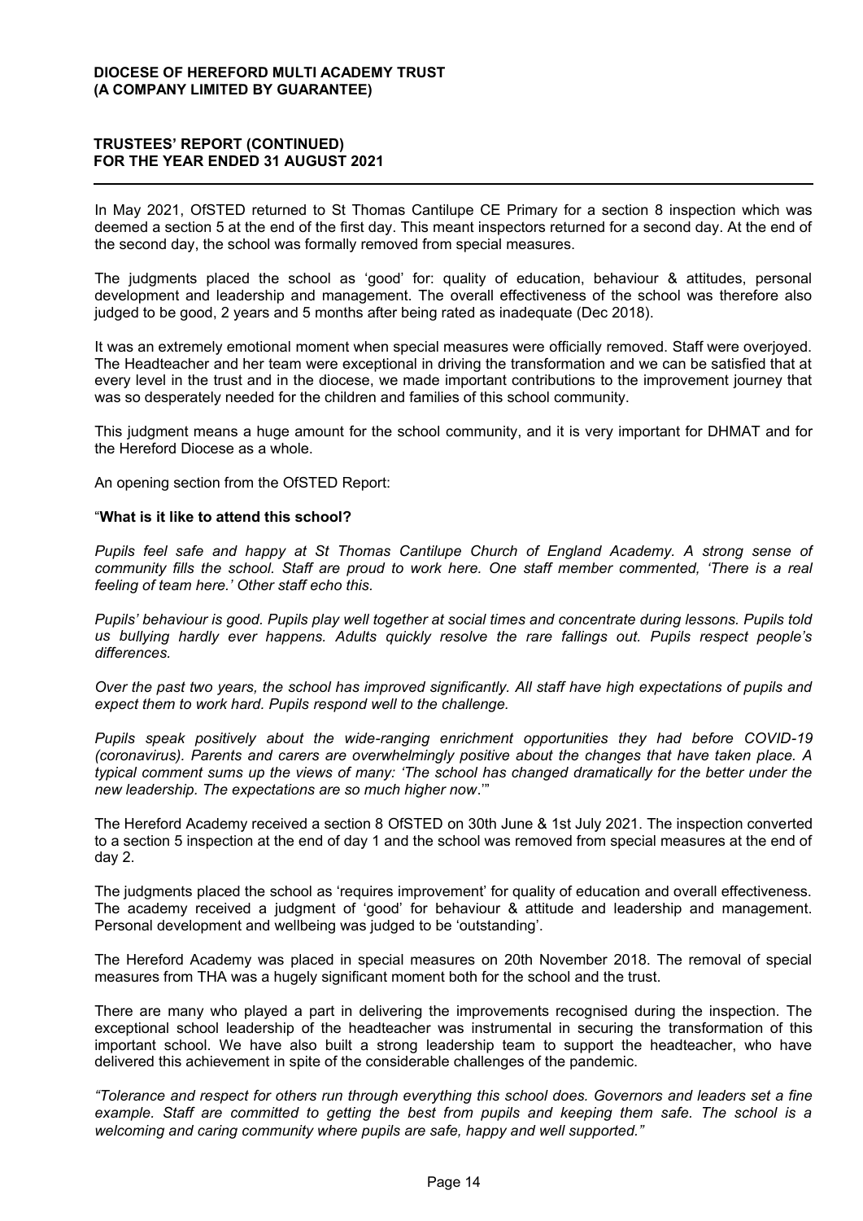In May 2021, OfSTED returned to St Thomas Cantilupe CE Primary for a section 8 inspection which was deemed a section 5 at the end of the first day. This meant inspectors returned for a second day. At the end of the second day, the school was formally removed from special measures.

The judgments placed the school as 'good' for: quality of education, behaviour & attitudes, personal development and leadership and management. The overall effectiveness of the school was therefore also judged to be good, 2 years and 5 months after being rated as inadequate (Dec 2018).

It was an extremely emotional moment when special measures were officially removed. Staff were overjoyed. The Headteacher and her team were exceptional in driving the transformation and we can be satisfied that at every level in the trust and in the diocese, we made important contributions to the improvement journey that was so desperately needed for the children and families of this school community.

This judgment means a huge amount for the school community, and it is very important for DHMAT and for the Hereford Diocese as a whole.

An opening section from the OfSTED Report:

"**What is it like to attend this school?**

*Pupils feel safe and happy at St Thomas Cantilupe Church of England Academy. A strong sense of community fills the school. Staff are proud to work here. One staff member commented, 'There is a real feeling of team here.' Other staff echo this.*

*Pupils' behaviour is good. Pupils play well together at social times and concentrate during lessons. Pupils told us bullying hardly ever happens. Adults quickly resolve the rare fallings out. Pupils respect people's differences.*

*Over the past two years, the school has improved significantly. All staff have high expectations of pupils and expect them to work hard. Pupils respond well to the challenge.*

*Pupils speak positively about the wide-ranging enrichment opportunities they had before COVID-19 (coronavirus). Parents and carers are overwhelmingly positive about the changes that have taken place. A typical comment sums up the views of many: 'The school has changed dramatically for the better under the new leadership. The expectations are so much higher now*.'"

The Hereford Academy received a section 8 OfSTED on 30th June & 1st July 2021. The inspection converted to a section 5 inspection at the end of day 1 and the school was removed from special measures at the end of day 2.

The judgments placed the school as 'requires improvement' for quality of education and overall effectiveness. The academy received a judgment of 'good' for behaviour & attitude and leadership and management. Personal development and wellbeing was judged to be 'outstanding'.

The Hereford Academy was placed in special measures on 20th November 2018. The removal of special measures from THA was a hugely significant moment both for the school and the trust.

There are many who played a part in delivering the improvements recognised during the inspection. The exceptional school leadership of the headteacher was instrumental in securing the transformation of this important school. We have also built a strong leadership team to support the headteacher, who have delivered this achievement in spite of the considerable challenges of the pandemic.

*"Tolerance and respect for others run through everything this school does. Governors and leaders set a fine example. Staff are committed to getting the best from pupils and keeping them safe. The school is a welcoming and caring community where pupils are safe, happy and well supported."*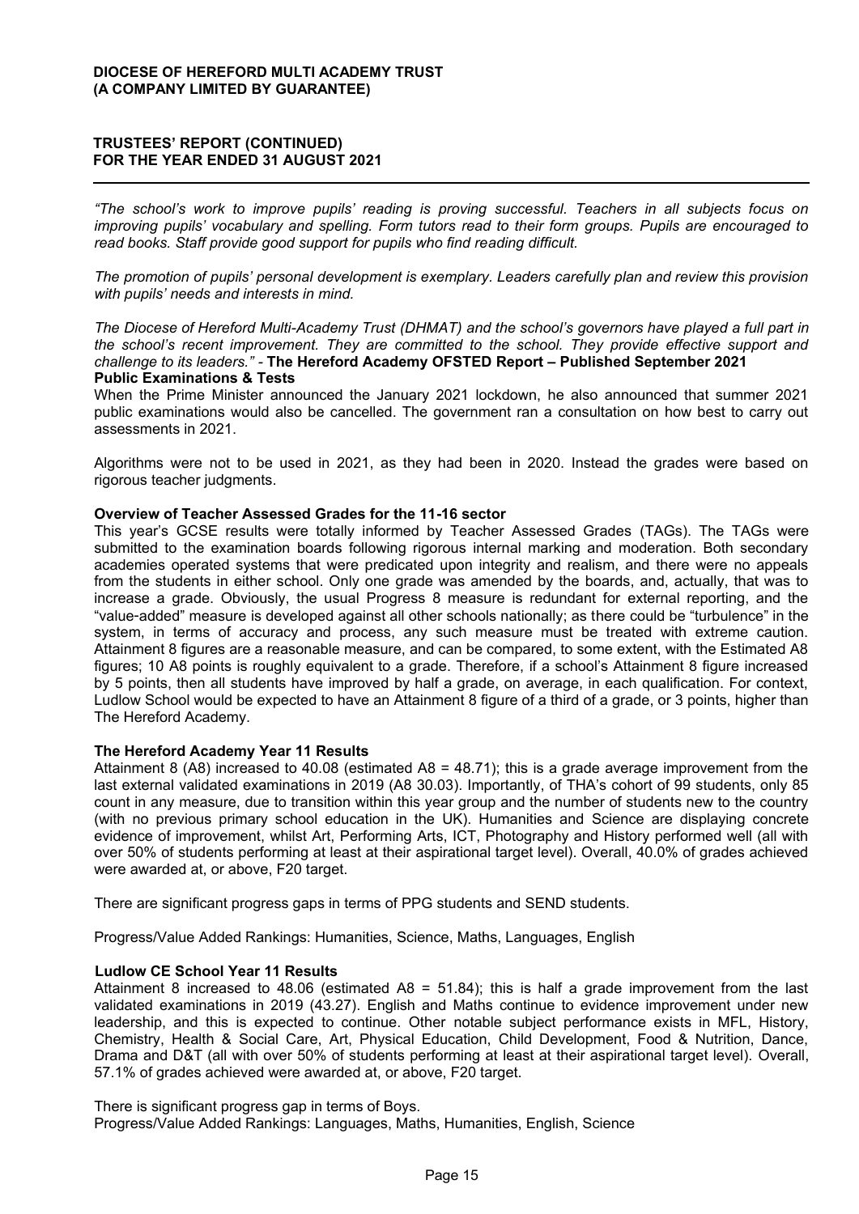*"The school's work to improve pupils' reading is proving successful. Teachers in all subjects focus on improving pupils' vocabulary and spelling. Form tutors read to their form groups. Pupils are encouraged to read books. Staff provide good support for pupils who find reading difficult.*

*The promotion of pupils' personal development is exemplary. Leaders carefully plan and review this provision with pupils' needs and interests in mind.*

*The Diocese of Hereford Multi-Academy Trust (DHMAT) and the school's governors have played a full part in the school's recent improvement. They are committed to the school. They provide effective support and challenge to its leaders."* - **The Hereford Academy OFSTED Report – Published September 2021**

**Public Examinations & Tests**

When the Prime Minister announced the January 2021 lockdown, he also announced that summer 2021 public examinations would also be cancelled. The government ran a consultation on how best to carry out assessments in 2021.

Algorithms were not to be used in 2021, as they had been in 2020. Instead the grades were based on rigorous teacher judgments.

**Overview of Teacher Assessed Grades for the 11-16 sector**

This year's GCSE results were totally informed by Teacher Assessed Grades (TAGs). The TAGs were submitted to the examination boards following rigorous internal marking and moderation. Both secondary academies operated systems that were predicated upon integrity and realism, and there were no appeals from the students in either school. Only one grade was amended by the boards, and, actually, that was to increase a grade. Obviously, the usual Progress 8 measure is redundant for external reporting, and the "value-added" measure is developed against all other schools nationally; as there could be "turbulence" in the system, in terms of accuracy and process, any such measure must be treated with extreme caution. Attainment 8 figures are a reasonable measure, and can be compared, to some extent, with the Estimated A8 figures; 10 A8 points is roughly equivalent to a grade. Therefore, if a school's Attainment 8 figure increased by 5 points, then all students have improved by half a grade, on average, in each qualification. For context, Ludlow School would be expected to have an Attainment 8 figure of a third of a grade, or 3 points, higher than The Hereford Academy.

**The Hereford Academy Year 11 Results**

Attainment 8 (A8) increased to 40.08 (estimated A8 = 48.71); this is a grade average improvement from the last external validated examinations in 2019 (A8 30.03). Importantly, of THA's cohort of 99 students, only 85 count in any measure, due to transition within this year group and the number of students new to the country (with no previous primary school education in the UK). Humanities and Science are displaying concrete evidence of improvement, whilst Art, Performing Arts, ICT, Photography and History performed well (all with over 50% of students performing at least at their aspirational target level). Overall, 40.0% of grades achieved were awarded at, or above, F20 target.

There are significant progress gaps in terms of PPG students and SEND students.

Progress/Value Added Rankings: Humanities, Science, Maths, Languages, English

**Ludlow CE School Year 11 Results**

Attainment 8 increased to 48.06 (estimated A8 = 51.84); this is half a grade improvement from the last validated examinations in 2019 (43.27). English and Maths continue to evidence improvement under new leadership, and this is expected to continue. Other notable subject performance exists in MFL, History, Chemistry, Health & Social Care, Art, Physical Education, Child Development, Food & Nutrition, Dance, Drama and D&T (all with over 50% of students performing at least at their aspirational target level). Overall, 57.1% of grades achieved were awarded at, or above, F20 target.

There is significant progress gap in terms of Boys.
Progress/Value Added Rankings: Languages, Maths, Humanities, English, Science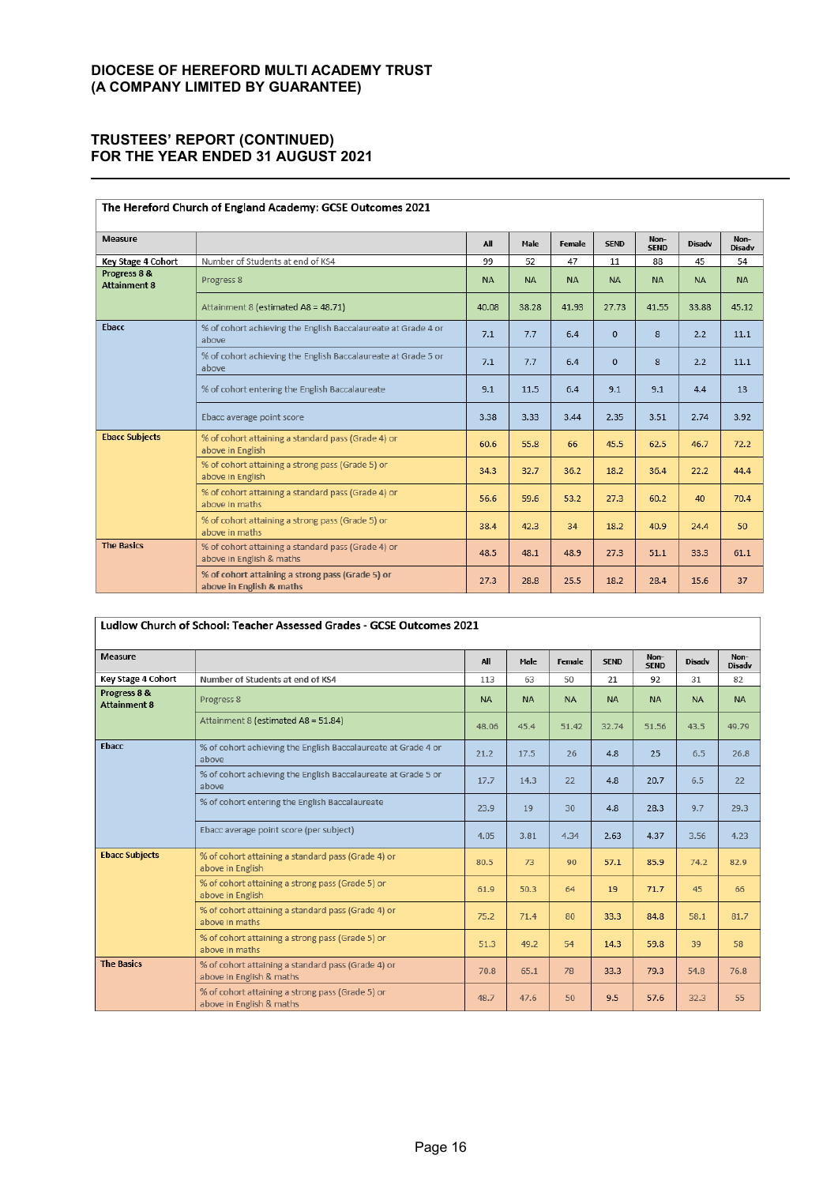# DIOCESE OF HEREFORD MULTI ACADEMY TRUST
# (A COMPANY LIMITED BY GUARANTEE)

## TRUSTEES' REPORT (CONTINUED)
## FOR THE YEAR ENDED 31 AUGUST 2021

**The Hereford Church of England Academy: GCSE Outcomes 2021**

| Measure | | All | Male | Female | SEND | Non-SEND | Disadv | Non-Disadv |
|---|---|---|---|---|---|---|---|---|
| Key Stage 4 Cohort | Number of Students at end of KS4 | 99 | 52 | 47 | 11 | 88 | 45 | 54 |
| Progress 8 & Attainment 8 | Progress 8 | NA | NA | NA | NA | NA | NA | NA |
| | Attainment 8 (estimated A8 = 48.71) | 40.08 | 38.28 | 41.93 | 27.73 | 41.55 | 33.88 | 45.12 |
| Ebacc | % of cohort achieving the English Baccalaureate at Grade 4 or above | 7.1 | 7.7 | 6.4 | 0 | 8 | 2.2 | 11.1 |
| | % of cohort achieving the English Baccalaureate at Grade 5 or above | 7.1 | 7.7 | 6.4 | 0 | 8 | 2.2 | 11.1 |
| | % of cohort entering the English Baccalaureate | 9.1 | 11.5 | 6.4 | 9.1 | 9.1 | 4.4 | 13 |
| | Ebacc average point score | 3.38 | 3.33 | 3.44 | 2.35 | 3.51 | 2.74 | 3.92 |
| Ebacc Subjects | % of cohort attaining a standard pass (Grade 4) or above in English | 60.6 | 55.8 | 66 | 45.5 | 62.5 | 46.7 | 72.2 |
| | % of cohort attaining a strong pass (Grade 5) or above in English | 34.3 | 32.7 | 36.2 | 18.2 | 36.4 | 22.2 | 44.4 |
| | % of cohort attaining a standard pass (Grade 4) or above in maths | 56.6 | 59.6 | 53.2 | 27.3 | 60.2 | 40 | 70.4 |
| | % of cohort attaining a strong pass (Grade 5) or above in maths | 38.4 | 42.3 | 34 | 18.2 | 40.9 | 24.4 | 50 |
| The Basics | % of cohort attaining a standard pass (Grade 4) or above in English & maths | 48.5 | 48.1 | 48.9 | 27.3 | 51.1 | 33.3 | 61.1 |
| | % of cohort attaining a strong pass (Grade 5) or above in English & maths | 27.3 | 28.8 | 25.5 | 18.2 | 28.4 | 15.6 | 37 |

**Ludlow Church of School: Teacher Assessed Grades - GCSE Outcomes 2021**

| Measure | | All | Male | Female | SEND | Non-SEND | Disadv | Non-Disadv |
|---|---|---|---|---|---|---|---|---|
| Key Stage 4 Cohort | Number of Students at end of KS4 | 113 | 63 | 50 | 21 | 92 | 31 | 82 |
| Progress 8 & Attainment 8 | Progress 8 | NA | NA | NA | NA | NA | NA | NA |
| | Attainment 8 (estimated A8 = 51.84) | 48.06 | 45.4 | 51.42 | 32.74 | 51.56 | 43.5 | 49.79 |
| Ebacc | % of cohort achieving the English Baccalaureate at Grade 4 or above | 21.2 | 17.5 | 26 | 4.8 | 25 | 6.5 | 26.8 |
| | % of cohort achieving the English Baccalaureate at Grade 5 or above | 17.7 | 14.3 | 22 | 4.8 | 20.7 | 6.5 | 22 |
| | % of cohort entering the English Baccalaureate | 23.9 | 19 | 30 | 4.8 | 28.3 | 9.7 | 29.3 |
| | Ebacc average point score (per subject) | 4.05 | 3.81 | 4.34 | 2.63 | 4.37 | 3.56 | 4.23 |
| Ebacc Subjects | % of cohort attaining a standard pass (Grade 4) or above in English | 80.5 | 73 | 90 | 57.1 | 85.9 | 74.2 | 82.9 |
| | % of cohort attaining a strong pass (Grade 5) or above in English | 61.9 | 50.3 | 64 | 19 | 71.7 | 45 | 66 |
| | % of cohort attaining a standard pass (Grade 4) or above in maths | 75.2 | 71.4 | 80 | 33.3 | 84.8 | 58.1 | 81.7 |
| | % of cohort attaining a strong pass (Grade 5) or above in maths | 51.3 | 49.2 | 54 | 14.3 | 59.8 | 39 | 58 |
| The Basics | % of cohort attaining a standard pass (Grade 4) or above in English & maths | 70.8 | 65.1 | 78 | 33.3 | 79.3 | 54.8 | 76.8 |
| | % of cohort attaining a strong pass (Grade 5) or above in English & maths | 48.7 | 47.6 | 50 | 9.5 | 57.6 | 32.3 | 55 |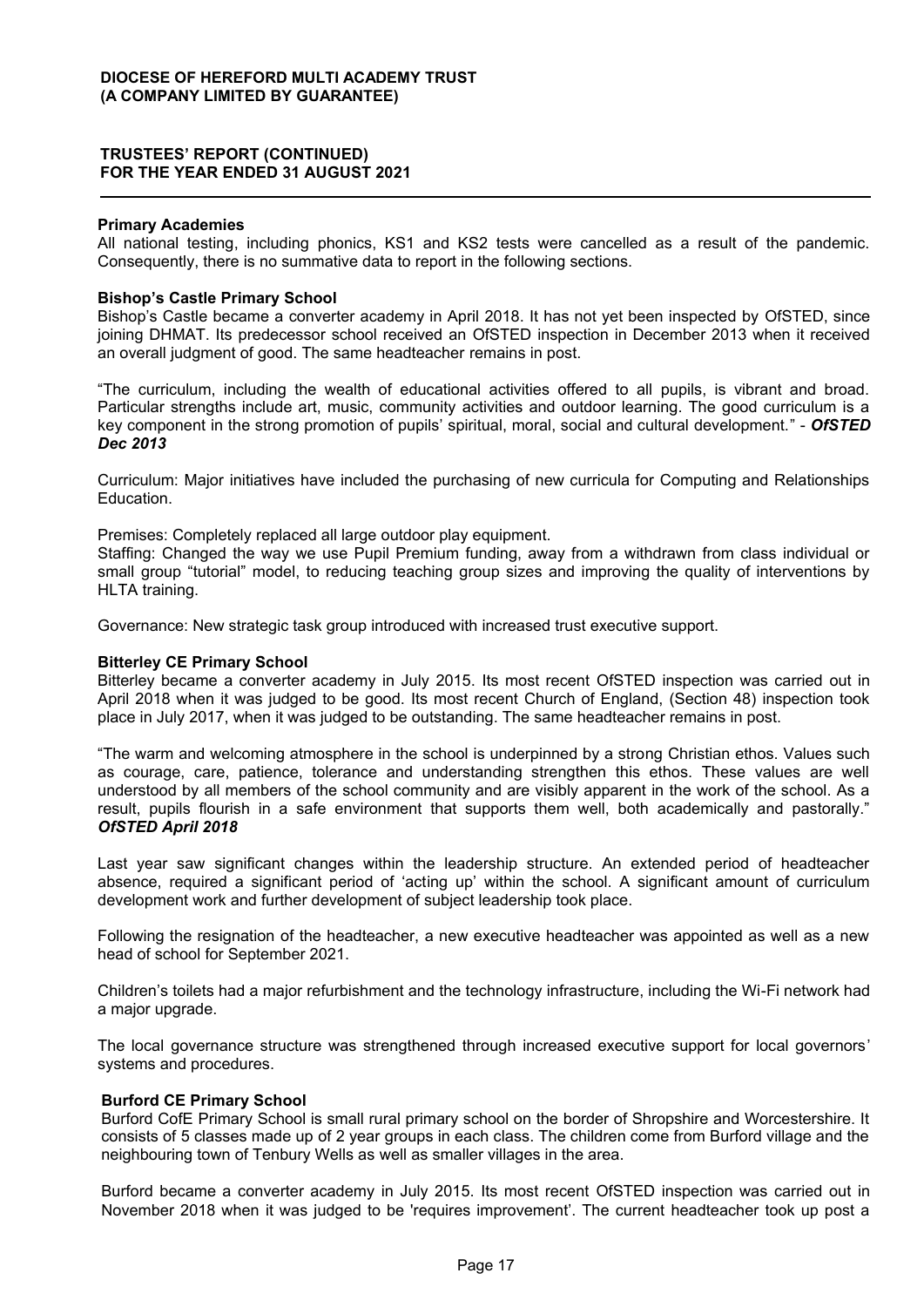## Primary Academies

All national testing, including phonics, KS1 and KS2 tests were cancelled as a result of the pandemic. Consequently, there is no summative data to report in the following sections.

### Bishop's Castle Primary School

Bishop's Castle became a converter academy in April 2018. It has not yet been inspected by OfSTED, since joining DHMAT. Its predecessor school received an OfSTED inspection in December 2013 when it received an overall judgment of good. The same headteacher remains in post.

"The curriculum, including the wealth of educational activities offered to all pupils, is vibrant and broad. Particular strengths include art, music, community activities and outdoor learning. The good curriculum is a key component in the strong promotion of pupils' spiritual, moral, social and cultural development." - ***OfSTED Dec 2013***

Curriculum: Major initiatives have included the purchasing of new curricula for Computing and Relationships Education.

Premises: Completely replaced all large outdoor play equipment.
Staffing: Changed the way we use Pupil Premium funding, away from a withdrawn from class individual or small group "tutorial" model, to reducing teaching group sizes and improving the quality of interventions by HLTA training.

Governance: New strategic task group introduced with increased trust executive support.

### Bitterley CE Primary School

Bitterley became a converter academy in July 2015. Its most recent OfSTED inspection was carried out in April 2018 when it was judged to be good. Its most recent Church of England, (Section 48) inspection took place in July 2017, when it was judged to be outstanding. The same headteacher remains in post.

"The warm and welcoming atmosphere in the school is underpinned by a strong Christian ethos. Values such as courage, care, patience, tolerance and understanding strengthen this ethos. These values are well understood by all members of the school community and are visibly apparent in the work of the school. As a result, pupils flourish in a safe environment that supports them well, both academically and pastorally." ***OfSTED April 2018***

Last year saw significant changes within the leadership structure. An extended period of headteacher absence, required a significant period of 'acting up' within the school. A significant amount of curriculum development work and further development of subject leadership took place.

Following the resignation of the headteacher, a new executive headteacher was appointed as well as a new head of school for September 2021.

Children's toilets had a major refurbishment and the technology infrastructure, including the Wi-Fi network had a major upgrade.

The local governance structure was strengthened through increased executive support for local governors' systems and procedures.

### Burford CE Primary School

Burford CofE Primary School is small rural primary school on the border of Shropshire and Worcestershire. It consists of 5 classes made up of 2 year groups in each class. The children come from Burford village and the neighbouring town of Tenbury Wells as well as smaller villages in the area.

Burford became a converter academy in July 2015. Its most recent OfSTED inspection was carried out in November 2018 when it was judged to be 'requires improvement'. The current headteacher took up post a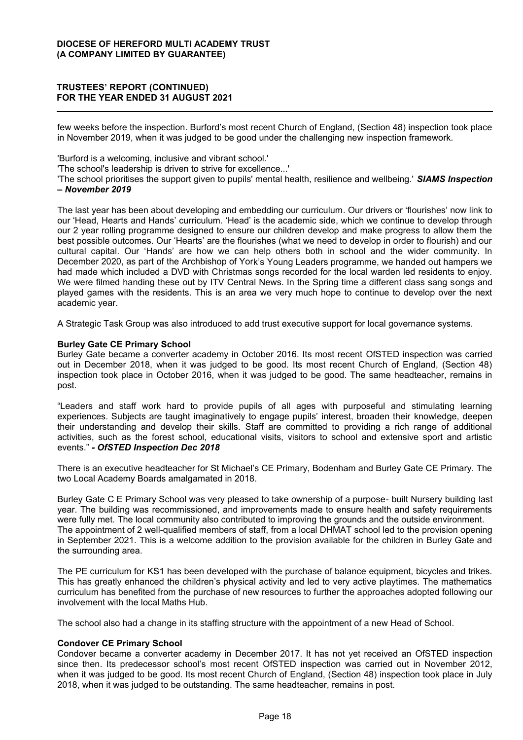few weeks before the inspection. Burford's most recent Church of England, (Section 48) inspection took place in November 2019, when it was judged to be good under the challenging new inspection framework.

'Burford is a welcoming, inclusive and vibrant school.'
'The school's leadership is driven to strive for excellence...'
'The school prioritises the support given to pupils' mental health, resilience and wellbeing.' ***SIAMS Inspection – November 2019***

The last year has been about developing and embedding our curriculum. Our drivers or 'flourishes' now link to our 'Head, Hearts and Hands' curriculum. 'Head' is the academic side, which we continue to develop through our 2 year rolling programme designed to ensure our children develop and make progress to allow them the best possible outcomes. Our 'Hearts' are the flourishes (what we need to develop in order to flourish) and our cultural capital. Our 'Hands' are how we can help others both in school and the wider community. In December 2020, as part of the Archbishop of York's Young Leaders programme, we handed out hampers we had made which included a DVD with Christmas songs recorded for the local warden led residents to enjoy. We were filmed handing these out by ITV Central News. In the Spring time a different class sang songs and played games with the residents. This is an area we very much hope to continue to develop over the next academic year.

A Strategic Task Group was also introduced to add trust executive support for local governance systems.

**Burley Gate CE Primary School**

Burley Gate became a converter academy in October 2016. Its most recent OfSTED inspection was carried out in December 2018, when it was judged to be good. Its most recent Church of England, (Section 48) inspection took place in October 2016, when it was judged to be good. The same headteacher, remains in post.

"Leaders and staff work hard to provide pupils of all ages with purposeful and stimulating learning experiences. Subjects are taught imaginatively to engage pupils' interest, broaden their knowledge, deepen their understanding and develop their skills. Staff are committed to providing a rich range of additional activities, such as the forest school, educational visits, visitors to school and extensive sport and artistic events." ***- OfSTED Inspection Dec 2018***

There is an executive headteacher for St Michael's CE Primary, Bodenham and Burley Gate CE Primary. The two Local Academy Boards amalgamated in 2018.

Burley Gate C E Primary School was very pleased to take ownership of a purpose- built Nursery building last year. The building was recommissioned, and improvements made to ensure health and safety requirements were fully met. The local community also contributed to improving the grounds and the outside environment. The appointment of 2 well-qualified members of staff, from a local DHMAT school led to the provision opening in September 2021. This is a welcome addition to the provision available for the children in Burley Gate and the surrounding area.

The PE curriculum for KS1 has been developed with the purchase of balance equipment, bicycles and trikes. This has greatly enhanced the children's physical activity and led to very active playtimes. The mathematics curriculum has benefited from the purchase of new resources to further the approaches adopted following our involvement with the local Maths Hub.

The school also had a change in its staffing structure with the appointment of a new Head of School.

**Condover CE Primary School**

Condover became a converter academy in December 2017. It has not yet received an OfSTED inspection since then. Its predecessor school's most recent OfSTED inspection was carried out in November 2012, when it was judged to be good. Its most recent Church of England, (Section 48) inspection took place in July 2018, when it was judged to be outstanding. The same headteacher, remains in post.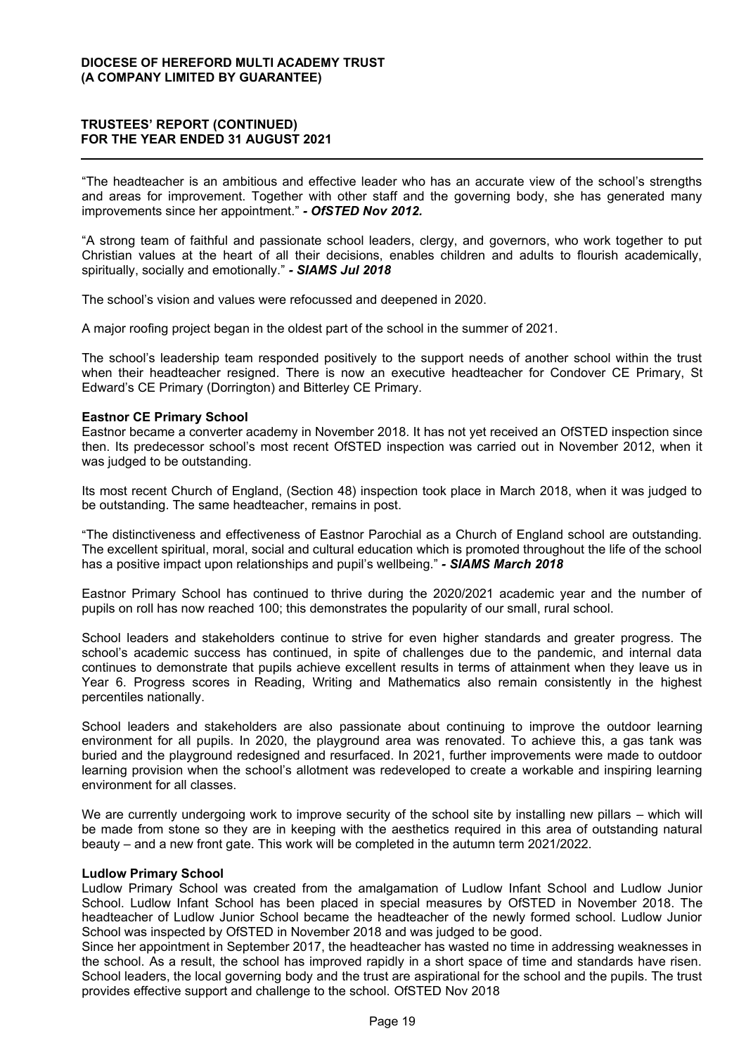"The headteacher is an ambitious and effective leader who has an accurate view of the school's strengths and areas for improvement. Together with other staff and the governing body, she has generated many improvements since her appointment." ***- OfSTED Nov 2012.***

"A strong team of faithful and passionate school leaders, clergy, and governors, who work together to put Christian values at the heart of all their decisions, enables children and adults to flourish academically, spiritually, socially and emotionally." ***- SIAMS Jul 2018***

The school's vision and values were refocussed and deepened in 2020.

A major roofing project began in the oldest part of the school in the summer of 2021.

The school's leadership team responded positively to the support needs of another school within the trust when their headteacher resigned. There is now an executive headteacher for Condover CE Primary, St Edward's CE Primary (Dorrington) and Bitterley CE Primary.

**Eastnor CE Primary School**

Eastnor became a converter academy in November 2018. It has not yet received an OfSTED inspection since then. Its predecessor school's most recent OfSTED inspection was carried out in November 2012, when it was judged to be outstanding.

Its most recent Church of England, (Section 48) inspection took place in March 2018, when it was judged to be outstanding. The same headteacher, remains in post.

"The distinctiveness and effectiveness of Eastnor Parochial as a Church of England school are outstanding. The excellent spiritual, moral, social and cultural education which is promoted throughout the life of the school has a positive impact upon relationships and pupil's wellbeing." ***- SIAMS March 2018***

Eastnor Primary School has continued to thrive during the 2020/2021 academic year and the number of pupils on roll has now reached 100; this demonstrates the popularity of our small, rural school.

School leaders and stakeholders continue to strive for even higher standards and greater progress. The school's academic success has continued, in spite of challenges due to the pandemic, and internal data continues to demonstrate that pupils achieve excellent results in terms of attainment when they leave us in Year 6. Progress scores in Reading, Writing and Mathematics also remain consistently in the highest percentiles nationally.

School leaders and stakeholders are also passionate about continuing to improve the outdoor learning environment for all pupils. In 2020, the playground area was renovated. To achieve this, a gas tank was buried and the playground redesigned and resurfaced. In 2021, further improvements were made to outdoor learning provision when the school's allotment was redeveloped to create a workable and inspiring learning environment for all classes.

We are currently undergoing work to improve security of the school site by installing new pillars – which will be made from stone so they are in keeping with the aesthetics required in this area of outstanding natural beauty – and a new front gate. This work will be completed in the autumn term 2021/2022.

**Ludlow Primary School**

Ludlow Primary School was created from the amalgamation of Ludlow Infant School and Ludlow Junior School. Ludlow Infant School has been placed in special measures by OfSTED in November 2018. The headteacher of Ludlow Junior School became the headteacher of the newly formed school. Ludlow Junior School was inspected by OfSTED in November 2018 and was judged to be good.

Since her appointment in September 2017, the headteacher has wasted no time in addressing weaknesses in the school. As a result, the school has improved rapidly in a short space of time and standards have risen. School leaders, the local governing body and the trust are aspirational for the school and the pupils. The trust provides effective support and challenge to the school. OfSTED Nov 2018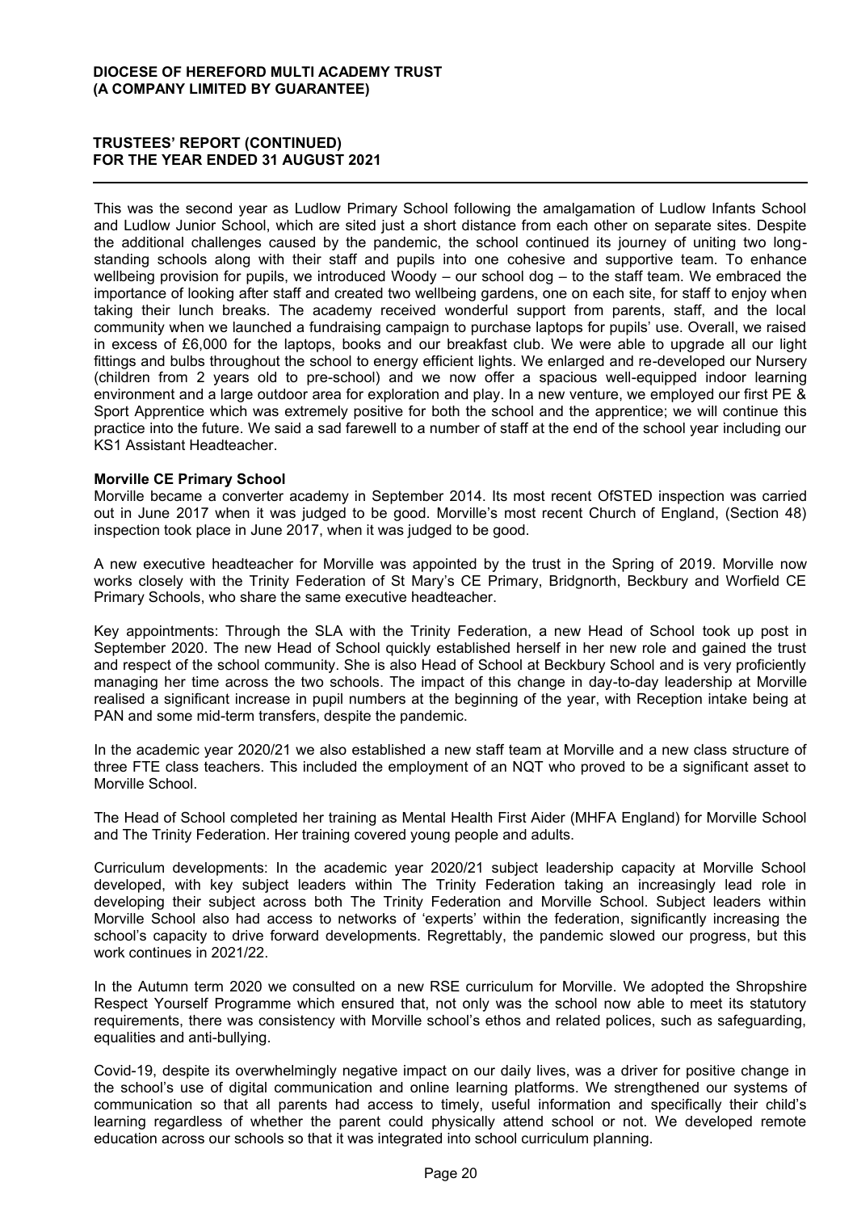This was the second year as Ludlow Primary School following the amalgamation of Ludlow Infants School and Ludlow Junior School, which are sited just a short distance from each other on separate sites. Despite the additional challenges caused by the pandemic, the school continued its journey of uniting two long-standing schools along with their staff and pupils into one cohesive and supportive team. To enhance wellbeing provision for pupils, we introduced Woody – our school dog – to the staff team. We embraced the importance of looking after staff and created two wellbeing gardens, one on each site, for staff to enjoy when taking their lunch breaks. The academy received wonderful support from parents, staff, and the local community when we launched a fundraising campaign to purchase laptops for pupils' use. Overall, we raised in excess of £6,000 for the laptops, books and our breakfast club. We were able to upgrade all our light fittings and bulbs throughout the school to energy efficient lights. We enlarged and re-developed our Nursery (children from 2 years old to pre-school) and we now offer a spacious well-equipped indoor learning environment and a large outdoor area for exploration and play. In a new venture, we employed our first PE & Sport Apprentice which was extremely positive for both the school and the apprentice; we will continue this practice into the future. We said a sad farewell to a number of staff at the end of the school year including our KS1 Assistant Headteacher.

**Morville CE Primary School**

Morville became a converter academy in September 2014. Its most recent OfSTED inspection was carried out in June 2017 when it was judged to be good. Morville's most recent Church of England, (Section 48) inspection took place in June 2017, when it was judged to be good.

A new executive headteacher for Morville was appointed by the trust in the Spring of 2019. Morville now works closely with the Trinity Federation of St Mary's CE Primary, Bridgnorth, Beckbury and Worfield CE Primary Schools, who share the same executive headteacher.

Key appointments: Through the SLA with the Trinity Federation, a new Head of School took up post in September 2020. The new Head of School quickly established herself in her new role and gained the trust and respect of the school community. She is also Head of School at Beckbury School and is very proficiently managing her time across the two schools. The impact of this change in day-to-day leadership at Morville realised a significant increase in pupil numbers at the beginning of the year, with Reception intake being at PAN and some mid-term transfers, despite the pandemic.

In the academic year 2020/21 we also established a new staff team at Morville and a new class structure of three FTE class teachers. This included the employment of an NQT who proved to be a significant asset to Morville School.

The Head of School completed her training as Mental Health First Aider (MHFA England) for Morville School and The Trinity Federation. Her training covered young people and adults.

Curriculum developments: In the academic year 2020/21 subject leadership capacity at Morville School developed, with key subject leaders within The Trinity Federation taking an increasingly lead role in developing their subject across both The Trinity Federation and Morville School. Subject leaders within Morville School also had access to networks of 'experts' within the federation, significantly increasing the school's capacity to drive forward developments. Regrettably, the pandemic slowed our progress, but this work continues in 2021/22.

In the Autumn term 2020 we consulted on a new RSE curriculum for Morville. We adopted the Shropshire Respect Yourself Programme which ensured that, not only was the school now able to meet its statutory requirements, there was consistency with Morville school's ethos and related polices, such as safeguarding, equalities and anti-bullying.

Covid-19, despite its overwhelmingly negative impact on our daily lives, was a driver for positive change in the school's use of digital communication and online learning platforms. We strengthened our systems of communication so that all parents had access to timely, useful information and specifically their child's learning regardless of whether the parent could physically attend school or not. We developed remote education across our schools so that it was integrated into school curriculum planning.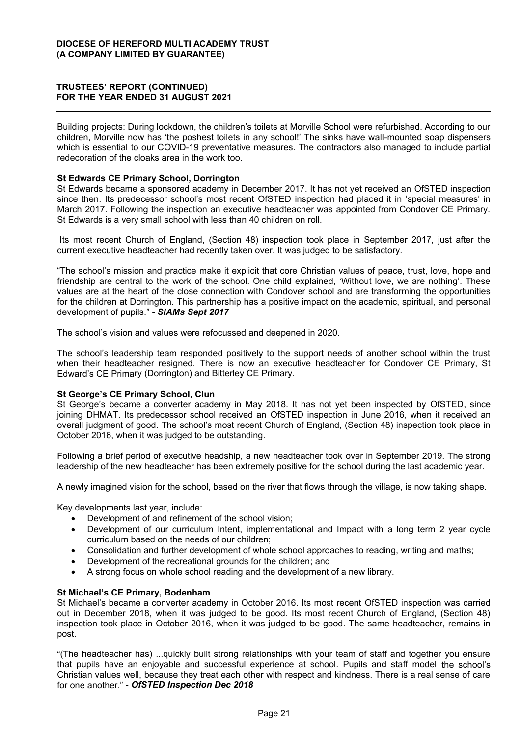Building projects: During lockdown, the children's toilets at Morville School were refurbished. According to our children, Morville now has 'the poshest toilets in any school!' The sinks have wall-mounted soap dispensers which is essential to our COVID-19 preventative measures. The contractors also managed to include partial redecoration of the cloaks area in the work too.

**St Edwards CE Primary School, Dorrington**

St Edwards became a sponsored academy in December 2017. It has not yet received an OfSTED inspection since then. Its predecessor school's most recent OfSTED inspection had placed it in 'special measures' in March 2017. Following the inspection an executive headteacher was appointed from Condover CE Primary. St Edwards is a very small school with less than 40 children on roll.

Its most recent Church of England, (Section 48) inspection took place in September 2017, just after the current executive headteacher had recently taken over. It was judged to be satisfactory.

"The school's mission and practice make it explicit that core Christian values of peace, trust, love, hope and friendship are central to the work of the school. One child explained, 'Without love, we are nothing'. These values are at the heart of the close connection with Condover school and are transforming the opportunities for the children at Dorrington. This partnership has a positive impact on the academic, spiritual, and personal development of pupils." ***- SIAMs Sept 2017***

The school's vision and values were refocussed and deepened in 2020.

The school's leadership team responded positively to the support needs of another school within the trust when their headteacher resigned. There is now an executive headteacher for Condover CE Primary, St Edward's CE Primary (Dorrington) and Bitterley CE Primary.

**St George's CE Primary School, Clun**

St George's became a converter academy in May 2018. It has not yet been inspected by OfSTED, since joining DHMAT. Its predecessor school received an OfSTED inspection in June 2016, when it received an overall judgment of good. The school's most recent Church of England, (Section 48) inspection took place in October 2016, when it was judged to be outstanding.

Following a brief period of executive headship, a new headteacher took over in September 2019. The strong leadership of the new headteacher has been extremely positive for the school during the last academic year.

A newly imagined vision for the school, based on the river that flows through the village, is now taking shape.

Key developments last year, include:

- Development of and refinement of the school vision;
- Development of our curriculum Intent, implementational and Impact with a long term 2 year cycle curriculum based on the needs of our children;
- Consolidation and further development of whole school approaches to reading, writing and maths;
- Development of the recreational grounds for the children; and
- A strong focus on whole school reading and the development of a new library.

**St Michael's CE Primary, Bodenham**

St Michael's became a converter academy in October 2016. Its most recent OfSTED inspection was carried out in December 2018, when it was judged to be good. Its most recent Church of England, (Section 48) inspection took place in October 2016, when it was judged to be good. The same headteacher, remains in post.

"(The headteacher has) ...quickly built strong relationships with your team of staff and together you ensure that pupils have an enjoyable and successful experience at school. Pupils and staff model the school's Christian values well, because they treat each other with respect and kindness. There is a real sense of care for one another." - ***OfSTED Inspection Dec 2018***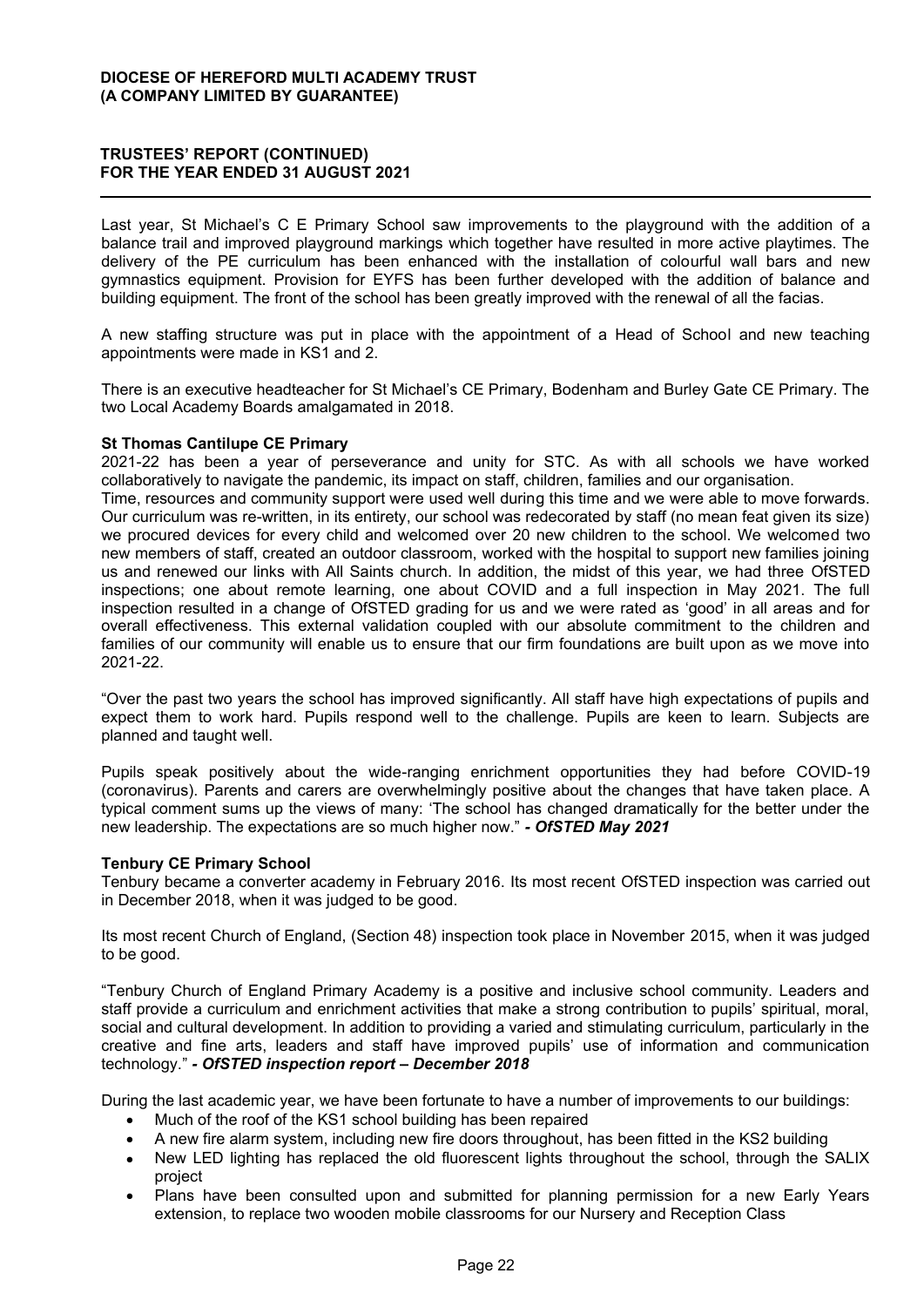Last year, St Michael's C E Primary School saw improvements to the playground with the addition of a balance trail and improved playground markings which together have resulted in more active playtimes. The delivery of the PE curriculum has been enhanced with the installation of colourful wall bars and new gymnastics equipment. Provision for EYFS has been further developed with the addition of balance and building equipment. The front of the school has been greatly improved with the renewal of all the facias.

A new staffing structure was put in place with the appointment of a Head of School and new teaching appointments were made in KS1 and 2.

There is an executive headteacher for St Michael's CE Primary, Bodenham and Burley Gate CE Primary. The two Local Academy Boards amalgamated in 2018.

**St Thomas Cantilupe CE Primary**

2021-22 has been a year of perseverance and unity for STC. As with all schools we have worked collaboratively to navigate the pandemic, its impact on staff, children, families and our organisation.

Time, resources and community support were used well during this time and we were able to move forwards. Our curriculum was re-written, in its entirety, our school was redecorated by staff (no mean feat given its size) we procured devices for every child and welcomed over 20 new children to the school. We welcomed two new members of staff, created an outdoor classroom, worked with the hospital to support new families joining us and renewed our links with All Saints church. In addition, the midst of this year, we had three OfSTED inspections; one about remote learning, one about COVID and a full inspection in May 2021. The full inspection resulted in a change of OfSTED grading for us and we were rated as 'good' in all areas and for overall effectiveness. This external validation coupled with our absolute commitment to the children and families of our community will enable us to ensure that our firm foundations are built upon as we move into 2021-22.

"Over the past two years the school has improved significantly. All staff have high expectations of pupils and expect them to work hard. Pupils respond well to the challenge. Pupils are keen to learn. Subjects are planned and taught well.

Pupils speak positively about the wide-ranging enrichment opportunities they had before COVID-19 (coronavirus). Parents and carers are overwhelmingly positive about the changes that have taken place. A typical comment sums up the views of many: 'The school has changed dramatically for the better under the new leadership. The expectations are so much higher now." ***- OfSTED May 2021***

**Tenbury CE Primary School**

Tenbury became a converter academy in February 2016. Its most recent OfSTED inspection was carried out in December 2018, when it was judged to be good.

Its most recent Church of England, (Section 48) inspection took place in November 2015, when it was judged to be good.

"Tenbury Church of England Primary Academy is a positive and inclusive school community. Leaders and staff provide a curriculum and enrichment activities that make a strong contribution to pupils' spiritual, moral, social and cultural development. In addition to providing a varied and stimulating curriculum, particularly in the creative and fine arts, leaders and staff have improved pupils' use of information and communication technology." ***- OfSTED inspection report – December 2018***

During the last academic year, we have been fortunate to have a number of improvements to our buildings:

- Much of the roof of the KS1 school building has been repaired
- A new fire alarm system, including new fire doors throughout, has been fitted in the KS2 building
- New LED lighting has replaced the old fluorescent lights throughout the school, through the SALIX project
- Plans have been consulted upon and submitted for planning permission for a new Early Years extension, to replace two wooden mobile classrooms for our Nursery and Reception Class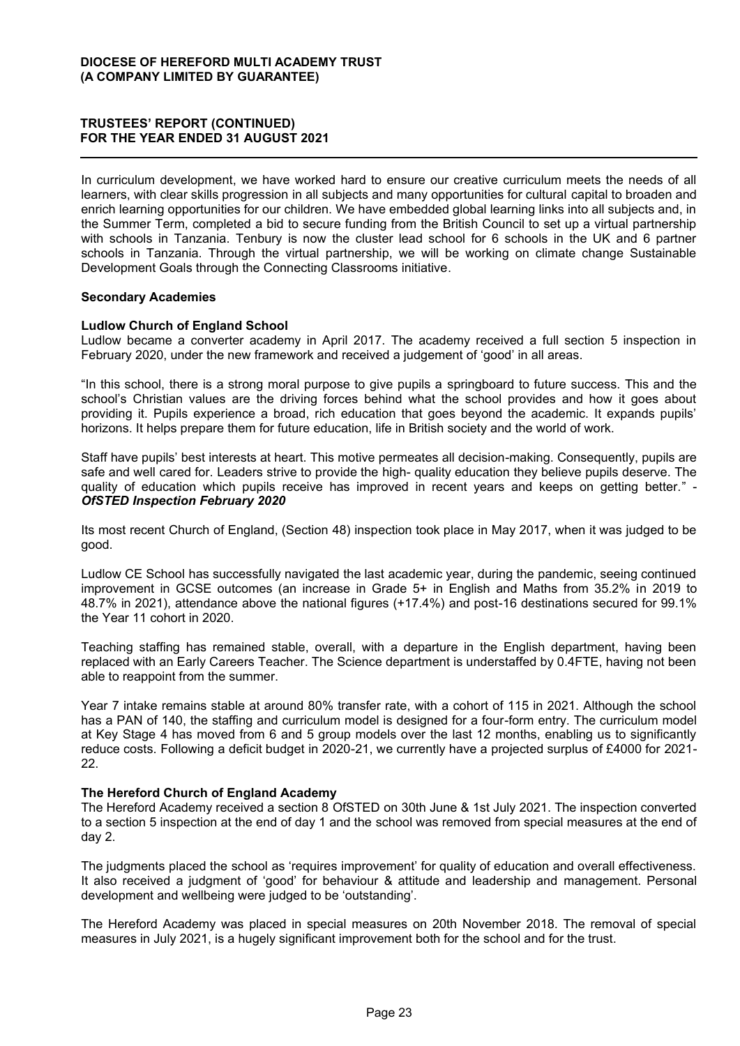In curriculum development, we have worked hard to ensure our creative curriculum meets the needs of all learners, with clear skills progression in all subjects and many opportunities for cultural capital to broaden and enrich learning opportunities for our children. We have embedded global learning links into all subjects and, in the Summer Term, completed a bid to secure funding from the British Council to set up a virtual partnership with schools in Tanzania. Tenbury is now the cluster lead school for 6 schools in the UK and 6 partner schools in Tanzania. Through the virtual partnership, we will be working on climate change Sustainable Development Goals through the Connecting Classrooms initiative.

### Secondary Academies

#### Ludlow Church of England School

Ludlow became a converter academy in April 2017. The academy received a full section 5 inspection in February 2020, under the new framework and received a judgement of 'good' in all areas.

"In this school, there is a strong moral purpose to give pupils a springboard to future success. This and the school's Christian values are the driving forces behind what the school provides and how it goes about providing it. Pupils experience a broad, rich education that goes beyond the academic. It expands pupils' horizons. It helps prepare them for future education, life in British society and the world of work.

Staff have pupils' best interests at heart. This motive permeates all decision-making. Consequently, pupils are safe and well cared for. Leaders strive to provide the high- quality education they believe pupils deserve. The quality of education which pupils receive has improved in recent years and keeps on getting better." - ***OfSTED Inspection February 2020***

Its most recent Church of England, (Section 48) inspection took place in May 2017, when it was judged to be good.

Ludlow CE School has successfully navigated the last academic year, during the pandemic, seeing continued improvement in GCSE outcomes (an increase in Grade 5+ in English and Maths from 35.2% in 2019 to 48.7% in 2021), attendance above the national figures (+17.4%) and post-16 destinations secured for 99.1% the Year 11 cohort in 2020.

Teaching staffing has remained stable, overall, with a departure in the English department, having been replaced with an Early Careers Teacher. The Science department is understaffed by 0.4FTE, having not been able to reappoint from the summer.

Year 7 intake remains stable at around 80% transfer rate, with a cohort of 115 in 2021. Although the school has a PAN of 140, the staffing and curriculum model is designed for a four-form entry. The curriculum model at Key Stage 4 has moved from 6 and 5 group models over the last 12 months, enabling us to significantly reduce costs. Following a deficit budget in 2020-21, we currently have a projected surplus of £4000 for 2021-22.

#### The Hereford Church of England Academy

The Hereford Academy received a section 8 OfSTED on 30th June & 1st July 2021. The inspection converted to a section 5 inspection at the end of day 1 and the school was removed from special measures at the end of day 2.

The judgments placed the school as 'requires improvement' for quality of education and overall effectiveness. It also received a judgment of 'good' for behaviour & attitude and leadership and management. Personal development and wellbeing were judged to be 'outstanding'.

The Hereford Academy was placed in special measures on 20th November 2018. The removal of special measures in July 2021, is a hugely significant improvement both for the school and for the trust.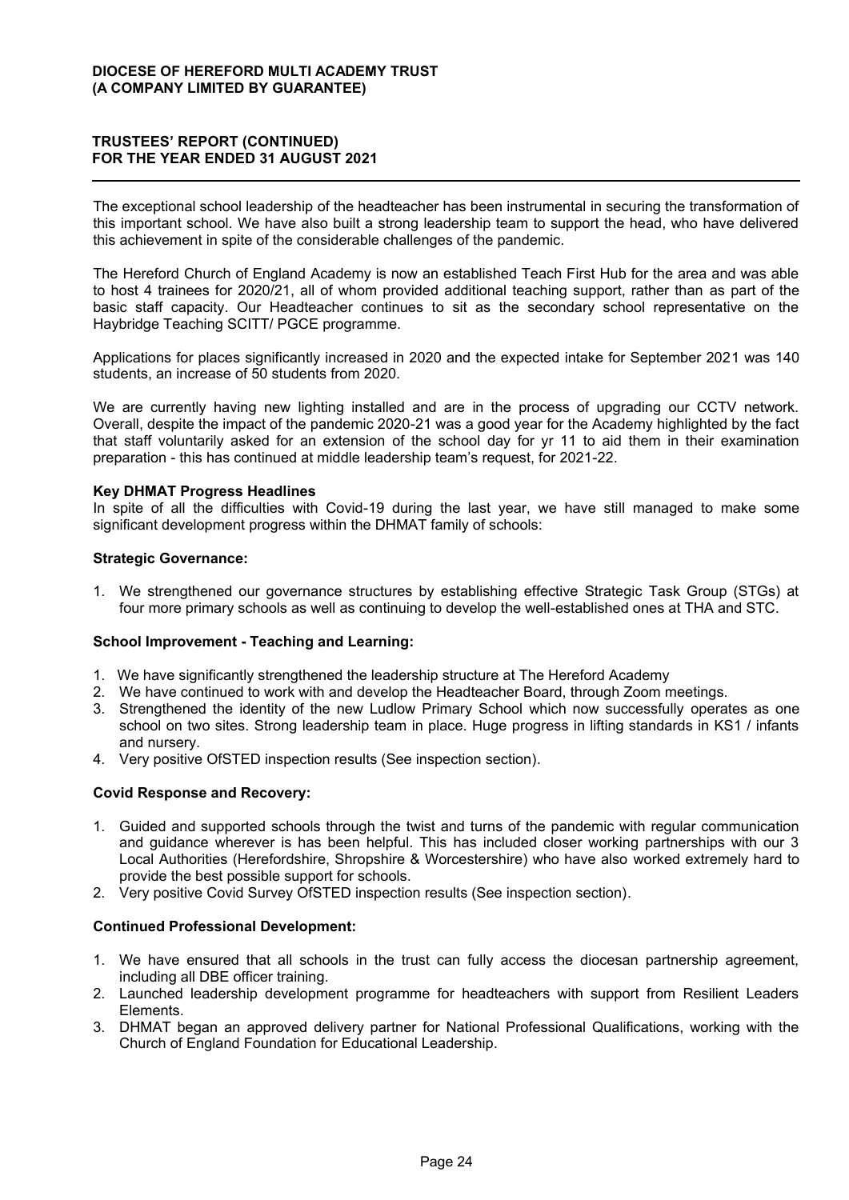The exceptional school leadership of the headteacher has been instrumental in securing the transformation of this important school. We have also built a strong leadership team to support the head, who have delivered this achievement in spite of the considerable challenges of the pandemic.

The Hereford Church of England Academy is now an established Teach First Hub for the area and was able to host 4 trainees for 2020/21, all of whom provided additional teaching support, rather than as part of the basic staff capacity. Our Headteacher continues to sit as the secondary school representative on the Haybridge Teaching SCITT/ PGCE programme.

Applications for places significantly increased in 2020 and the expected intake for September 2021 was 140 students, an increase of 50 students from 2020.

We are currently having new lighting installed and are in the process of upgrading our CCTV network. Overall, despite the impact of the pandemic 2020-21 was a good year for the Academy highlighted by the fact that staff voluntarily asked for an extension of the school day for yr 11 to aid them in their examination preparation - this has continued at middle leadership team's request, for 2021-22.

**Key DHMAT Progress Headlines**

In spite of all the difficulties with Covid-19 during the last year, we have still managed to make some significant development progress within the DHMAT family of schools:

**Strategic Governance:**

1. We strengthened our governance structures by establishing effective Strategic Task Group (STGs) at four more primary schools as well as continuing to develop the well-established ones at THA and STC.

**School Improvement - Teaching and Learning:**

1. We have significantly strengthened the leadership structure at The Hereford Academy
2. We have continued to work with and develop the Headteacher Board, through Zoom meetings.
3. Strengthened the identity of the new Ludlow Primary School which now successfully operates as one school on two sites. Strong leadership team in place. Huge progress in lifting standards in KS1 / infants and nursery.
4. Very positive OfSTED inspection results (See inspection section).

**Covid Response and Recovery:**

1. Guided and supported schools through the twist and turns of the pandemic with regular communication and guidance wherever is has been helpful. This has included closer working partnerships with our 3 Local Authorities (Herefordshire, Shropshire & Worcestershire) who have also worked extremely hard to provide the best possible support for schools.
2. Very positive Covid Survey OfSTED inspection results (See inspection section).

**Continued Professional Development:**

1. We have ensured that all schools in the trust can fully access the diocesan partnership agreement, including all DBE officer training.
2. Launched leadership development programme for headteachers with support from Resilient Leaders Elements.
3. DHMAT began an approved delivery partner for National Professional Qualifications, working with the Church of England Foundation for Educational Leadership.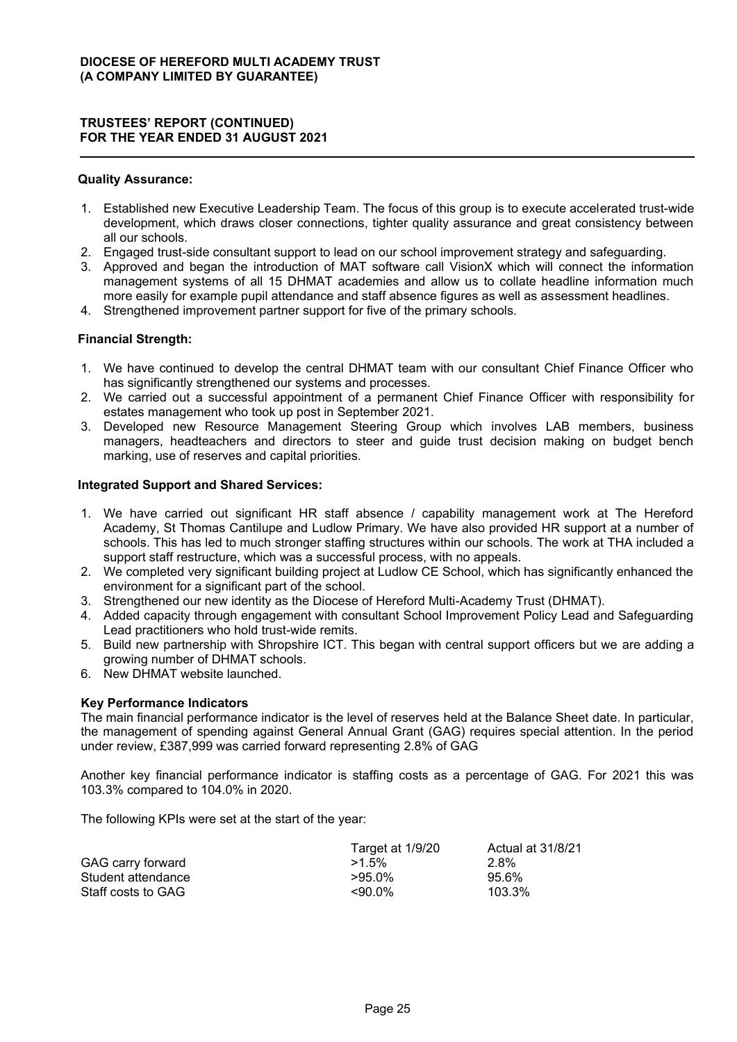**Quality Assurance:**

1. Established new Executive Leadership Team. The focus of this group is to execute accelerated trust-wide development, which draws closer connections, tighter quality assurance and great consistency between all our schools.
2. Engaged trust-side consultant support to lead on our school improvement strategy and safeguarding.
3. Approved and began the introduction of MAT software call VisionX which will connect the information management systems of all 15 DHMAT academies and allow us to collate headline information much more easily for example pupil attendance and staff absence figures as well as assessment headlines.
4. Strengthened improvement partner support for five of the primary schools.

**Financial Strength:**

1. We have continued to develop the central DHMAT team with our consultant Chief Finance Officer who has significantly strengthened our systems and processes.
2. We carried out a successful appointment of a permanent Chief Finance Officer with responsibility for estates management who took up post in September 2021.
3. Developed new Resource Management Steering Group which involves LAB members, business managers, headteachers and directors to steer and guide trust decision making on budget bench marking, use of reserves and capital priorities.

**Integrated Support and Shared Services:**

1. We have carried out significant HR staff absence / capability management work at The Hereford Academy, St Thomas Cantilupe and Ludlow Primary. We have also provided HR support at a number of schools. This has led to much stronger staffing structures within our schools. The work at THA included a support staff restructure, which was a successful process, with no appeals.
2. We completed very significant building project at Ludlow CE School, which has significantly enhanced the environment for a significant part of the school.
3. Strengthened our new identity as the Diocese of Hereford Multi-Academy Trust (DHMAT).
4. Added capacity through engagement with consultant School Improvement Policy Lead and Safeguarding Lead practitioners who hold trust-wide remits.
5. Build new partnership with Shropshire ICT. This began with central support officers but we are adding a growing number of DHMAT schools.
6. New DHMAT website launched.

**Key Performance Indicators**

The main financial performance indicator is the level of reserves held at the Balance Sheet date. In particular, the management of spending against General Annual Grant (GAG) requires special attention. In the period under review, £387,999 was carried forward representing 2.8% of GAG

Another key financial performance indicator is staffing costs as a percentage of GAG. For 2021 this was 103.3% compared to 104.0% in 2020.

The following KPIs were set at the start of the year:

| | Target at 1/9/20 | Actual at 31/8/21 |
|---|---|---|
| GAG carry forward | >1.5% | 2.8% |
| Student attendance | >95.0% | 95.6% |
| Staff costs to GAG | <90.0% | 103.3% |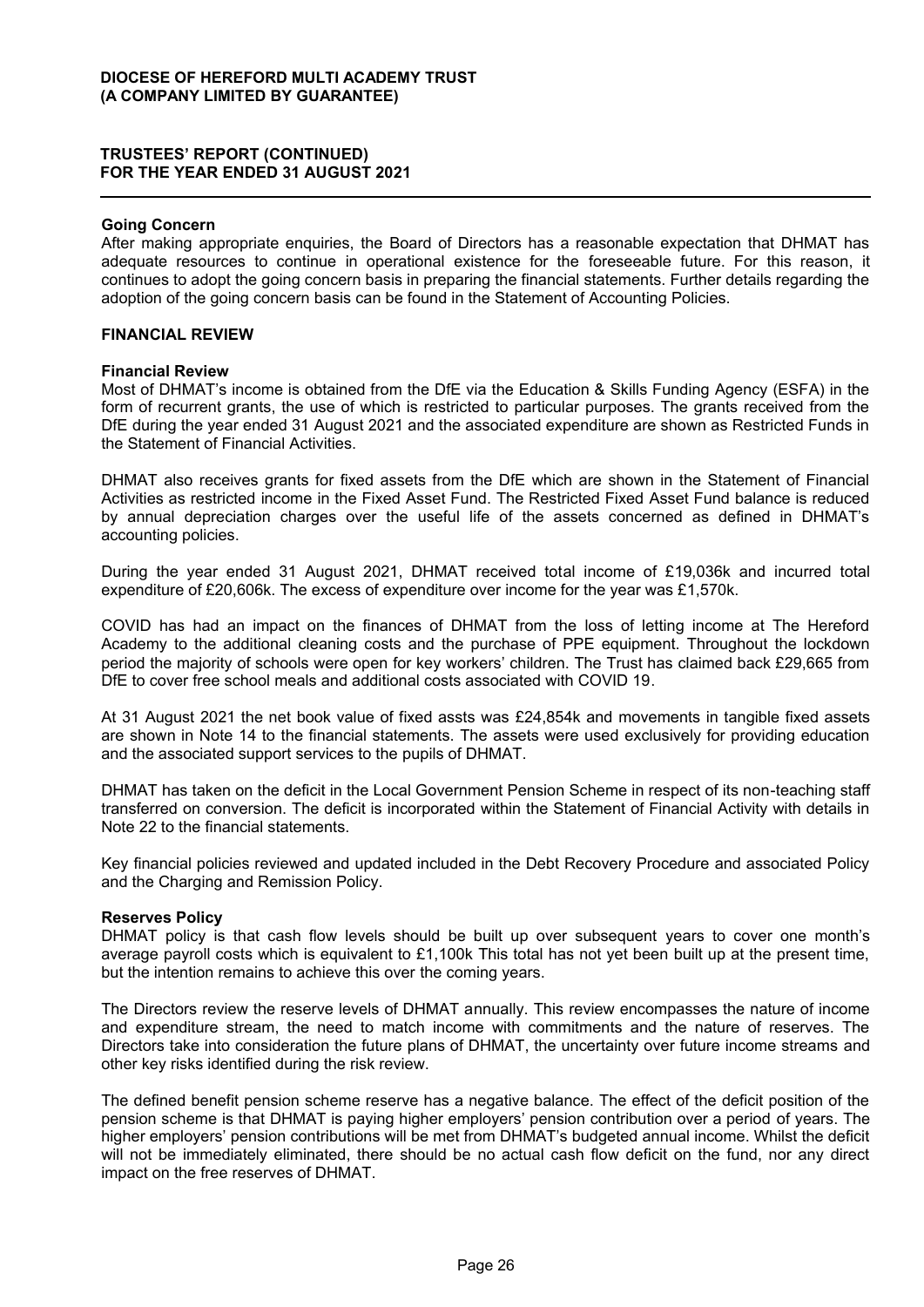## Going Concern

After making appropriate enquiries, the Board of Directors has a reasonable expectation that DHMAT has adequate resources to continue in operational existence for the foreseeable future. For this reason, it continues to adopt the going concern basis in preparing the financial statements. Further details regarding the adoption of the going concern basis can be found in the Statement of Accounting Policies.

## FINANCIAL REVIEW

### Financial Review

Most of DHMAT's income is obtained from the DfE via the Education & Skills Funding Agency (ESFA) in the form of recurrent grants, the use of which is restricted to particular purposes. The grants received from the DfE during the year ended 31 August 2021 and the associated expenditure are shown as Restricted Funds in the Statement of Financial Activities.

DHMAT also receives grants for fixed assets from the DfE which are shown in the Statement of Financial Activities as restricted income in the Fixed Asset Fund. The Restricted Fixed Asset Fund balance is reduced by annual depreciation charges over the useful life of the assets concerned as defined in DHMAT's accounting policies.

During the year ended 31 August 2021, DHMAT received total income of £19,036k and incurred total expenditure of £20,606k. The excess of expenditure over income for the year was £1,570k.

COVID has had an impact on the finances of DHMAT from the loss of letting income at The Hereford Academy to the additional cleaning costs and the purchase of PPE equipment. Throughout the lockdown period the majority of schools were open for key workers' children. The Trust has claimed back £29,665 from DfE to cover free school meals and additional costs associated with COVID 19.

At 31 August 2021 the net book value of fixed assts was £24,854k and movements in tangible fixed assets are shown in Note 14 to the financial statements. The assets were used exclusively for providing education and the associated support services to the pupils of DHMAT.

DHMAT has taken on the deficit in the Local Government Pension Scheme in respect of its non-teaching staff transferred on conversion. The deficit is incorporated within the Statement of Financial Activity with details in Note 22 to the financial statements.

Key financial policies reviewed and updated included in the Debt Recovery Procedure and associated Policy and the Charging and Remission Policy.

### Reserves Policy

DHMAT policy is that cash flow levels should be built up over subsequent years to cover one month's average payroll costs which is equivalent to £1,100k This total has not yet been built up at the present time, but the intention remains to achieve this over the coming years.

The Directors review the reserve levels of DHMAT annually. This review encompasses the nature of income and expenditure stream, the need to match income with commitments and the nature of reserves. The Directors take into consideration the future plans of DHMAT, the uncertainty over future income streams and other key risks identified during the risk review.

The defined benefit pension scheme reserve has a negative balance. The effect of the deficit position of the pension scheme is that DHMAT is paying higher employers' pension contribution over a period of years. The higher employers' pension contributions will be met from DHMAT's budgeted annual income. Whilst the deficit will not be immediately eliminated, there should be no actual cash flow deficit on the fund, nor any direct impact on the free reserves of DHMAT.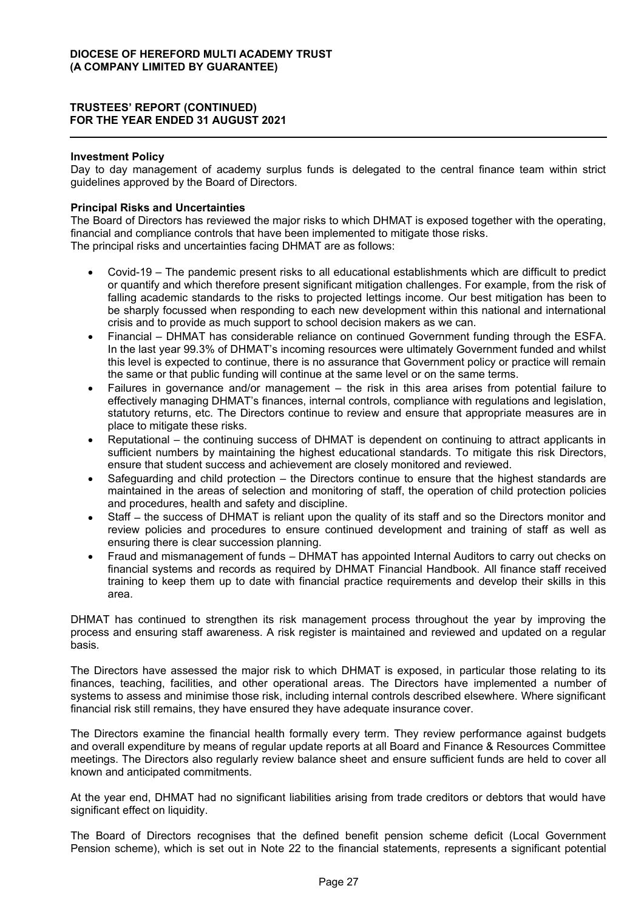**Investment Policy**

Day to day management of academy surplus funds is delegated to the central finance team within strict guidelines approved by the Board of Directors.

**Principal Risks and Uncertainties**

The Board of Directors has reviewed the major risks to which DHMAT is exposed together with the operating, financial and compliance controls that have been implemented to mitigate those risks.
The principal risks and uncertainties facing DHMAT are as follows:

- Covid-19 – The pandemic present risks to all educational establishments which are difficult to predict or quantify and which therefore present significant mitigation challenges. For example, from the risk of falling academic standards to the risks to projected lettings income. Our best mitigation has been to be sharply focussed when responding to each new development within this national and international crisis and to provide as much support to school decision makers as we can.
- Financial – DHMAT has considerable reliance on continued Government funding through the ESFA. In the last year 99.3% of DHMAT's incoming resources were ultimately Government funded and whilst this level is expected to continue, there is no assurance that Government policy or practice will remain the same or that public funding will continue at the same level or on the same terms.
- Failures in governance and/or management – the risk in this area arises from potential failure to effectively managing DHMAT's finances, internal controls, compliance with regulations and legislation, statutory returns, etc. The Directors continue to review and ensure that appropriate measures are in place to mitigate these risks.
- Reputational – the continuing success of DHMAT is dependent on continuing to attract applicants in sufficient numbers by maintaining the highest educational standards. To mitigate this risk Directors, ensure that student success and achievement are closely monitored and reviewed.
- Safeguarding and child protection – the Directors continue to ensure that the highest standards are maintained in the areas of selection and monitoring of staff, the operation of child protection policies and procedures, health and safety and discipline.
- Staff – the success of DHMAT is reliant upon the quality of its staff and so the Directors monitor and review policies and procedures to ensure continued development and training of staff as well as ensuring there is clear succession planning.
- Fraud and mismanagement of funds – DHMAT has appointed Internal Auditors to carry out checks on financial systems and records as required by DHMAT Financial Handbook. All finance staff received training to keep them up to date with financial practice requirements and develop their skills in this area.

DHMAT has continued to strengthen its risk management process throughout the year by improving the process and ensuring staff awareness. A risk register is maintained and reviewed and updated on a regular basis.

The Directors have assessed the major risk to which DHMAT is exposed, in particular those relating to its finances, teaching, facilities, and other operational areas. The Directors have implemented a number of systems to assess and minimise those risk, including internal controls described elsewhere. Where significant financial risk still remains, they have ensured they have adequate insurance cover.

The Directors examine the financial health formally every term. They review performance against budgets and overall expenditure by means of regular update reports at all Board and Finance & Resources Committee meetings. The Directors also regularly review balance sheet and ensure sufficient funds are held to cover all known and anticipated commitments.

At the year end, DHMAT had no significant liabilities arising from trade creditors or debtors that would have significant effect on liquidity.

The Board of Directors recognises that the defined benefit pension scheme deficit (Local Government Pension scheme), which is set out in Note 22 to the financial statements, represents a significant potential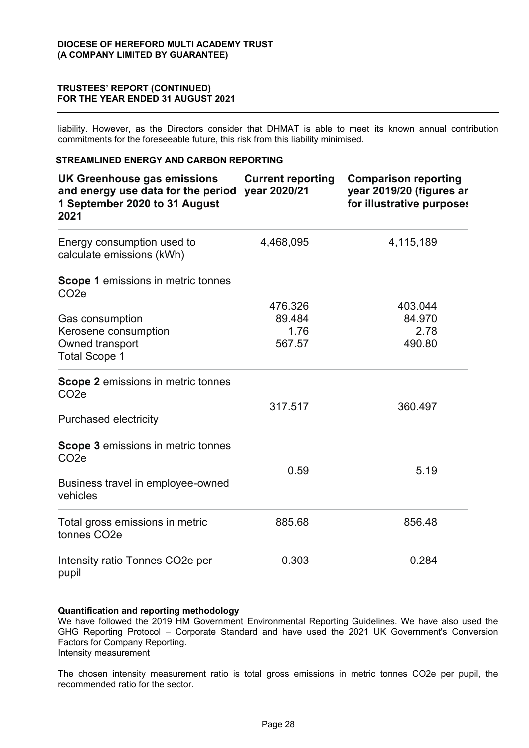liability. However, as the Directors consider that DHMAT is able to meet its known annual contribution commitments for the foreseeable future, this risk from this liability minimised.

## STREAMLINED ENERGY AND CARBON REPORTING

| UK Greenhouse gas emissions and energy use data for the period 1 September 2020 to 31 August 2021 | Current reporting year 2020/21 | Comparison reporting year 2019/20 (figures ar for illustrative purposes |
|---|---|---|
| Energy consumption used to calculate emissions (kWh) | 4,468,095 | 4,115,189 |
| **Scope 1** emissions in metric tonnes $CO_2e$ | | |
| Gas consumption | 476.326 | 403.044 |
| Kerosene consumption | 89.484 | 84.970 |
| Owned transport | 1.76 | 2.78 |
| Total Scope 1 | 567.57 | 490.80 |
| **Scope 2** emissions in metric tonnes $CO_2e$ | | |
| Purchased electricity | 317.517 | 360.497 |
| **Scope 3** emissions in metric tonnes $CO_2e$ | | |
| Business travel in employee-owned vehicles | 0.59 | 5.19 |
| Total gross emissions in metric tonnes $CO_2e$ | 885.68 | 856.48 |
| Intensity ratio Tonnes $CO_2e$ per pupil | 0.303 | 0.284 |

**Quantification and reporting methodology**

We have followed the 2019 HM Government Environmental Reporting Guidelines. We have also used the GHG Reporting Protocol – Corporate Standard and have used the 2021 UK Government's Conversion Factors for Company Reporting.

Intensity measurement

The chosen intensity measurement ratio is total gross emissions in metric tonnes $CO_2e$ per pupil, the recommended ratio for the sector.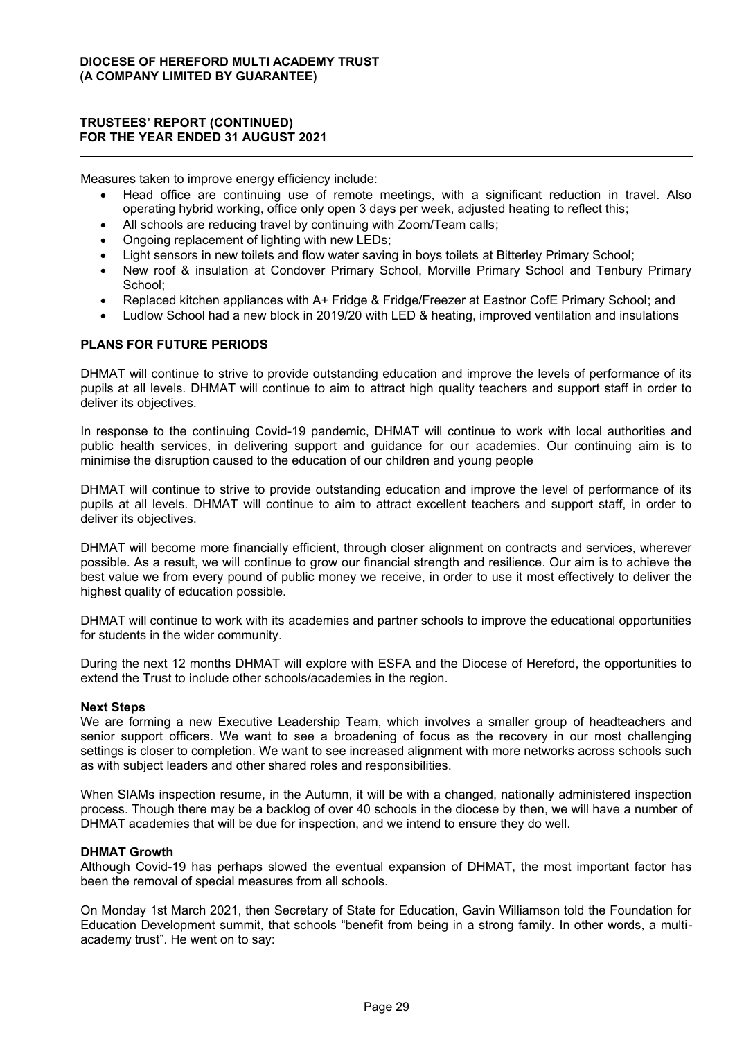Measures taken to improve energy efficiency include:

- Head office are continuing use of remote meetings, with a significant reduction in travel. Also operating hybrid working, office only open 3 days per week, adjusted heating to reflect this;
- All schools are reducing travel by continuing with Zoom/Team calls;
- Ongoing replacement of lighting with new LEDs;
- Light sensors in new toilets and flow water saving in boys toilets at Bitterley Primary School;
- New roof & insulation at Condover Primary School, Morville Primary School and Tenbury Primary School;
- Replaced kitchen appliances with A+ Fridge & Fridge/Freezer at Eastnor CofE Primary School; and
- Ludlow School had a new block in 2019/20 with LED & heating, improved ventilation and insulations

## PLANS FOR FUTURE PERIODS

DHMAT will continue to strive to provide outstanding education and improve the levels of performance of its pupils at all levels. DHMAT will continue to aim to attract high quality teachers and support staff in order to deliver its objectives.

In response to the continuing Covid-19 pandemic, DHMAT will continue to work with local authorities and public health services, in delivering support and guidance for our academies. Our continuing aim is to minimise the disruption caused to the education of our children and young people

DHMAT will continue to strive to provide outstanding education and improve the level of performance of its pupils at all levels. DHMAT will continue to aim to attract excellent teachers and support staff, in order to deliver its objectives.

DHMAT will become more financially efficient, through closer alignment on contracts and services, wherever possible. As a result, we will continue to grow our financial strength and resilience. Our aim is to achieve the best value we from every pound of public money we receive, in order to use it most effectively to deliver the highest quality of education possible.

DHMAT will continue to work with its academies and partner schools to improve the educational opportunities for students in the wider community.

During the next 12 months DHMAT will explore with ESFA and the Diocese of Hereford, the opportunities to extend the Trust to include other schools/academies in the region.

### Next Steps

We are forming a new Executive Leadership Team, which involves a smaller group of headteachers and senior support officers. We want to see a broadening of focus as the recovery in our most challenging settings is closer to completion. We want to see increased alignment with more networks across schools such as with subject leaders and other shared roles and responsibilities.

When SIAMs inspection resume, in the Autumn, it will be with a changed, nationally administered inspection process. Though there may be a backlog of over 40 schools in the diocese by then, we will have a number of DHMAT academies that will be due for inspection, and we intend to ensure they do well.

### DHMAT Growth

Although Covid-19 has perhaps slowed the eventual expansion of DHMAT, the most important factor has been the removal of special measures from all schools.

On Monday 1st March 2021, then Secretary of State for Education, Gavin Williamson told the Foundation for Education Development summit, that schools "benefit from being in a strong family. In other words, a multi-academy trust". He went on to say: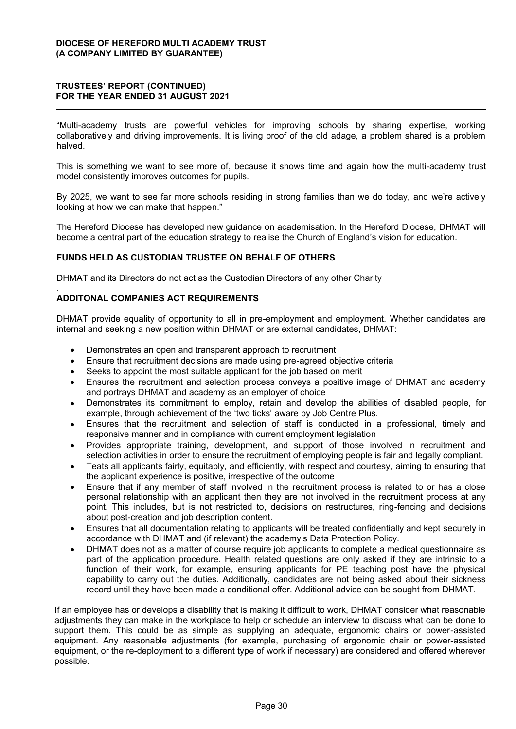"Multi-academy trusts are powerful vehicles for improving schools by sharing expertise, working collaboratively and driving improvements. It is living proof of the old adage, a problem shared is a problem halved.

This is something we want to see more of, because it shows time and again how the multi-academy trust model consistently improves outcomes for pupils.

By 2025, we want to see far more schools residing in strong families than we do today, and we're actively looking at how we can make that happen."

The Hereford Diocese has developed new guidance on academisation. In the Hereford Diocese, DHMAT will become a central part of the education strategy to realise the Church of England's vision for education.

### FUNDS HELD AS CUSTODIAN TRUSTEE ON BEHALF OF OTHERS

DHMAT and its Directors do not act as the Custodian Directors of any other Charity

.

### ADDITONAL COMPANIES ACT REQUIREMENTS

DHMAT provide equality of opportunity to all in pre-employment and employment. Whether candidates are internal and seeking a new position within DHMAT or are external candidates, DHMAT:

- Demonstrates an open and transparent approach to recruitment
- Ensure that recruitment decisions are made using pre-agreed objective criteria
- Seeks to appoint the most suitable applicant for the job based on merit
- Ensures the recruitment and selection process conveys a positive image of DHMAT and academy and portrays DHMAT and academy as an employer of choice
- Demonstrates its commitment to employ, retain and develop the abilities of disabled people, for example, through achievement of the 'two ticks' aware by Job Centre Plus.
- Ensures that the recruitment and selection of staff is conducted in a professional, timely and responsive manner and in compliance with current employment legislation
- Provides appropriate training, development, and support of those involved in recruitment and selection activities in order to ensure the recruitment of employing people is fair and legally compliant.
- Teats all applicants fairly, equitably, and efficiently, with respect and courtesy, aiming to ensuring that the applicant experience is positive, irrespective of the outcome
- Ensure that if any member of staff involved in the recruitment process is related to or has a close personal relationship with an applicant then they are not involved in the recruitment process at any point. This includes, but is not restricted to, decisions on restructures, ring-fencing and decisions about post-creation and job description content.
- Ensures that all documentation relating to applicants will be treated confidentially and kept securely in accordance with DHMAT and (if relevant) the academy's Data Protection Policy.
- DHMAT does not as a matter of course require job applicants to complete a medical questionnaire as part of the application procedure. Health related questions are only asked if they are intrinsic to a function of their work, for example, ensuring applicants for PE teaching post have the physical capability to carry out the duties. Additionally, candidates are not being asked about their sickness record until they have been made a conditional offer. Additional advice can be sought from DHMAT.

If an employee has or develops a disability that is making it difficult to work, DHMAT consider what reasonable adjustments they can make in the workplace to help or schedule an interview to discuss what can be done to support them. This could be as simple as supplying an adequate, ergonomic chairs or power-assisted equipment. Any reasonable adjustments (for example, purchasing of ergonomic chair or power-assisted equipment, or the re-deployment to a different type of work if necessary) are considered and offered wherever possible.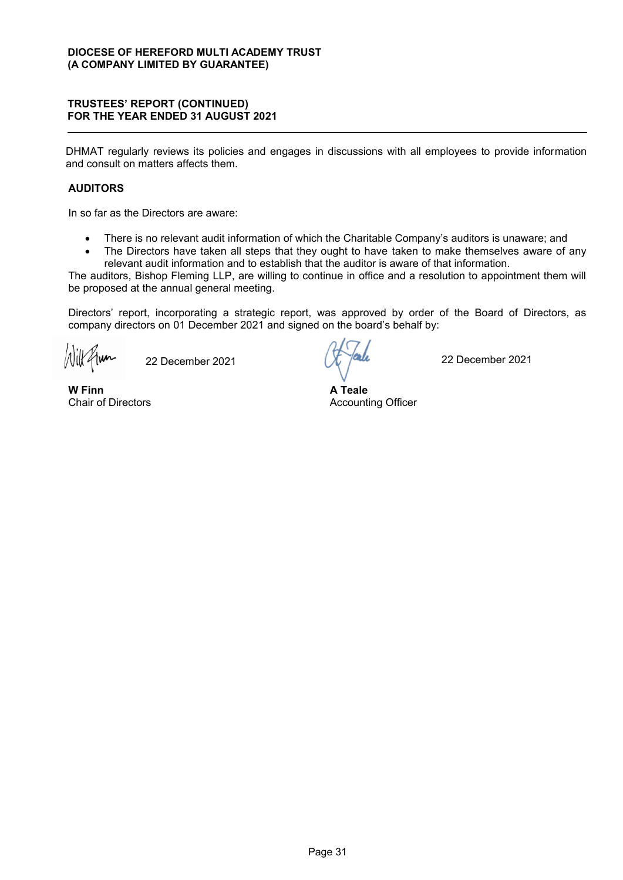DHMAT regularly reviews its policies and engages in discussions with all employees to provide information and consult on matters affects them.

## AUDITORS

In so far as the Directors are aware:

- There is no relevant audit information of which the Charitable Company's auditors is unaware; and
- The Directors have taken all steps that they ought to have taken to make themselves aware of any relevant audit information and to establish that the auditor is aware of that information.

The auditors, Bishop Fleming LLP, are willing to continue in office and a resolution to appointment them will be proposed at the annual general meeting.

Directors' report, incorporating a strategic report, was approved by order of the Board of Directors, as company directors on 01 December 2021 and signed on the board's behalf by:

22 December 2021

**W Finn**
Chair of Directors

22 December 2021

**A Teale**
Accounting Officer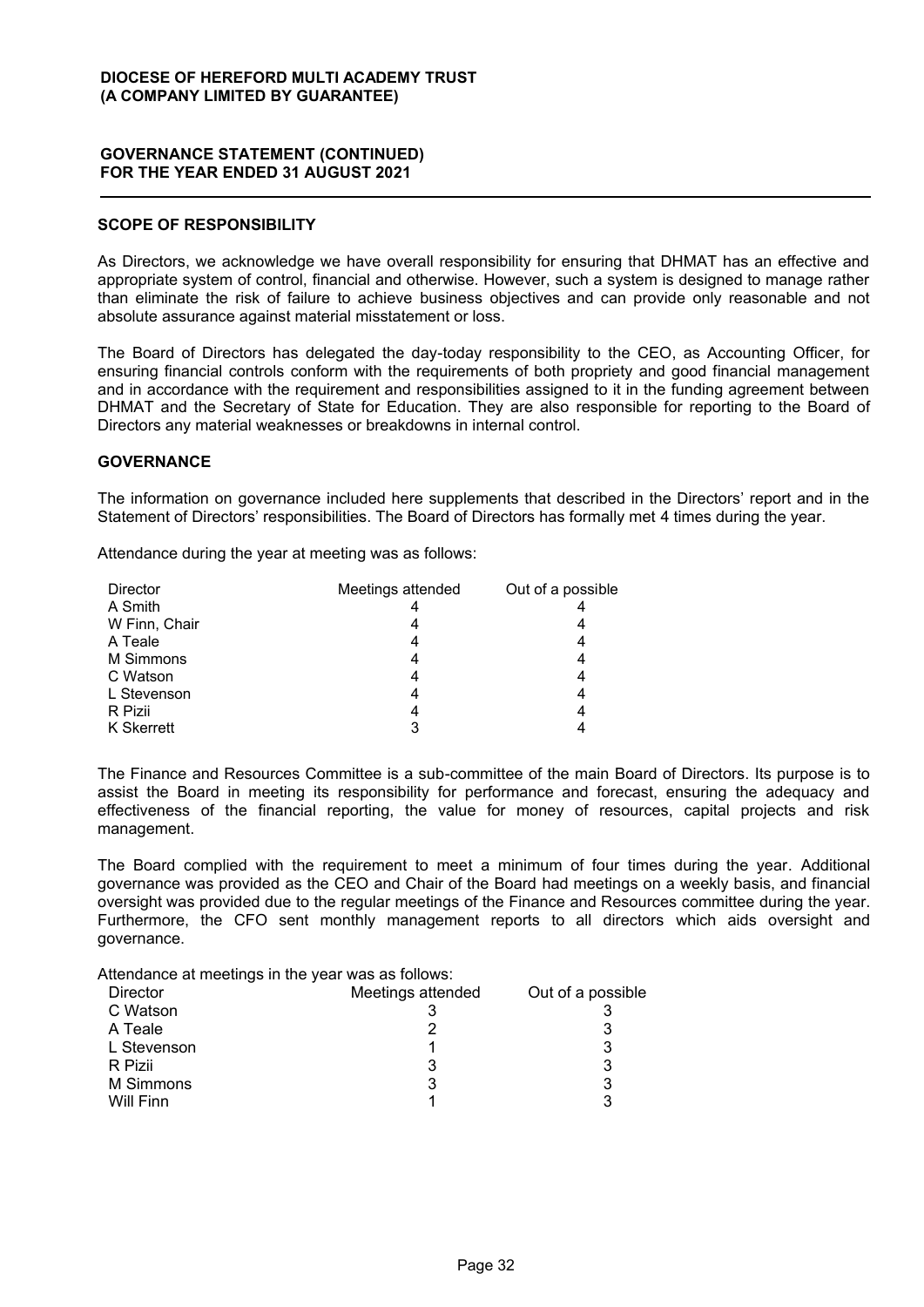## SCOPE OF RESPONSIBILITY

As Directors, we acknowledge we have overall responsibility for ensuring that DHMAT has an effective and appropriate system of control, financial and otherwise. However, such a system is designed to manage rather than eliminate the risk of failure to achieve business objectives and can provide only reasonable and not absolute assurance against material misstatement or loss.

The Board of Directors has delegated the day-today responsibility to the CEO, as Accounting Officer, for ensuring financial controls conform with the requirements of both propriety and good financial management and in accordance with the requirement and responsibilities assigned to it in the funding agreement between DHMAT and the Secretary of State for Education. They are also responsible for reporting to the Board of Directors any material weaknesses or breakdowns in internal control.

## GOVERNANCE

The information on governance included here supplements that described in the Directors' report and in the Statement of Directors' responsibilities. The Board of Directors has formally met 4 times during the year.

Attendance during the year at meeting was as follows:

| Director | Meetings attended | Out of a possible |
|---|---|---|
| A Smith | 4 | 4 |
| W Finn, Chair | 4 | 4 |
| A Teale | 4 | 4 |
| M Simmons | 4 | 4 |
| C Watson | 4 | 4 |
| L Stevenson | 4 | 4 |
| R Pizii | 4 | 4 |
| K Skerrett | 3 | 4 |

The Finance and Resources Committee is a sub-committee of the main Board of Directors. Its purpose is to assist the Board in meeting its responsibility for performance and forecast, ensuring the adequacy and effectiveness of the financial reporting, the value for money of resources, capital projects and risk management.

The Board complied with the requirement to meet a minimum of four times during the year. Additional governance was provided as the CEO and Chair of the Board had meetings on a weekly basis, and financial oversight was provided due to the regular meetings of the Finance and Resources committee during the year. Furthermore, the CFO sent monthly management reports to all directors which aids oversight and governance.

Attendance at meetings in the year was as follows:

| Director | Meetings attended | Out of a possible |
|---|---|---|
| C Watson | 3 | 3 |
| A Teale | 2 | 3 |
| L Stevenson | 1 | 3 |
| R Pizii | 3 | 3 |
| M Simmons | 3 | 3 |
| Will Finn | 1 | 3 |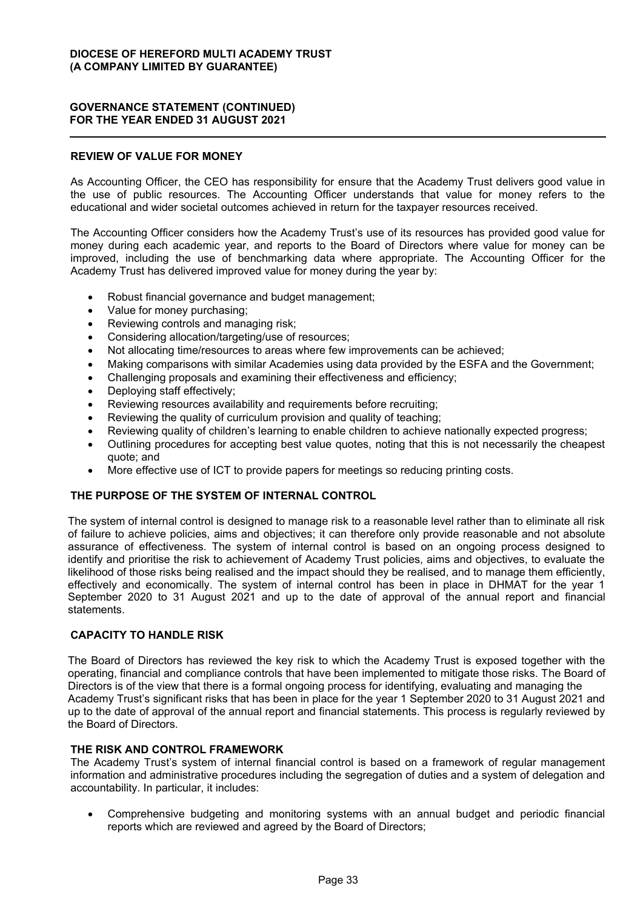## REVIEW OF VALUE FOR MONEY

As Accounting Officer, the CEO has responsibility for ensure that the Academy Trust delivers good value in the use of public resources. The Accounting Officer understands that value for money refers to the educational and wider societal outcomes achieved in return for the taxpayer resources received.

The Accounting Officer considers how the Academy Trust's use of its resources has provided good value for money during each academic year, and reports to the Board of Directors where value for money can be improved, including the use of benchmarking data where appropriate. The Accounting Officer for the Academy Trust has delivered improved value for money during the year by:

- Robust financial governance and budget management;
- Value for money purchasing;
- Reviewing controls and managing risk;
- Considering allocation/targeting/use of resources;
- Not allocating time/resources to areas where few improvements can be achieved;
- Making comparisons with similar Academies using data provided by the ESFA and the Government;
- Challenging proposals and examining their effectiveness and efficiency;
- Deploying staff effectively;
- Reviewing resources availability and requirements before recruiting;
- Reviewing the quality of curriculum provision and quality of teaching;
- Reviewing quality of children's learning to enable children to achieve nationally expected progress;
- Outlining procedures for accepting best value quotes, noting that this is not necessarily the cheapest quote; and
- More effective use of ICT to provide papers for meetings so reducing printing costs.

## THE PURPOSE OF THE SYSTEM OF INTERNAL CONTROL

The system of internal control is designed to manage risk to a reasonable level rather than to eliminate all risk of failure to achieve policies, aims and objectives; it can therefore only provide reasonable and not absolute assurance of effectiveness. The system of internal control is based on an ongoing process designed to identify and prioritise the risk to achievement of Academy Trust policies, aims and objectives, to evaluate the likelihood of those risks being realised and the impact should they be realised, and to manage them efficiently, effectively and economically. The system of internal control has been in place in DHMAT for the year 1 September 2020 to 31 August 2021 and up to the date of approval of the annual report and financial statements.

## CAPACITY TO HANDLE RISK

The Board of Directors has reviewed the key risk to which the Academy Trust is exposed together with the operating, financial and compliance controls that have been implemented to mitigate those risks. The Board of Directors is of the view that there is a formal ongoing process for identifying, evaluating and managing the Academy Trust's significant risks that has been in place for the year 1 September 2020 to 31 August 2021 and up to the date of approval of the annual report and financial statements. This process is regularly reviewed by the Board of Directors.

## THE RISK AND CONTROL FRAMEWORK

The Academy Trust's system of internal financial control is based on a framework of regular management information and administrative procedures including the segregation of duties and a system of delegation and accountability. In particular, it includes:

- Comprehensive budgeting and monitoring systems with an annual budget and periodic financial reports which are reviewed and agreed by the Board of Directors;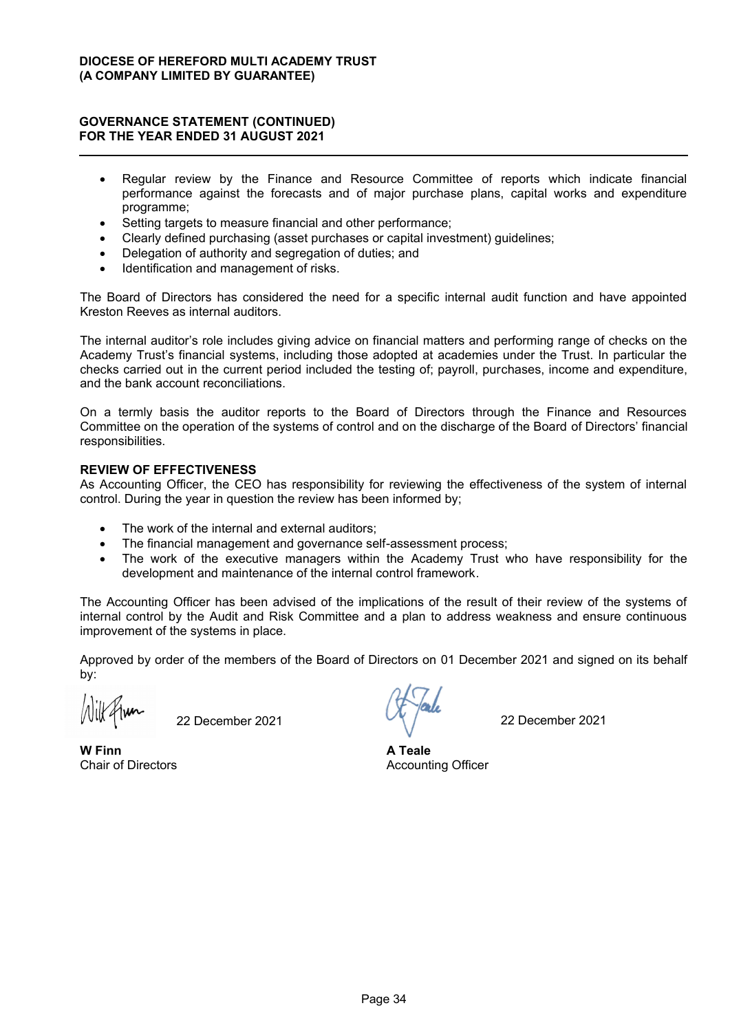- Regular review by the Finance and Resource Committee of reports which indicate financial performance against the forecasts and of major purchase plans, capital works and expenditure programme;
- Setting targets to measure financial and other performance;
- Clearly defined purchasing (asset purchases or capital investment) guidelines;
- Delegation of authority and segregation of duties; and
- Identification and management of risks.

The Board of Directors has considered the need for a specific internal audit function and have appointed Kreston Reeves as internal auditors.

The internal auditor's role includes giving advice on financial matters and performing range of checks on the Academy Trust's financial systems, including those adopted at academies under the Trust. In particular the checks carried out in the current period included the testing of; payroll, purchases, income and expenditure, and the bank account reconciliations.

On a termly basis the auditor reports to the Board of Directors through the Finance and Resources Committee on the operation of the systems of control and on the discharge of the Board of Directors' financial responsibilities.

**REVIEW OF EFFECTIVENESS**

As Accounting Officer, the CEO has responsibility for reviewing the effectiveness of the system of internal control. During the year in question the review has been informed by;

- The work of the internal and external auditors;
- The financial management and governance self-assessment process;
- The work of the executive managers within the Academy Trust who have responsibility for the development and maintenance of the internal control framework.

The Accounting Officer has been advised of the implications of the result of their review of the systems of internal control by the Audit and Risk Committee and a plan to address weakness and ensure continuous improvement of the systems in place.

Approved by order of the members of the Board of Directors on 01 December 2021 and signed on its behalf by:

22 December 2021

**W Finn**
Chair of Directors

22 December 2021

**A Teale**
Accounting Officer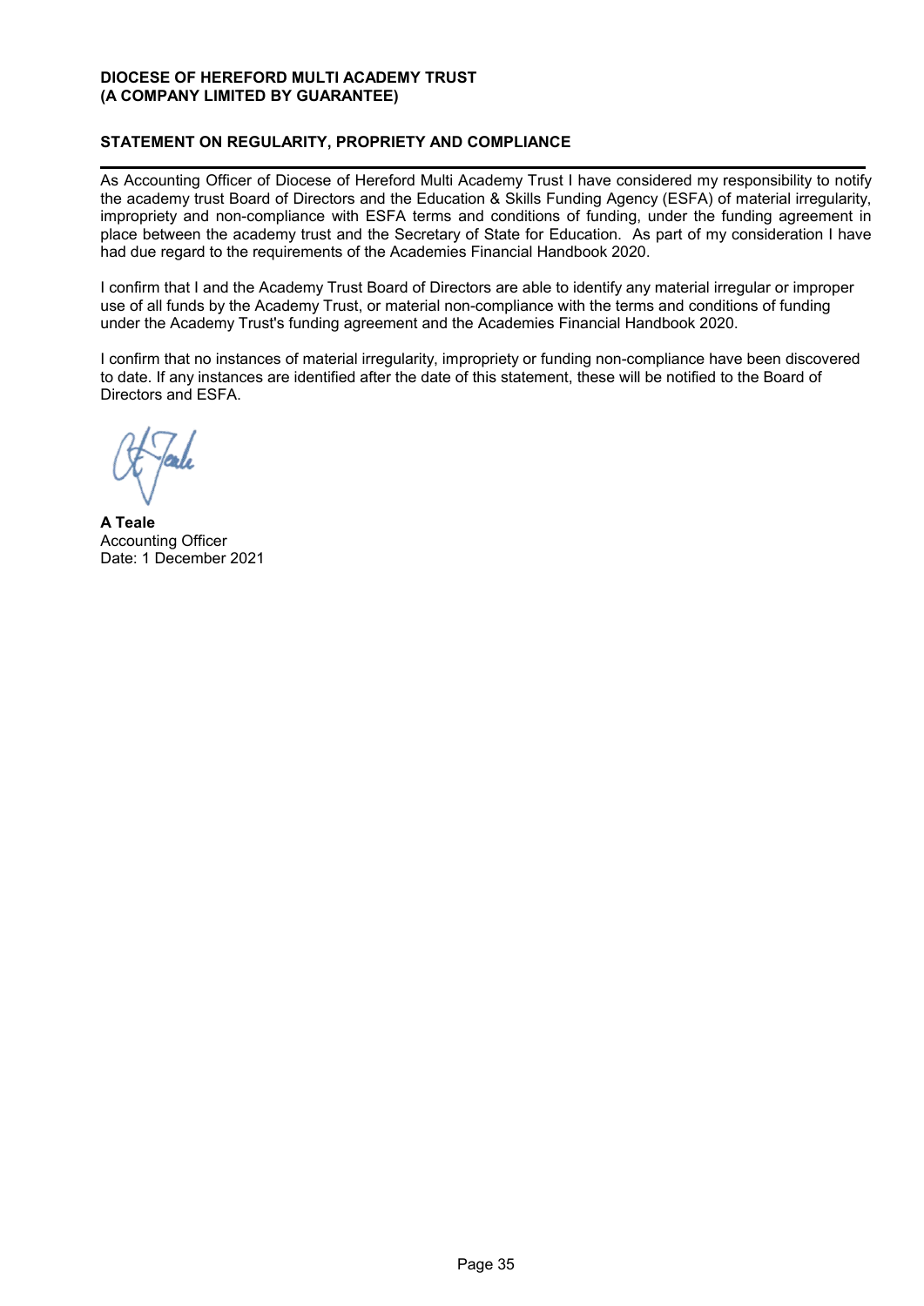**DIOCESE OF HEREFORD MULTI ACADEMY TRUST**
**(A COMPANY LIMITED BY GUARANTEE)**

## STATEMENT ON REGULARITY, PROPRIETY AND COMPLIANCE

As Accounting Officer of Diocese of Hereford Multi Academy Trust I have considered my responsibility to notify the academy trust Board of Directors and the Education & Skills Funding Agency (ESFA) of material irregularity, impropriety and non-compliance with ESFA terms and conditions of funding, under the funding agreement in place between the academy trust and the Secretary of State for Education. As part of my consideration I have had due regard to the requirements of the Academies Financial Handbook 2020.

I confirm that I and the Academy Trust Board of Directors are able to identify any material irregular or improper use of all funds by the Academy Trust, or material non-compliance with the terms and conditions of funding under the Academy Trust's funding agreement and the Academies Financial Handbook 2020.

I confirm that no instances of material irregularity, impropriety or funding non-compliance have been discovered to date. If any instances are identified after the date of this statement, these will be notified to the Board of Directors and ESFA.

**A Teale**
Accounting Officer
Date: 1 December 2021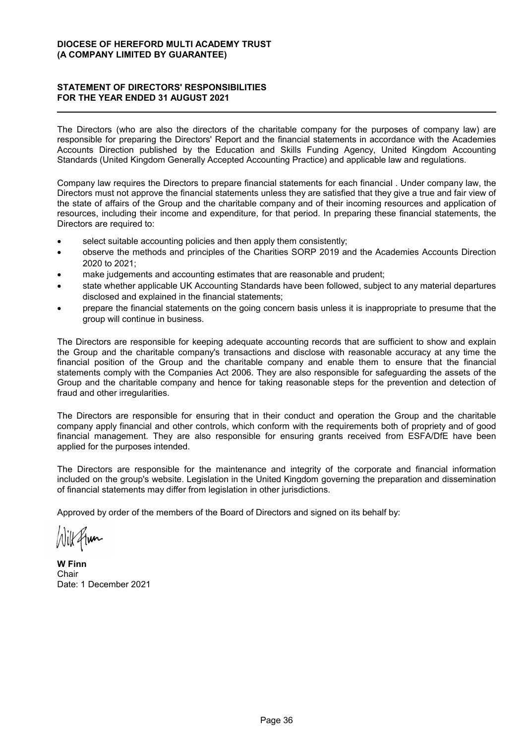**DIOCESE OF HEREFORD MULTI ACADEMY TRUST**
**(A COMPANY LIMITED BY GUARANTEE)**

## STATEMENT OF DIRECTORS' RESPONSIBILITIES FOR THE YEAR ENDED 31 AUGUST 2021

The Directors (who are also the directors of the charitable company for the purposes of company law) are responsible for preparing the Directors' Report and the financial statements in accordance with the Academies Accounts Direction published by the Education and Skills Funding Agency, United Kingdom Accounting Standards (United Kingdom Generally Accepted Accounting Practice) and applicable law and regulations.

Company law requires the Directors to prepare financial statements for each financial . Under company law, the Directors must not approve the financial statements unless they are satisfied that they give a true and fair view of the state of affairs of the Group and the charitable company and of their incoming resources and application of resources, including their income and expenditure, for that period. In preparing these financial statements, the Directors are required to:

- select suitable accounting policies and then apply them consistently;
- observe the methods and principles of the Charities SORP 2019 and the Academies Accounts Direction 2020 to 2021;
- make judgements and accounting estimates that are reasonable and prudent;
- state whether applicable UK Accounting Standards have been followed, subject to any material departures disclosed and explained in the financial statements;
- prepare the financial statements on the going concern basis unless it is inappropriate to presume that the group will continue in business.

The Directors are responsible for keeping adequate accounting records that are sufficient to show and explain the Group and the charitable company's transactions and disclose with reasonable accuracy at any time the financial position of the Group and the charitable company and enable them to ensure that the financial statements comply with the Companies Act 2006. They are also responsible for safeguarding the assets of the Group and the charitable company and hence for taking reasonable steps for the prevention and detection of fraud and other irregularities.

The Directors are responsible for ensuring that in their conduct and operation the Group and the charitable company apply financial and other controls, which conform with the requirements both of propriety and of good financial management. They are also responsible for ensuring grants received from ESFA/DfE have been applied for the purposes intended.

The Directors are responsible for the maintenance and integrity of the corporate and financial information included on the group's website. Legislation in the United Kingdom governing the preparation and dissemination of financial statements may differ from legislation in other jurisdictions.

Approved by order of the members of the Board of Directors and signed on its behalf by:

**W Finn**
Chair
Date: 1 December 2021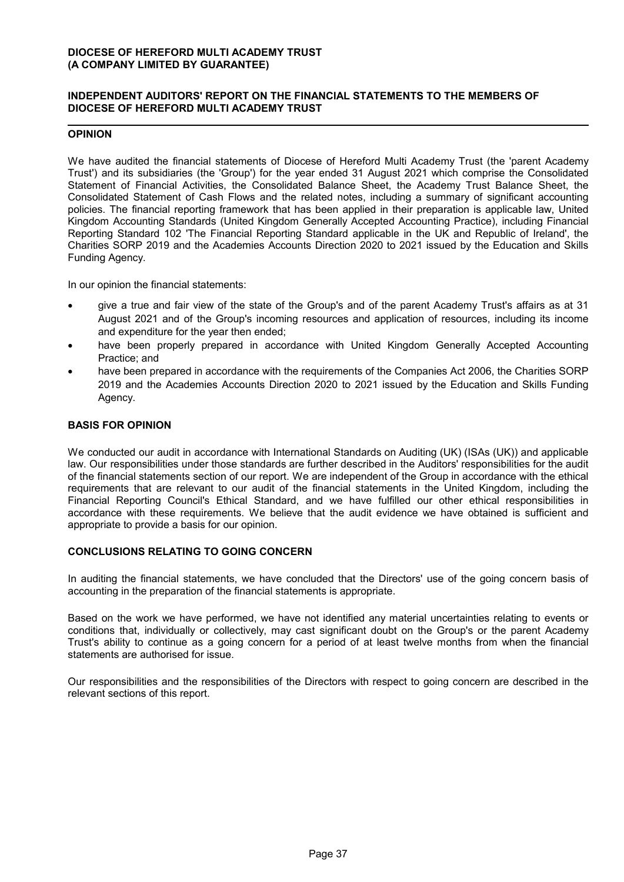**DIOCESE OF HEREFORD MULTI ACADEMY TRUST**
**(A COMPANY LIMITED BY GUARANTEE)**

**INDEPENDENT AUDITORS' REPORT ON THE FINANCIAL STATEMENTS TO THE MEMBERS OF DIOCESE OF HEREFORD MULTI ACADEMY TRUST**

## OPINION

We have audited the financial statements of Diocese of Hereford Multi Academy Trust (the 'parent Academy Trust') and its subsidiaries (the 'Group') for the year ended 31 August 2021 which comprise the Consolidated Statement of Financial Activities, the Consolidated Balance Sheet, the Academy Trust Balance Sheet, the Consolidated Statement of Cash Flows and the related notes, including a summary of significant accounting policies. The financial reporting framework that has been applied in their preparation is applicable law, United Kingdom Accounting Standards (United Kingdom Generally Accepted Accounting Practice), including Financial Reporting Standard 102 'The Financial Reporting Standard applicable in the UK and Republic of Ireland', the Charities SORP 2019 and the Academies Accounts Direction 2020 to 2021 issued by the Education and Skills Funding Agency.

In our opinion the financial statements:

- give a true and fair view of the state of the Group's and of the parent Academy Trust's affairs as at 31 August 2021 and of the Group's incoming resources and application of resources, including its income and expenditure for the year then ended;
- have been properly prepared in accordance with United Kingdom Generally Accepted Accounting Practice; and
- have been prepared in accordance with the requirements of the Companies Act 2006, the Charities SORP 2019 and the Academies Accounts Direction 2020 to 2021 issued by the Education and Skills Funding Agency.

## BASIS FOR OPINION

We conducted our audit in accordance with International Standards on Auditing (UK) (ISAs (UK)) and applicable law. Our responsibilities under those standards are further described in the Auditors' responsibilities for the audit of the financial statements section of our report. We are independent of the Group in accordance with the ethical requirements that are relevant to our audit of the financial statements in the United Kingdom, including the Financial Reporting Council's Ethical Standard, and we have fulfilled our other ethical responsibilities in accordance with these requirements. We believe that the audit evidence we have obtained is sufficient and appropriate to provide a basis for our opinion.

## CONCLUSIONS RELATING TO GOING CONCERN

In auditing the financial statements, we have concluded that the Directors' use of the going concern basis of accounting in the preparation of the financial statements is appropriate.

Based on the work we have performed, we have not identified any material uncertainties relating to events or conditions that, individually or collectively, may cast significant doubt on the Group's or the parent Academy Trust's ability to continue as a going concern for a period of at least twelve months from when the financial statements are authorised for issue.

Our responsibilities and the responsibilities of the Directors with respect to going concern are described in the relevant sections of this report.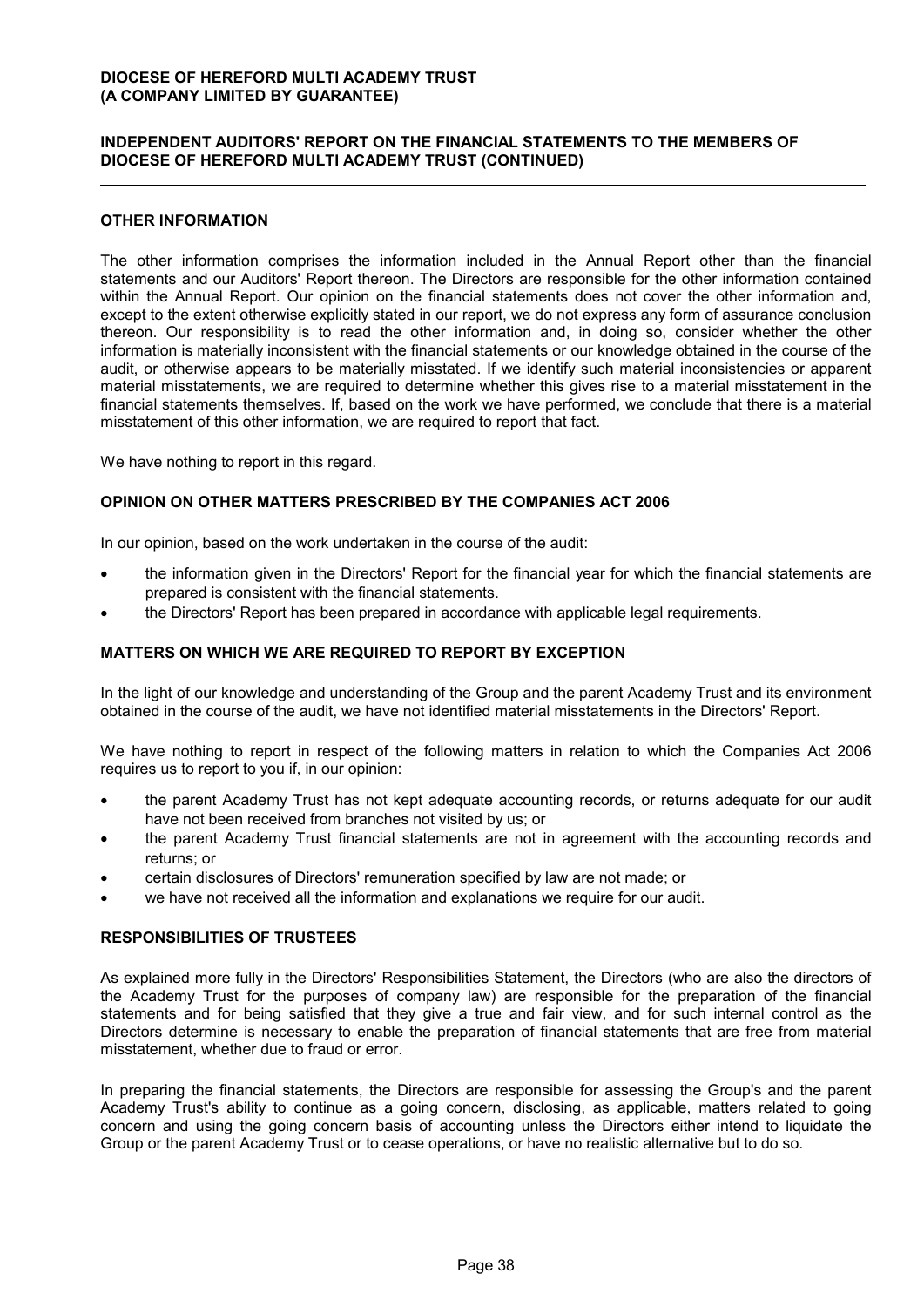**DIOCESE OF HEREFORD MULTI ACADEMY TRUST**
**(A COMPANY LIMITED BY GUARANTEE)**

**INDEPENDENT AUDITORS' REPORT ON THE FINANCIAL STATEMENTS TO THE MEMBERS OF DIOCESE OF HEREFORD MULTI ACADEMY TRUST (CONTINUED)**

## OTHER INFORMATION

The other information comprises the information included in the Annual Report other than the financial statements and our Auditors' Report thereon. The Directors are responsible for the other information contained within the Annual Report. Our opinion on the financial statements does not cover the other information and, except to the extent otherwise explicitly stated in our report, we do not express any form of assurance conclusion thereon. Our responsibility is to read the other information and, in doing so, consider whether the other information is materially inconsistent with the financial statements or our knowledge obtained in the course of the audit, or otherwise appears to be materially misstated. If we identify such material inconsistencies or apparent material misstatements, we are required to determine whether this gives rise to a material misstatement in the financial statements themselves. If, based on the work we have performed, we conclude that there is a material misstatement of this other information, we are required to report that fact.

We have nothing to report in this regard.

## OPINION ON OTHER MATTERS PRESCRIBED BY THE COMPANIES ACT 2006

In our opinion, based on the work undertaken in the course of the audit:

- the information given in the Directors' Report for the financial year for which the financial statements are prepared is consistent with the financial statements.
- the Directors' Report has been prepared in accordance with applicable legal requirements.

## MATTERS ON WHICH WE ARE REQUIRED TO REPORT BY EXCEPTION

In the light of our knowledge and understanding of the Group and the parent Academy Trust and its environment obtained in the course of the audit, we have not identified material misstatements in the Directors' Report.

We have nothing to report in respect of the following matters in relation to which the Companies Act 2006 requires us to report to you if, in our opinion:

- the parent Academy Trust has not kept adequate accounting records, or returns adequate for our audit have not been received from branches not visited by us; or
- the parent Academy Trust financial statements are not in agreement with the accounting records and returns; or
- certain disclosures of Directors' remuneration specified by law are not made; or
- we have not received all the information and explanations we require for our audit.

## RESPONSIBILITIES OF TRUSTEES

As explained more fully in the Directors' Responsibilities Statement, the Directors (who are also the directors of the Academy Trust for the purposes of company law) are responsible for the preparation of the financial statements and for being satisfied that they give a true and fair view, and for such internal control as the Directors determine is necessary to enable the preparation of financial statements that are free from material misstatement, whether due to fraud or error.

In preparing the financial statements, the Directors are responsible for assessing the Group's and the parent Academy Trust's ability to continue as a going concern, disclosing, as applicable, matters related to going concern and using the going concern basis of accounting unless the Directors either intend to liquidate the Group or the parent Academy Trust or to cease operations, or have no realistic alternative but to do so.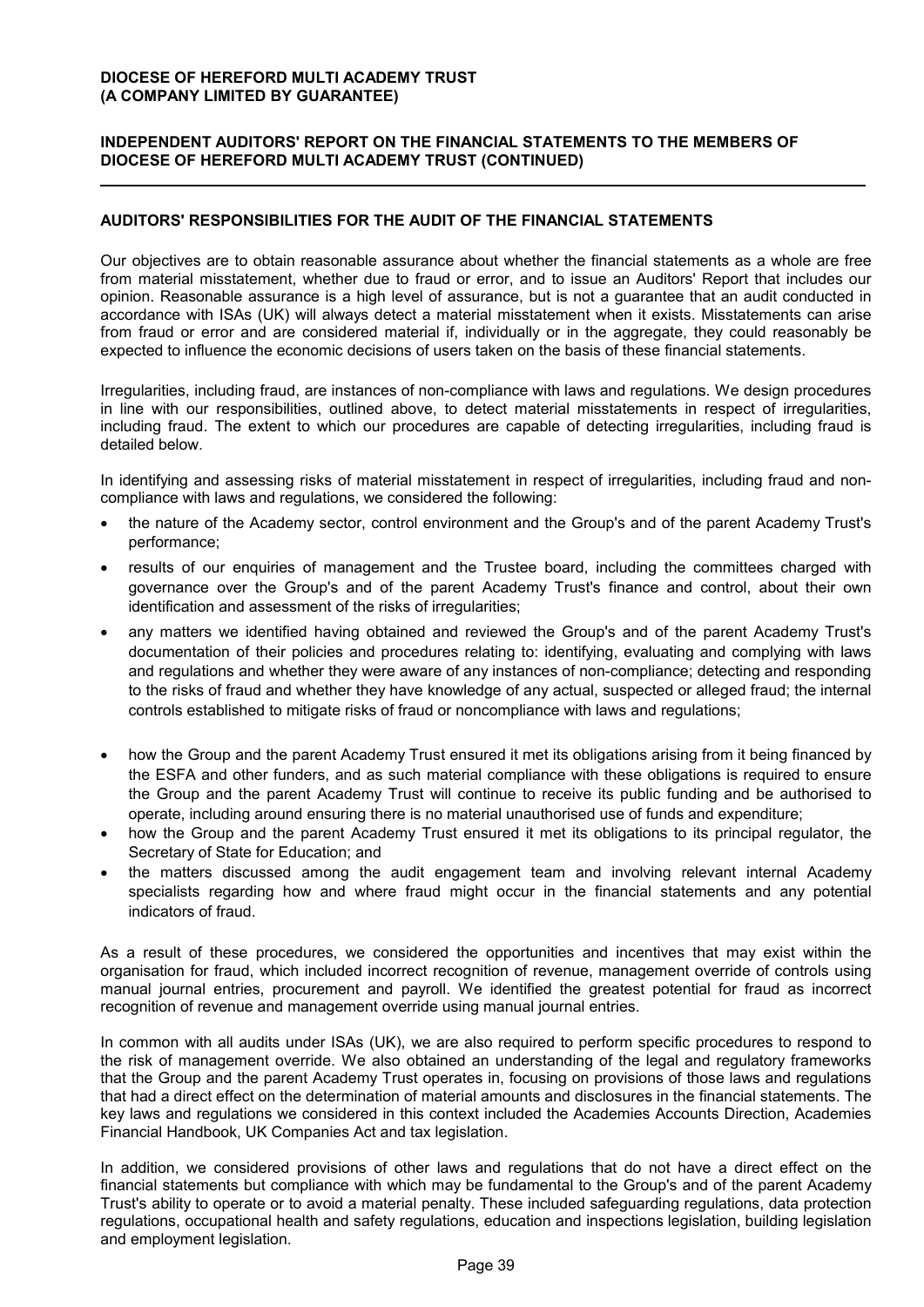## AUDITORS' RESPONSIBILITIES FOR THE AUDIT OF THE FINANCIAL STATEMENTS

Our objectives are to obtain reasonable assurance about whether the financial statements as a whole are free from material misstatement, whether due to fraud or error, and to issue an Auditors' Report that includes our opinion. Reasonable assurance is a high level of assurance, but is not a guarantee that an audit conducted in accordance with ISAs (UK) will always detect a material misstatement when it exists. Misstatements can arise from fraud or error and are considered material if, individually or in the aggregate, they could reasonably be expected to influence the economic decisions of users taken on the basis of these financial statements.

Irregularities, including fraud, are instances of non-compliance with laws and regulations. We design procedures in line with our responsibilities, outlined above, to detect material misstatements in respect of irregularities, including fraud. The extent to which our procedures are capable of detecting irregularities, including fraud is detailed below.

In identifying and assessing risks of material misstatement in respect of irregularities, including fraud and non-compliance with laws and regulations, we considered the following:

- the nature of the Academy sector, control environment and the Group's and of the parent Academy Trust's performance;
- results of our enquiries of management and the Trustee board, including the committees charged with governance over the Group's and of the parent Academy Trust's finance and control, about their own identification and assessment of the risks of irregularities;
- any matters we identified having obtained and reviewed the Group's and of the parent Academy Trust's documentation of their policies and procedures relating to: identifying, evaluating and complying with laws and regulations and whether they were aware of any instances of non-compliance; detecting and responding to the risks of fraud and whether they have knowledge of any actual, suspected or alleged fraud; the internal controls established to mitigate risks of fraud or noncompliance with laws and regulations;
- how the Group and the parent Academy Trust ensured it met its obligations arising from it being financed by the ESFA and other funders, and as such material compliance with these obligations is required to ensure the Group and the parent Academy Trust will continue to receive its public funding and be authorised to operate, including around ensuring there is no material unauthorised use of funds and expenditure;
- how the Group and the parent Academy Trust ensured it met its obligations to its principal regulator, the Secretary of State for Education; and
- the matters discussed among the audit engagement team and involving relevant internal Academy specialists regarding how and where fraud might occur in the financial statements and any potential indicators of fraud.

As a result of these procedures, we considered the opportunities and incentives that may exist within the organisation for fraud, which included incorrect recognition of revenue, management override of controls using manual journal entries, procurement and payroll. We identified the greatest potential for fraud as incorrect recognition of revenue and management override using manual journal entries.

In common with all audits under ISAs (UK), we are also required to perform specific procedures to respond to the risk of management override. We also obtained an understanding of the legal and regulatory frameworks that the Group and the parent Academy Trust operates in, focusing on provisions of those laws and regulations that had a direct effect on the determination of material amounts and disclosures in the financial statements. The key laws and regulations we considered in this context included the Academies Accounts Direction, Academies Financial Handbook, UK Companies Act and tax legislation.

In addition, we considered provisions of other laws and regulations that do not have a direct effect on the financial statements but compliance with which may be fundamental to the Group's and of the parent Academy Trust's ability to operate or to avoid a material penalty. These included safeguarding regulations, data protection regulations, occupational health and safety regulations, education and inspections legislation, building legislation and employment legislation.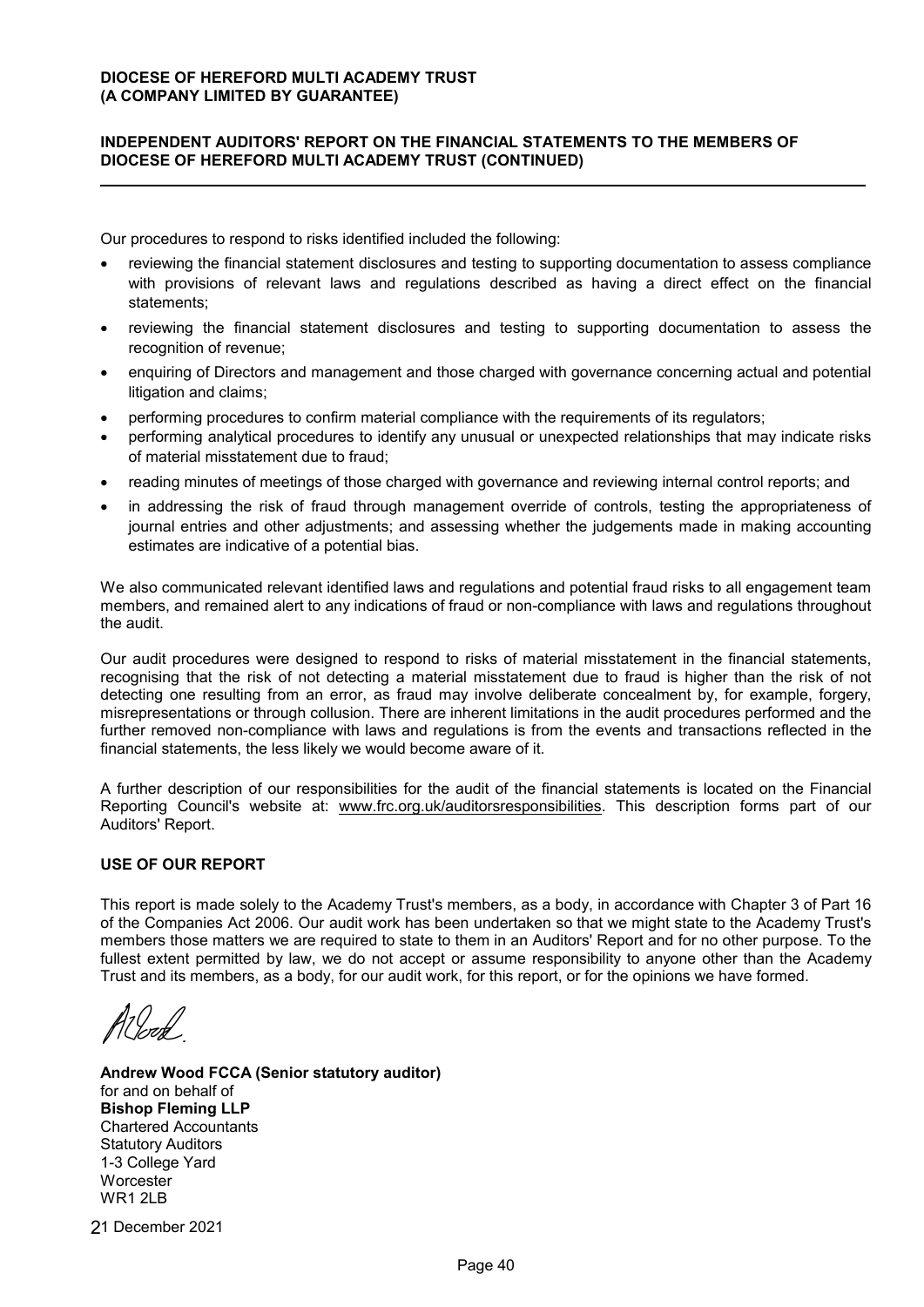Our procedures to respond to risks identified included the following:

- reviewing the financial statement disclosures and testing to supporting documentation to assess compliance with provisions of relevant laws and regulations described as having a direct effect on the financial statements;
- reviewing the financial statement disclosures and testing to supporting documentation to assess the recognition of revenue;
- enquiring of Directors and management and those charged with governance concerning actual and potential litigation and claims;
- performing procedures to confirm material compliance with the requirements of its regulators;
- performing analytical procedures to identify any unusual or unexpected relationships that may indicate risks of material misstatement due to fraud;
- reading minutes of meetings of those charged with governance and reviewing internal control reports; and
- in addressing the risk of fraud through management override of controls, testing the appropriateness of journal entries and other adjustments; and assessing whether the judgements made in making accounting estimates are indicative of a potential bias.

We also communicated relevant identified laws and regulations and potential fraud risks to all engagement team members, and remained alert to any indications of fraud or non-compliance with laws and regulations throughout the audit.

Our audit procedures were designed to respond to risks of material misstatement in the financial statements, recognising that the risk of not detecting a material misstatement due to fraud is higher than the risk of not detecting one resulting from an error, as fraud may involve deliberate concealment by, for example, forgery, misrepresentations or through collusion. There are inherent limitations in the audit procedures performed and the further removed non-compliance with laws and regulations is from the events and transactions reflected in the financial statements, the less likely we would become aware of it.

A further description of our responsibilities for the audit of the financial statements is located on the Financial Reporting Council's website at: www.frc.org.uk/auditorsresponsibilities. This description forms part of our Auditors' Report.

## USE OF OUR REPORT

This report is made solely to the Academy Trust's members, as a body, in accordance with Chapter 3 of Part 16 of the Companies Act 2006. Our audit work has been undertaken so that we might state to the Academy Trust's members those matters we are required to state to them in an Auditors' Report and for no other purpose. To the fullest extent permitted by law, we do not accept or assume responsibility to anyone other than the Academy Trust and its members, as a body, for our audit work, for this report, or for the opinions we have formed.

**Andrew Wood FCCA (Senior statutory auditor)**
for and on behalf of
**Bishop Fleming LLP**
Chartered Accountants
Statutory Auditors
1-3 College Yard
Worcester
WR1 2LB

21 December 2021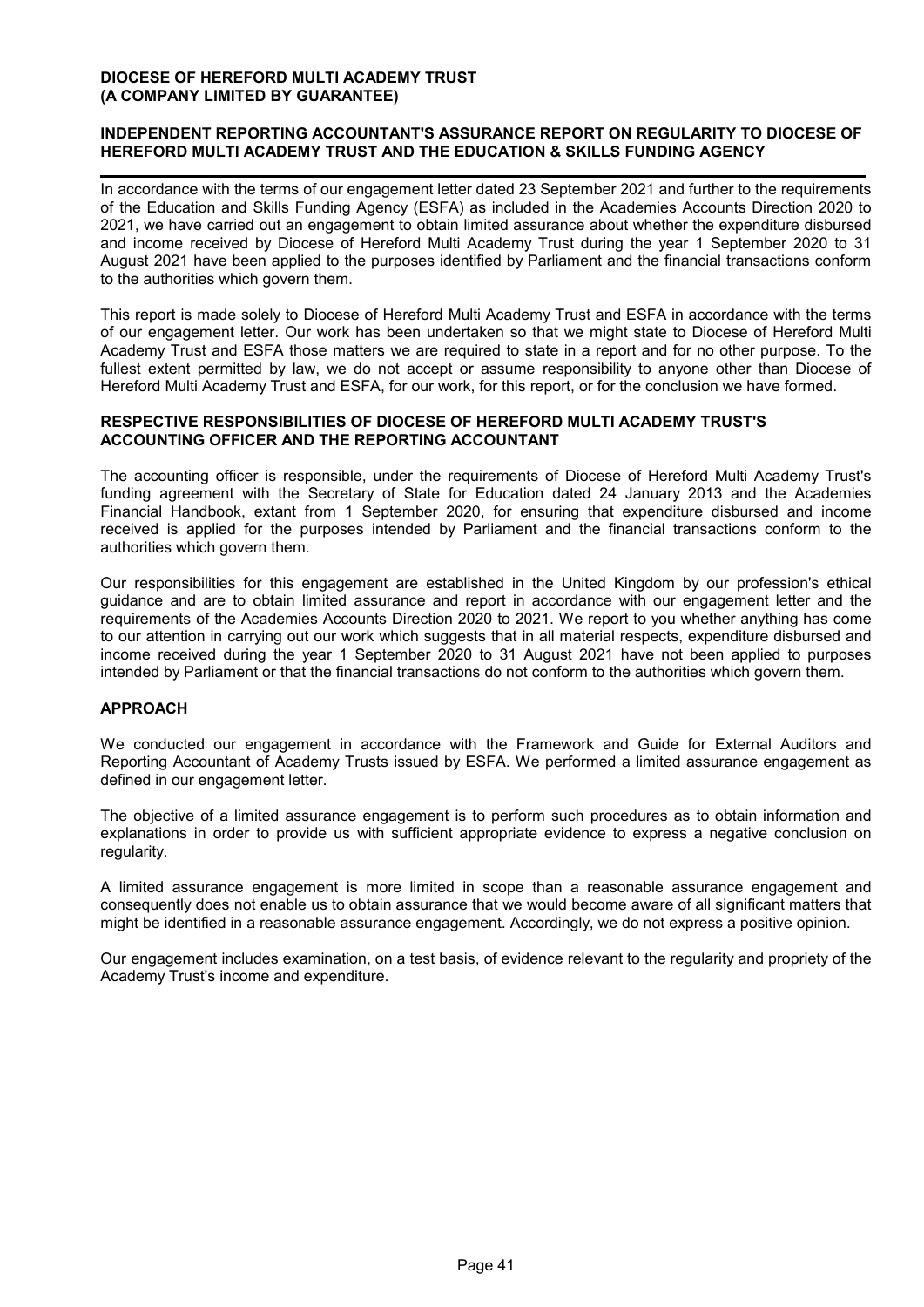**DIOCESE OF HEREFORD MULTI ACADEMY TRUST**
**(A COMPANY LIMITED BY GUARANTEE)**

## INDEPENDENT REPORTING ACCOUNTANT'S ASSURANCE REPORT ON REGULARITY TO DIOCESE OF HEREFORD MULTI ACADEMY TRUST AND THE EDUCATION & SKILLS FUNDING AGENCY

In accordance with the terms of our engagement letter dated 23 September 2021 and further to the requirements of the Education and Skills Funding Agency (ESFA) as included in the Academies Accounts Direction 2020 to 2021, we have carried out an engagement to obtain limited assurance about whether the expenditure disbursed and income received by Diocese of Hereford Multi Academy Trust during the year 1 September 2020 to 31 August 2021 have been applied to the purposes identified by Parliament and the financial transactions conform to the authorities which govern them.

This report is made solely to Diocese of Hereford Multi Academy Trust and ESFA in accordance with the terms of our engagement letter. Our work has been undertaken so that we might state to Diocese of Hereford Multi Academy Trust and ESFA those matters we are required to state in a report and for no other purpose. To the fullest extent permitted by law, we do not accept or assume responsibility to anyone other than Diocese of Hereford Multi Academy Trust and ESFA, for our work, for this report, or for the conclusion we have formed.

### RESPECTIVE RESPONSIBILITIES OF DIOCESE OF HEREFORD MULTI ACADEMY TRUST'S ACCOUNTING OFFICER AND THE REPORTING ACCOUNTANT

The accounting officer is responsible, under the requirements of Diocese of Hereford Multi Academy Trust's funding agreement with the Secretary of State for Education dated 24 January 2013 and the Academies Financial Handbook, extant from 1 September 2020, for ensuring that expenditure disbursed and income received is applied for the purposes intended by Parliament and the financial transactions conform to the authorities which govern them.

Our responsibilities for this engagement are established in the United Kingdom by our profession's ethical guidance and are to obtain limited assurance and report in accordance with our engagement letter and the requirements of the Academies Accounts Direction 2020 to 2021. We report to you whether anything has come to our attention in carrying out our work which suggests that in all material respects, expenditure disbursed and income received during the year 1 September 2020 to 31 August 2021 have not been applied to purposes intended by Parliament or that the financial transactions do not conform to the authorities which govern them.

### APPROACH

We conducted our engagement in accordance with the Framework and Guide for External Auditors and Reporting Accountant of Academy Trusts issued by ESFA. We performed a limited assurance engagement as defined in our engagement letter.

The objective of a limited assurance engagement is to perform such procedures as to obtain information and explanations in order to provide us with sufficient appropriate evidence to express a negative conclusion on regularity.

A limited assurance engagement is more limited in scope than a reasonable assurance engagement and consequently does not enable us to obtain assurance that we would become aware of all significant matters that might be identified in a reasonable assurance engagement. Accordingly, we do not express a positive opinion.

Our engagement includes examination, on a test basis, of evidence relevant to the regularity and propriety of the Academy Trust's income and expenditure.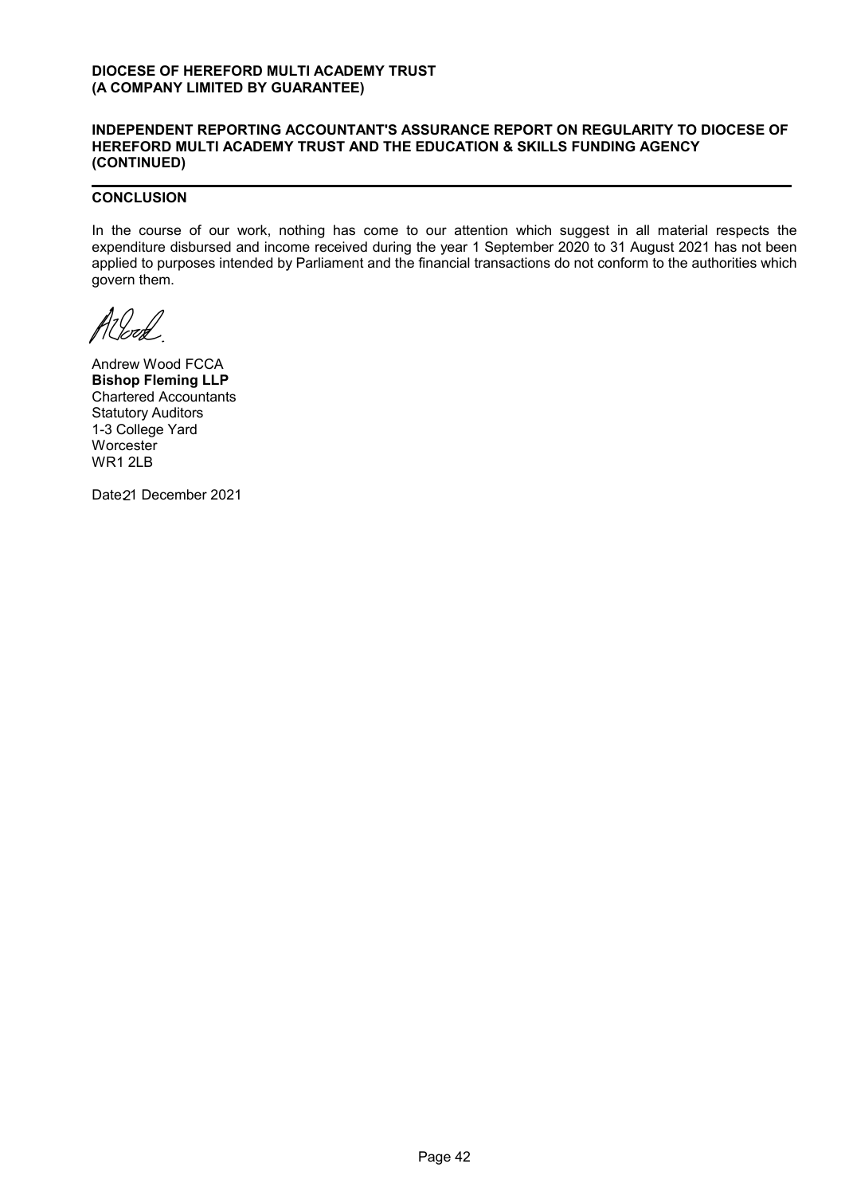**DIOCESE OF HEREFORD MULTI ACADEMY TRUST**
**(A COMPANY LIMITED BY GUARANTEE)**

**INDEPENDENT REPORTING ACCOUNTANT'S ASSURANCE REPORT ON REGULARITY TO DIOCESE OF HEREFORD MULTI ACADEMY TRUST AND THE EDUCATION & SKILLS FUNDING AGENCY (CONTINUED)**

## CONCLUSION

In the course of our work, nothing has come to our attention which suggest in all material respects the expenditure disbursed and income received during the year 1 September 2020 to 31 August 2021 has not been applied to purposes intended by Parliament and the financial transactions do not conform to the authorities which govern them.

Andrew Wood FCCA
**Bishop Fleming LLP**
Chartered Accountants
Statutory Auditors
1-3 College Yard
Worcester
WR1 2LB

Date: 21 December 2021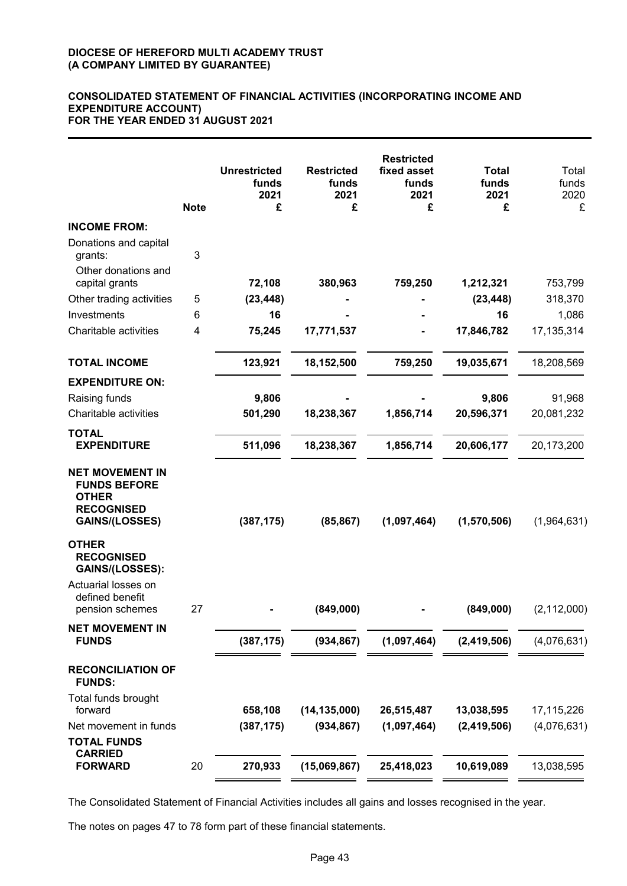**DIOCESE OF HEREFORD MULTI ACADEMY TRUST**
**(A COMPANY LIMITED BY GUARANTEE)**

**CONSOLIDATED STATEMENT OF FINANCIAL ACTIVITIES (INCORPORATING INCOME AND EXPENDITURE ACCOUNT)**
**FOR THE YEAR ENDED 31 AUGUST 2021**

| | Note | Unrestricted funds 2021 £ | Restricted funds 2021 £ | Restricted fixed asset funds 2021 £ | Total funds 2021 £ | Total funds 2020 £ |
|---|---|---|---|---|---|---|
| **INCOME FROM:** | | | | | | |
| Donations and capital grants: | 3 | | | | | |
| Other donations and capital grants | | 72,108 | 380,963 | 759,250 | 1,212,321 | 753,799 |
| Other trading activities | 5 | (23,448) | - | - | (23,448) | 318,370 |
| Investments | 6 | 16 | - | - | 16 | 1,086 |
| Charitable activities | 4 | 75,245 | 17,771,537 | - | 17,846,782 | 17,135,314 |
| **TOTAL INCOME** | | 123,921 | 18,152,500 | 759,250 | 19,035,671 | 18,208,569 |
| **EXPENDITURE ON:** | | | | | | |
| Raising funds | | 9,806 | - | - | 9,806 | 91,968 |
| Charitable activities | | 501,290 | 18,238,367 | 1,856,714 | 20,596,371 | 20,081,232 |
| **TOTAL EXPENDITURE** | | 511,096 | 18,238,367 | 1,856,714 | 20,606,177 | 20,173,200 |
| **NET MOVEMENT IN FUNDS BEFORE OTHER RECOGNISED GAINS/(LOSSES)** | | (387,175) | (85,867) | (1,097,464) | (1,570,506) | (1,964,631) |
| **OTHER RECOGNISED GAINS/(LOSSES):** | | | | | | |
| Actuarial losses on defined benefit pension schemes | 27 | - | (849,000) | - | (849,000) | (2,112,000) |
| **NET MOVEMENT IN FUNDS** | | (387,175) | (934,867) | (1,097,464) | (2,419,506) | (4,076,631) |
| **RECONCILIATION OF FUNDS:** | | | | | | |
| Total funds brought forward | | 658,108 | (14,135,000) | 26,515,487 | 13,038,595 | 17,115,226 |
| Net movement in funds | | (387,175) | (934,867) | (1,097,464) | (2,419,506) | (4,076,631) |
| **TOTAL FUNDS CARRIED FORWARD** | 20 | 270,933 | (15,069,867) | 25,418,023 | 10,619,089 | 13,038,595 |

The Consolidated Statement of Financial Activities includes all gains and losses recognised in the year.

The notes on pages 47 to 78 form part of these financial statements.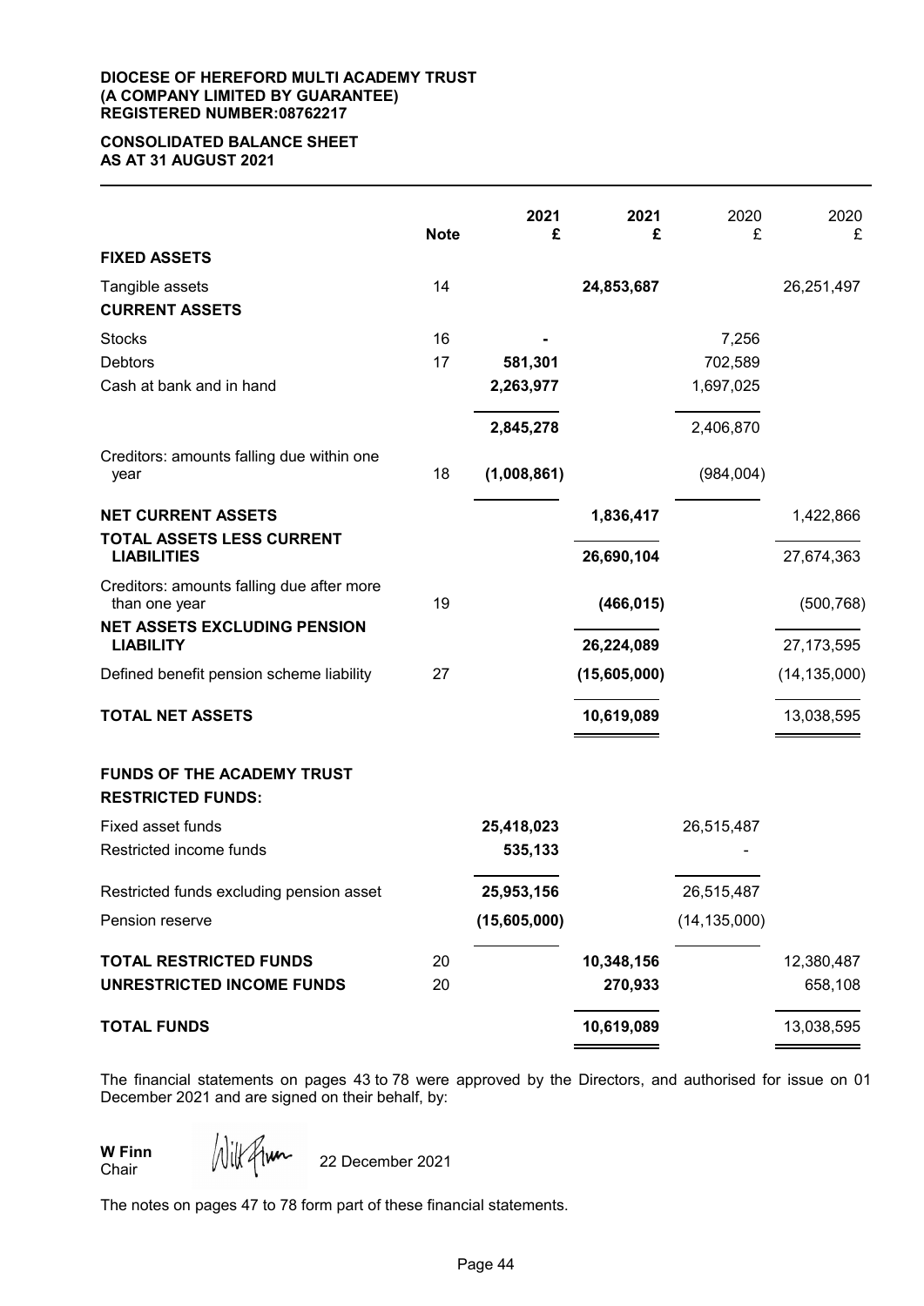**DIOCESE OF HEREFORD MULTI ACADEMY TRUST**
**(A COMPANY LIMITED BY GUARANTEE)**
**REGISTERED NUMBER:08762217**

## CONSOLIDATED BALANCE SHEET AS AT 31 AUGUST 2021

| | Note | 2021 £ | 2021 £ | 2020 £ | 2020 £ |
|---|---|---|---|---|---|
| **FIXED ASSETS** | | | | | |
| Tangible assets | 14 | | **24,853,687** | | 26,251,497 |
| **CURRENT ASSETS** | | | | | |
| Stocks | 16 | **-** | | 7,256 | |
| Debtors | 17 | **581,301** | | 702,589 | |
| Cash at bank and in hand | | **2,263,977** | | 1,697,025 | |
| | | **2,845,278** | | 2,406,870 | |
| Creditors: amounts falling due within one year | 18 | **(1,008,861)** | | (984,004) | |
| **NET CURRENT ASSETS** | | | **1,836,417** | | 1,422,866 |
| **TOTAL ASSETS LESS CURRENT LIABILITIES** | | | **26,690,104** | | 27,674,363 |
| Creditors: amounts falling due after more than one year | 19 | | **(466,015)** | | (500,768) |
| **NET ASSETS EXCLUDING PENSION LIABILITY** | | | **26,224,089** | | 27,173,595 |
| Defined benefit pension scheme liability | 27 | | **(15,605,000)** | | (14,135,000) |
| **TOTAL NET ASSETS** | | | **10,619,089** | | 13,038,595 |
| **FUNDS OF THE ACADEMY TRUST** | | | | | |
| **RESTRICTED FUNDS:** | | | | | |
| Fixed asset funds | | **25,418,023** | | 26,515,487 | |
| Restricted income funds | | **535,133** | | - | |
| Restricted funds excluding pension asset | | **25,953,156** | | 26,515,487 | |
| Pension reserve | | **(15,605,000)** | | (14,135,000) | |
| **TOTAL RESTRICTED FUNDS** | 20 | | **10,348,156** | | 12,380,487 |
| **UNRESTRICTED INCOME FUNDS** | 20 | | **270,933** | | 658,108 |
| **TOTAL FUNDS** | | | **10,619,089** | | 13,038,595 |

The financial statements on pages 43 to 78 were approved by the Directors, and authorised for issue on 01 December 2021 and are signed on their behalf, by:

**W Finn**
Chair

22 December 2021

The notes on pages 47 to 78 form part of these financial statements.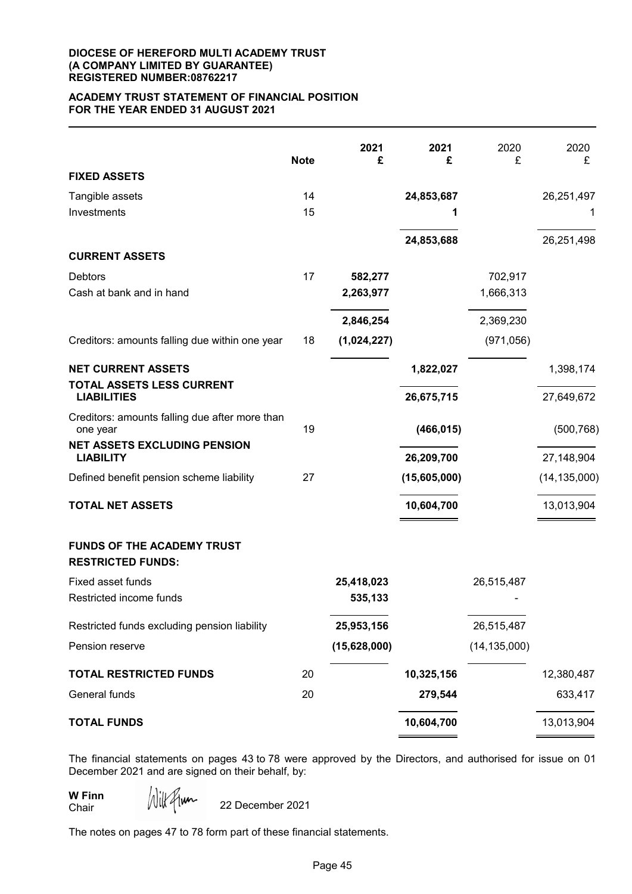**DIOCESE OF HEREFORD MULTI ACADEMY TRUST**
**(A COMPANY LIMITED BY GUARANTEE)**
**REGISTERED NUMBER:08762217**

**ACADEMY TRUST STATEMENT OF FINANCIAL POSITION**
**FOR THE YEAR ENDED 31 AUGUST 2021**

| | Note | 2021 £ | 2021 £ | 2020 £ | 2020 £ |
|---|---|---|---|---|---|
| **FIXED ASSETS** | | | | | |
| Tangible assets | 14 | | **24,853,687** | | 26,251,497 |
| Investments | 15 | | **1** | | 1 |
| | | | **24,853,688** | | 26,251,498 |
| **CURRENT ASSETS** | | | | | |
| Debtors | 17 | **582,277** | | 702,917 | |
| Cash at bank and in hand | | **2,263,977** | | 1,666,313 | |
| | | **2,846,254** | | 2,369,230 | |
| Creditors: amounts falling due within one year | 18 | **(1,024,227)** | | (971,056) | |
| **NET CURRENT ASSETS** | | | **1,822,027** | | 1,398,174 |
| **TOTAL ASSETS LESS CURRENT LIABILITIES** | | | **26,675,715** | | 27,649,672 |
| Creditors: amounts falling due after more than one year | 19 | | **(466,015)** | | (500,768) |
| **NET ASSETS EXCLUDING PENSION LIABILITY** | | | **26,209,700** | | 27,148,904 |
| Defined benefit pension scheme liability | 27 | | **(15,605,000)** | | (14,135,000) |
| **TOTAL NET ASSETS** | | | **10,604,700** | | 13,013,904 |
| **FUNDS OF THE ACADEMY TRUST** | | | | | |
| **RESTRICTED FUNDS:** | | | | | |
| Fixed asset funds | | **25,418,023** | | 26,515,487 | |
| Restricted income funds | | **535,133** | | - | |
| Restricted funds excluding pension liability | | **25,953,156** | | 26,515,487 | |
| Pension reserve | | **(15,628,000)** | | (14,135,000) | |
| **TOTAL RESTRICTED FUNDS** | 20 | | **10,325,156** | | 12,380,487 |
| General funds | 20 | | **279,544** | | 633,417 |
| **TOTAL FUNDS** | | | **10,604,700** | | 13,013,904 |

The financial statements on pages 43 to 78 were approved by the Directors, and authorised for issue on 01 December 2021 and are signed on their behalf, by:

**W Finn**
Chair

22 December 2021

The notes on pages 47 to 78 form part of these financial statements.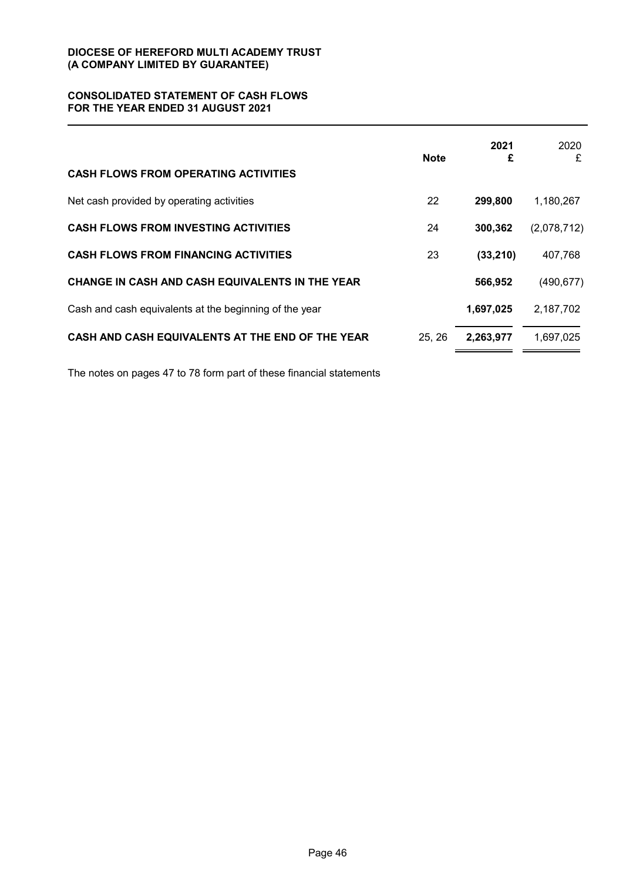**DIOCESE OF HEREFORD MULTI ACADEMY TRUST**
**(A COMPANY LIMITED BY GUARANTEE)**

# CONSOLIDATED STATEMENT OF CASH FLOWS FOR THE YEAR ENDED 31 AUGUST 2021

| | Note | 2021 £ | 2020 £ |
|---|---|---|---|
| **CASH FLOWS FROM OPERATING ACTIVITIES** | | | |
| Net cash provided by operating activities | 22 | **299,800** | 1,180,267 |
| **CASH FLOWS FROM INVESTING ACTIVITIES** | 24 | **300,362** | (2,078,712) |
| **CASH FLOWS FROM FINANCING ACTIVITIES** | 23 | **(33,210)** | 407,768 |
| **CHANGE IN CASH AND CASH EQUIVALENTS IN THE YEAR** | | **566,952** | (490,677) |
| Cash and cash equivalents at the beginning of the year | | **1,697,025** | 2,187,702 |
| **CASH AND CASH EQUIVALENTS AT THE END OF THE YEAR** | 25, 26 | **2,263,977** | 1,697,025 |

The notes on pages 47 to 78 form part of these financial statements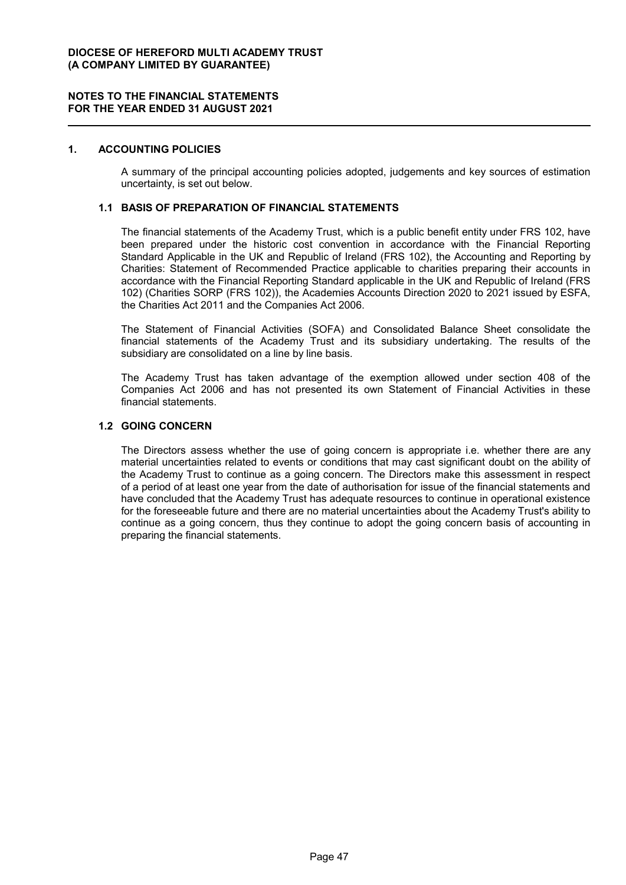## 1. ACCOUNTING POLICIES

A summary of the principal accounting policies adopted, judgements and key sources of estimation uncertainty, is set out below.

### 1.1 BASIS OF PREPARATION OF FINANCIAL STATEMENTS

The financial statements of the Academy Trust, which is a public benefit entity under FRS 102, have been prepared under the historic cost convention in accordance with the Financial Reporting Standard Applicable in the UK and Republic of Ireland (FRS 102), the Accounting and Reporting by Charities: Statement of Recommended Practice applicable to charities preparing their accounts in accordance with the Financial Reporting Standard applicable in the UK and Republic of Ireland (FRS 102) (Charities SORP (FRS 102)), the Academies Accounts Direction 2020 to 2021 issued by ESFA, the Charities Act 2011 and the Companies Act 2006.

The Statement of Financial Activities (SOFA) and Consolidated Balance Sheet consolidate the financial statements of the Academy Trust and its subsidiary undertaking. The results of the subsidiary are consolidated on a line by line basis.

The Academy Trust has taken advantage of the exemption allowed under section 408 of the Companies Act 2006 and has not presented its own Statement of Financial Activities in these financial statements.

### 1.2 GOING CONCERN

The Directors assess whether the use of going concern is appropriate i.e. whether there are any material uncertainties related to events or conditions that may cast significant doubt on the ability of the Academy Trust to continue as a going concern. The Directors make this assessment in respect of a period of at least one year from the date of authorisation for issue of the financial statements and have concluded that the Academy Trust has adequate resources to continue in operational existence for the foreseeable future and there are no material uncertainties about the Academy Trust's ability to continue as a going concern, thus they continue to adopt the going concern basis of accounting in preparing the financial statements.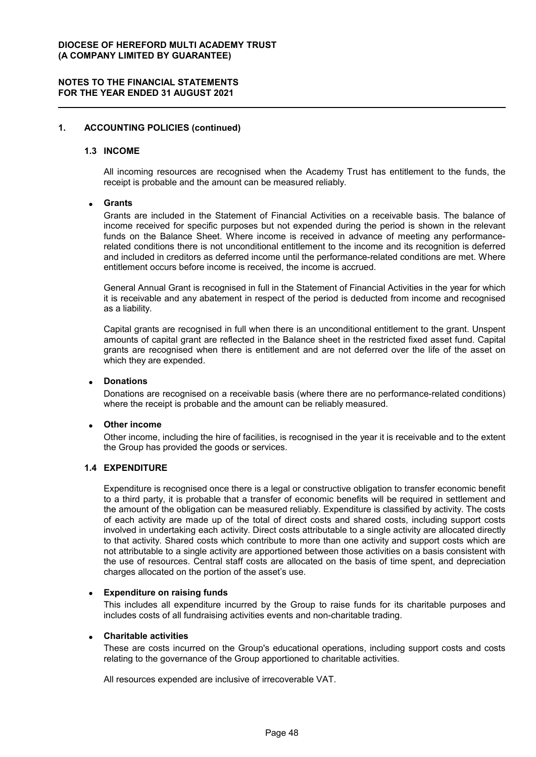## 1. ACCOUNTING POLICIES (continued)

### 1.3 INCOME

All incoming resources are recognised when the Academy Trust has entitlement to the funds, the receipt is probable and the amount can be measured reliably.

- **Grants**

  Grants are included in the Statement of Financial Activities on a receivable basis. The balance of income received for specific purposes but not expended during the period is shown in the relevant funds on the Balance Sheet. Where income is received in advance of meeting any performance-related conditions there is not unconditional entitlement to the income and its recognition is deferred and included in creditors as deferred income until the performance-related conditions are met. Where entitlement occurs before income is received, the income is accrued.

  General Annual Grant is recognised in full in the Statement of Financial Activities in the year for which it is receivable and any abatement in respect of the period is deducted from income and recognised as a liability.

  Capital grants are recognised in full when there is an unconditional entitlement to the grant. Unspent amounts of capital grant are reflected in the Balance sheet in the restricted fixed asset fund. Capital grants are recognised when there is entitlement and are not deferred over the life of the asset on which they are expended.

- **Donations**

  Donations are recognised on a receivable basis (where there are no performance-related conditions) where the receipt is probable and the amount can be reliably measured.

- **Other income**

  Other income, including the hire of facilities, is recognised in the year it is receivable and to the extent the Group has provided the goods or services.

### 1.4 EXPENDITURE

Expenditure is recognised once there is a legal or constructive obligation to transfer economic benefit to a third party, it is probable that a transfer of economic benefits will be required in settlement and the amount of the obligation can be measured reliably. Expenditure is classified by activity. The costs of each activity are made up of the total of direct costs and shared costs, including support costs involved in undertaking each activity. Direct costs attributable to a single activity are allocated directly to that activity. Shared costs which contribute to more than one activity and support costs which are not attributable to a single activity are apportioned between those activities on a basis consistent with the use of resources. Central staff costs are allocated on the basis of time spent, and depreciation charges allocated on the portion of the asset's use.

- **Expenditure on raising funds**

  This includes all expenditure incurred by the Group to raise funds for its charitable purposes and includes costs of all fundraising activities events and non-charitable trading.

- **Charitable activities**

  These are costs incurred on the Group's educational operations, including support costs and costs relating to the governance of the Group apportioned to charitable activities.

All resources expended are inclusive of irrecoverable VAT.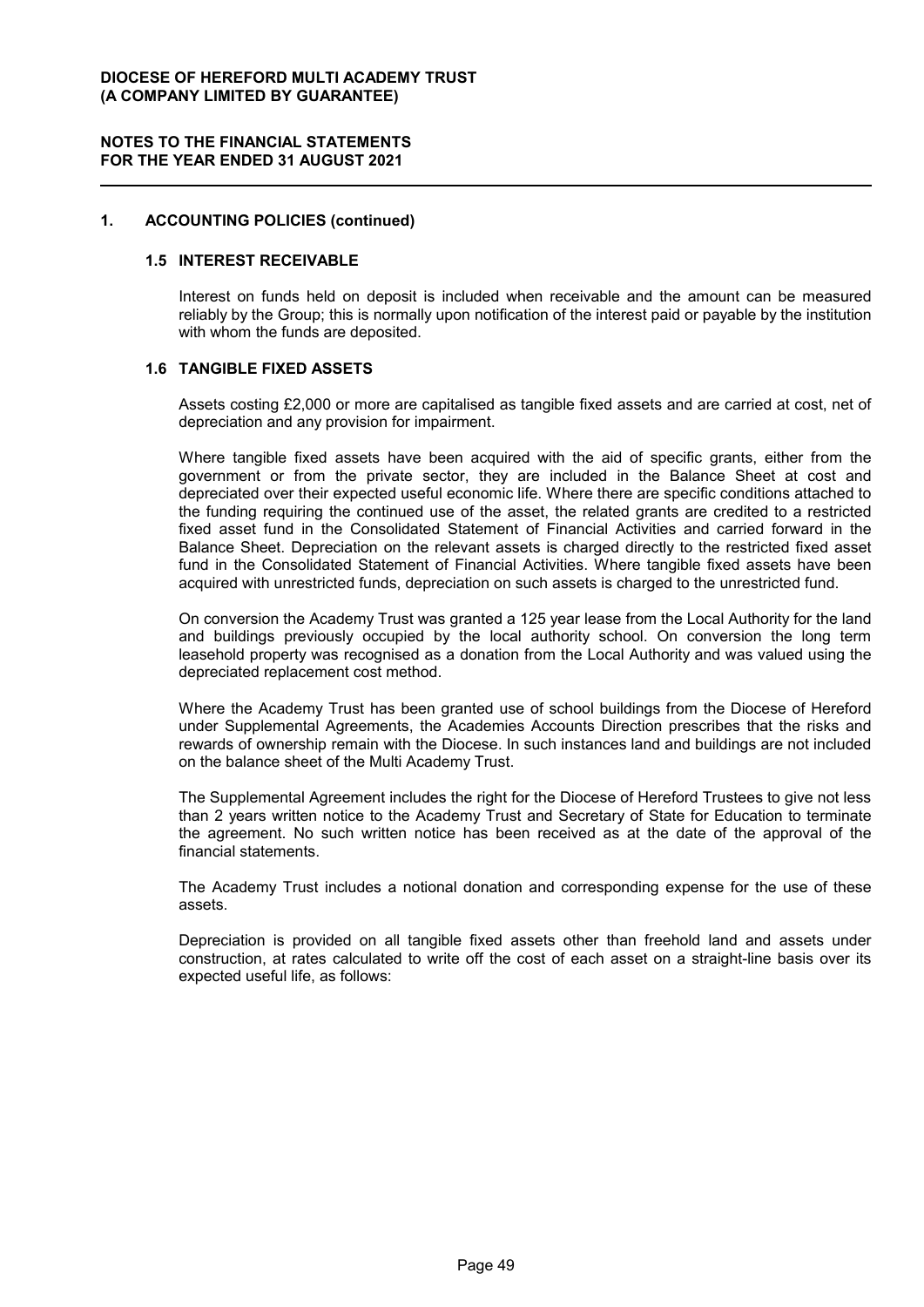## 1. ACCOUNTING POLICIES (continued)

### 1.5 INTEREST RECEIVABLE

Interest on funds held on deposit is included when receivable and the amount can be measured reliably by the Group; this is normally upon notification of the interest paid or payable by the institution with whom the funds are deposited.

### 1.6 TANGIBLE FIXED ASSETS

Assets costing £2,000 or more are capitalised as tangible fixed assets and are carried at cost, net of depreciation and any provision for impairment.

Where tangible fixed assets have been acquired with the aid of specific grants, either from the government or from the private sector, they are included in the Balance Sheet at cost and depreciated over their expected useful economic life. Where there are specific conditions attached to the funding requiring the continued use of the asset, the related grants are credited to a restricted fixed asset fund in the Consolidated Statement of Financial Activities and carried forward in the Balance Sheet. Depreciation on the relevant assets is charged directly to the restricted fixed asset fund in the Consolidated Statement of Financial Activities. Where tangible fixed assets have been acquired with unrestricted funds, depreciation on such assets is charged to the unrestricted fund.

On conversion the Academy Trust was granted a 125 year lease from the Local Authority for the land and buildings previously occupied by the local authority school. On conversion the long term leasehold property was recognised as a donation from the Local Authority and was valued using the depreciated replacement cost method.

Where the Academy Trust has been granted use of school buildings from the Diocese of Hereford under Supplemental Agreements, the Academies Accounts Direction prescribes that the risks and rewards of ownership remain with the Diocese. In such instances land and buildings are not included on the balance sheet of the Multi Academy Trust.

The Supplemental Agreement includes the right for the Diocese of Hereford Trustees to give not less than 2 years written notice to the Academy Trust and Secretary of State for Education to terminate the agreement. No such written notice has been received as at the date of the approval of the financial statements.

The Academy Trust includes a notional donation and corresponding expense for the use of these assets.

Depreciation is provided on all tangible fixed assets other than freehold land and assets under construction, at rates calculated to write off the cost of each asset on a straight-line basis over its expected useful life, as follows: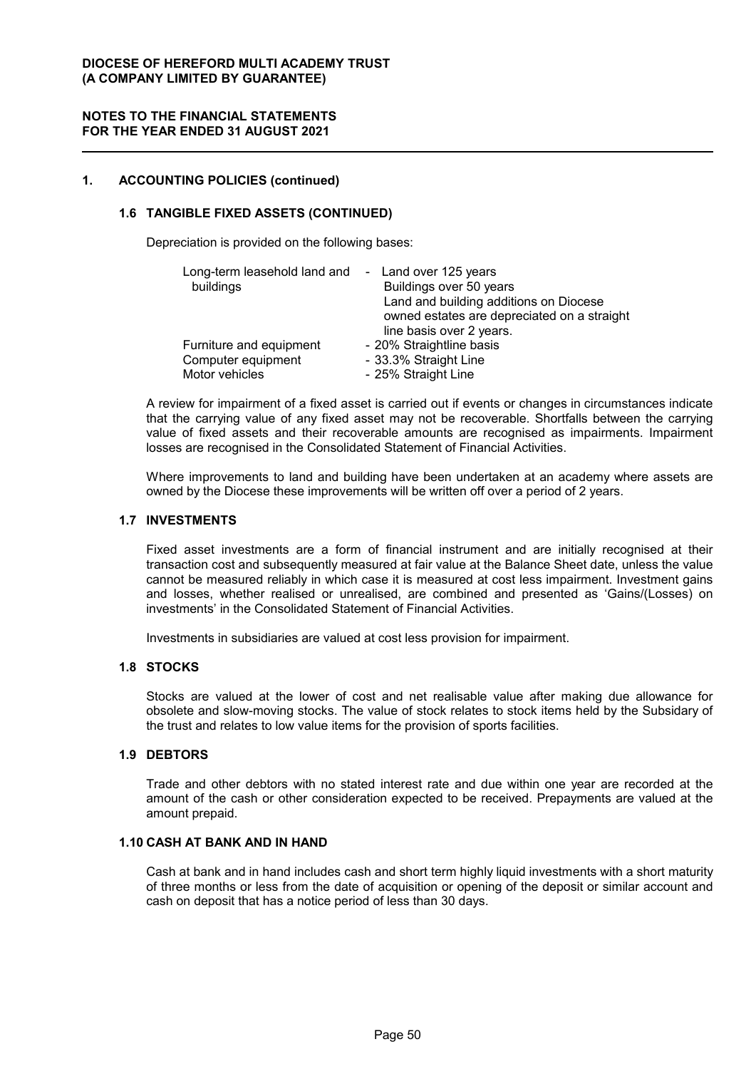## 1. ACCOUNTING POLICIES (continued)

### 1.6 TANGIBLE FIXED ASSETS (CONTINUED)

Depreciation is provided on the following bases:

| | |
|---|---|
| Long-term leasehold land and buildings | - Land over 125 years<br>Buildings over 50 years<br>Land and building additions on Diocese owned estates are depreciated on a straight line basis over 2 years. |
| Furniture and equipment | - 20% Straightline basis |
| Computer equipment | - 33.3% Straight Line |
| Motor vehicles | - 25% Straight Line |

A review for impairment of a fixed asset is carried out if events or changes in circumstances indicate that the carrying value of any fixed asset may not be recoverable. Shortfalls between the carrying value of fixed assets and their recoverable amounts are recognised as impairments. Impairment losses are recognised in the Consolidated Statement of Financial Activities.

Where improvements to land and building have been undertaken at an academy where assets are owned by the Diocese these improvements will be written off over a period of 2 years.

### 1.7 INVESTMENTS

Fixed asset investments are a form of financial instrument and are initially recognised at their transaction cost and subsequently measured at fair value at the Balance Sheet date, unless the value cannot be measured reliably in which case it is measured at cost less impairment. Investment gains and losses, whether realised or unrealised, are combined and presented as 'Gains/(Losses) on investments' in the Consolidated Statement of Financial Activities.

Investments in subsidiaries are valued at cost less provision for impairment.

### 1.8 STOCKS

Stocks are valued at the lower of cost and net realisable value after making due allowance for obsolete and slow-moving stocks. The value of stock relates to stock items held by the Subsidary of the trust and relates to low value items for the provision of sports facilities.

### 1.9 DEBTORS

Trade and other debtors with no stated interest rate and due within one year are recorded at the amount of the cash or other consideration expected to be received. Prepayments are valued at the amount prepaid.

### 1.10 CASH AT BANK AND IN HAND

Cash at bank and in hand includes cash and short term highly liquid investments with a short maturity of three months or less from the date of acquisition or opening of the deposit or similar account and cash on deposit that has a notice period of less than 30 days.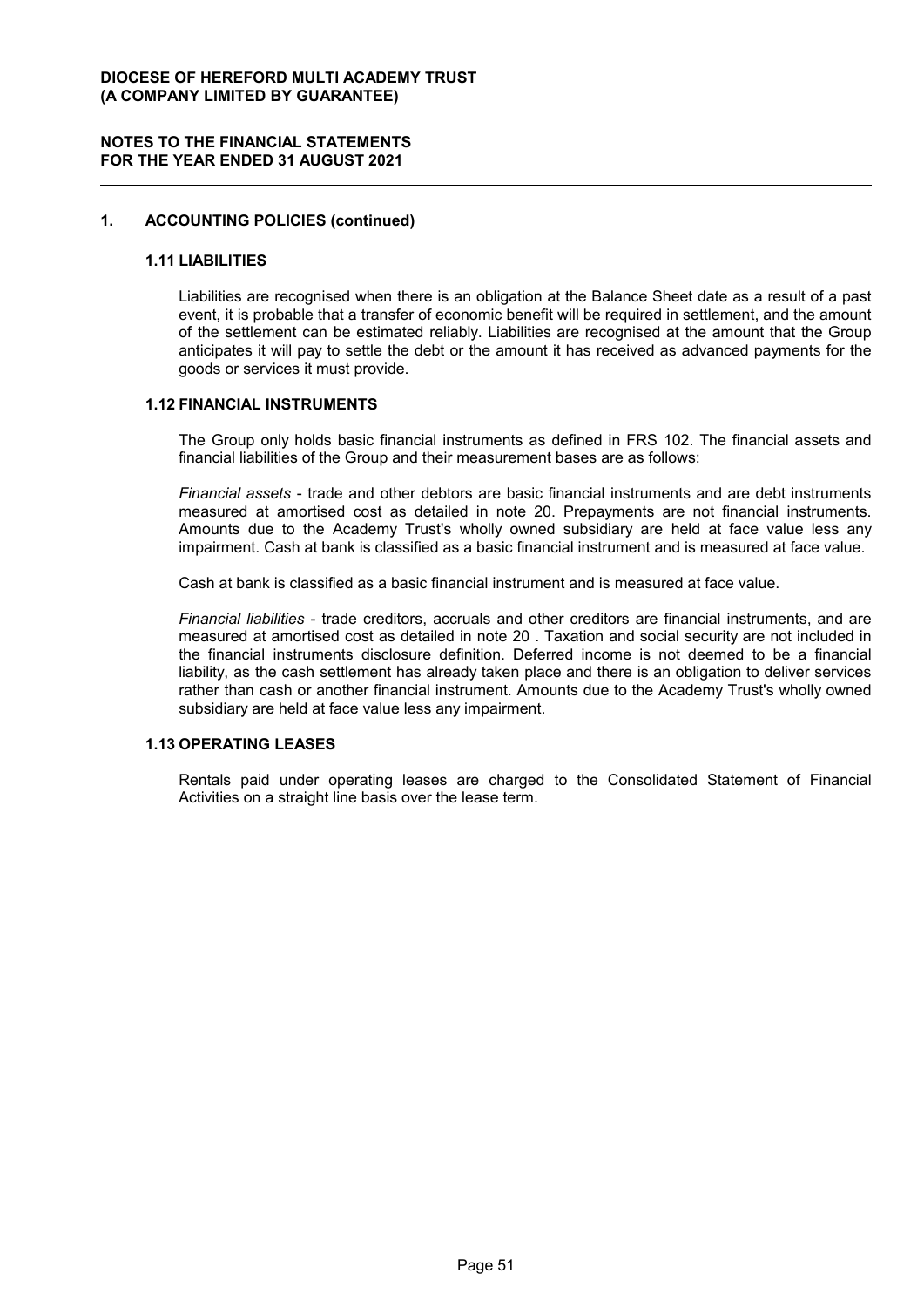## 1. ACCOUNTING POLICIES (continued)

### 1.11 LIABILITIES

Liabilities are recognised when there is an obligation at the Balance Sheet date as a result of a past event, it is probable that a transfer of economic benefit will be required in settlement, and the amount of the settlement can be estimated reliably. Liabilities are recognised at the amount that the Group anticipates it will pay to settle the debt or the amount it has received as advanced payments for the goods or services it must provide.

### 1.12 FINANCIAL INSTRUMENTS

The Group only holds basic financial instruments as defined in FRS 102. The financial assets and financial liabilities of the Group and their measurement bases are as follows:

*Financial assets* - trade and other debtors are basic financial instruments and are debt instruments measured at amortised cost as detailed in note 20. Prepayments are not financial instruments. Amounts due to the Academy Trust's wholly owned subsidiary are held at face value less any impairment. Cash at bank is classified as a basic financial instrument and is measured at face value.

Cash at bank is classified as a basic financial instrument and is measured at face value.

*Financial liabilities* - trade creditors, accruals and other creditors are financial instruments, and are measured at amortised cost as detailed in note 20 . Taxation and social security are not included in the financial instruments disclosure definition. Deferred income is not deemed to be a financial liability, as the cash settlement has already taken place and there is an obligation to deliver services rather than cash or another financial instrument. Amounts due to the Academy Trust's wholly owned subsidiary are held at face value less any impairment.

### 1.13 OPERATING LEASES

Rentals paid under operating leases are charged to the Consolidated Statement of Financial Activities on a straight line basis over the lease term.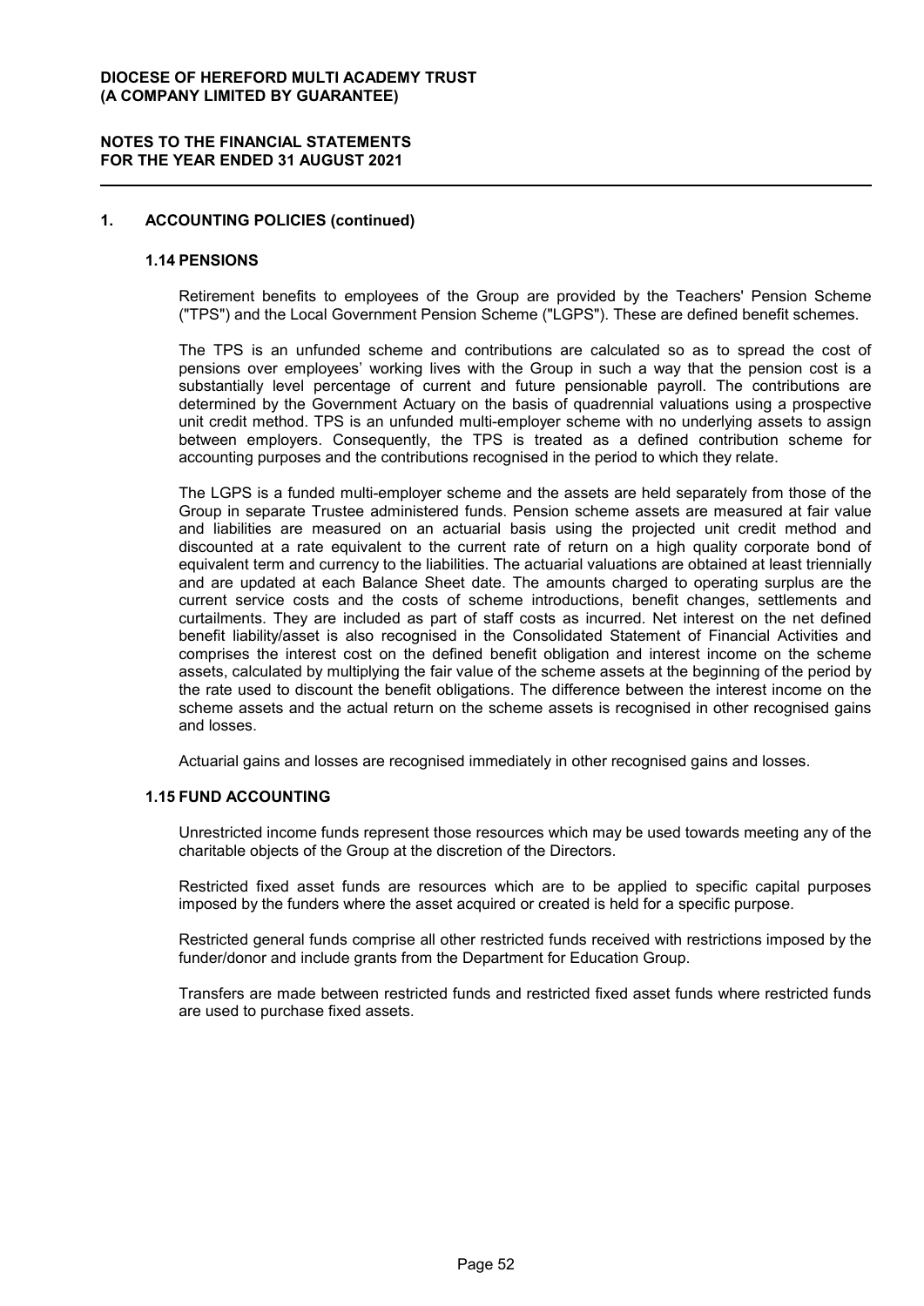## 1. ACCOUNTING POLICIES (continued)

### 1.14 PENSIONS

Retirement benefits to employees of the Group are provided by the Teachers' Pension Scheme ("TPS") and the Local Government Pension Scheme ("LGPS"). These are defined benefit schemes.

The TPS is an unfunded scheme and contributions are calculated so as to spread the cost of pensions over employees' working lives with the Group in such a way that the pension cost is a substantially level percentage of current and future pensionable payroll. The contributions are determined by the Government Actuary on the basis of quadrennial valuations using a prospective unit credit method. TPS is an unfunded multi-employer scheme with no underlying assets to assign between employers. Consequently, the TPS is treated as a defined contribution scheme for accounting purposes and the contributions recognised in the period to which they relate.

The LGPS is a funded multi-employer scheme and the assets are held separately from those of the Group in separate Trustee administered funds. Pension scheme assets are measured at fair value and liabilities are measured on an actuarial basis using the projected unit credit method and discounted at a rate equivalent to the current rate of return on a high quality corporate bond of equivalent term and currency to the liabilities. The actuarial valuations are obtained at least triennially and are updated at each Balance Sheet date. The amounts charged to operating surplus are the current service costs and the costs of scheme introductions, benefit changes, settlements and curtailments. They are included as part of staff costs as incurred. Net interest on the net defined benefit liability/asset is also recognised in the Consolidated Statement of Financial Activities and comprises the interest cost on the defined benefit obligation and interest income on the scheme assets, calculated by multiplying the fair value of the scheme assets at the beginning of the period by the rate used to discount the benefit obligations. The difference between the interest income on the scheme assets and the actual return on the scheme assets is recognised in other recognised gains and losses.

Actuarial gains and losses are recognised immediately in other recognised gains and losses.

### 1.15 FUND ACCOUNTING

Unrestricted income funds represent those resources which may be used towards meeting any of the charitable objects of the Group at the discretion of the Directors.

Restricted fixed asset funds are resources which are to be applied to specific capital purposes imposed by the funders where the asset acquired or created is held for a specific purpose.

Restricted general funds comprise all other restricted funds received with restrictions imposed by the funder/donor and include grants from the Department for Education Group.

Transfers are made between restricted funds and restricted fixed asset funds where restricted funds are used to purchase fixed assets.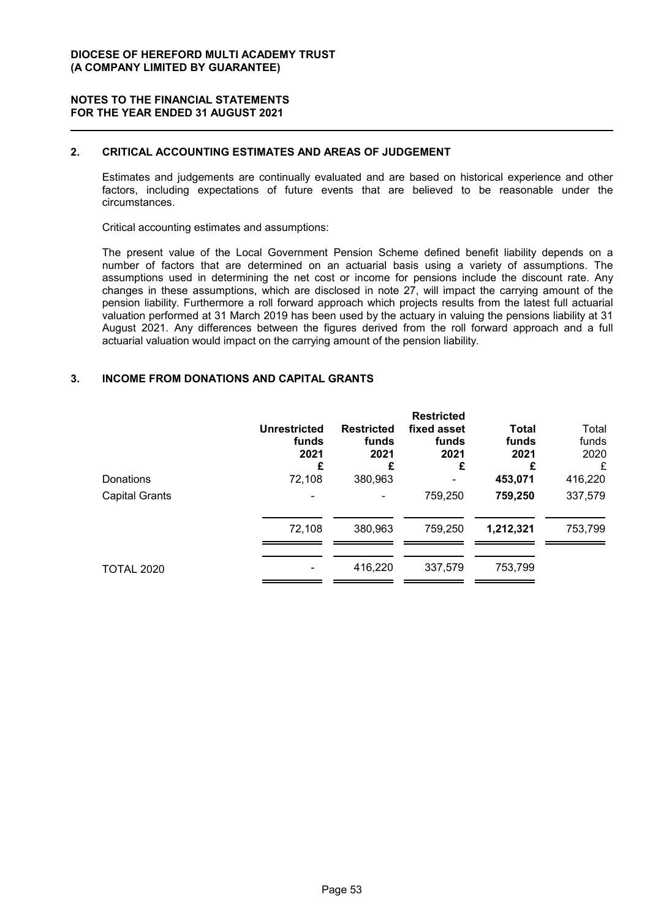## 2. CRITICAL ACCOUNTING ESTIMATES AND AREAS OF JUDGEMENT

Estimates and judgements are continually evaluated and are based on historical experience and other factors, including expectations of future events that are believed to be reasonable under the circumstances.

Critical accounting estimates and assumptions:

The present value of the Local Government Pension Scheme defined benefit liability depends on a number of factors that are determined on an actuarial basis using a variety of assumptions. The assumptions used in determining the net cost or income for pensions include the discount rate. Any changes in these assumptions, which are disclosed in note 27, will impact the carrying amount of the pension liability. Furthermore a roll forward approach which projects results from the latest full actuarial valuation performed at 31 March 2019 has been used by the actuary in valuing the pensions liability at 31 August 2021. Any differences between the figures derived from the roll forward approach and a full actuarial valuation would impact on the carrying amount of the pension liability.

## 3. INCOME FROM DONATIONS AND CAPITAL GRANTS

| | **Unrestricted funds 2021 £** | **Restricted funds 2021 £** | **Restricted fixed asset funds 2021 £** | **Total funds 2021 £** | Total funds 2020 £ |
|---|---|---|---|---|---|
| Donations | 72,108 | 380,963 | - | **453,071** | 416,220 |
| Capital Grants | - | - | 759,250 | **759,250** | 337,579 |
| | 72,108 | 380,963 | 759,250 | **1,212,321** | 753,799 |
| TOTAL 2020 | - | 416,220 | 337,579 | 753,799 | |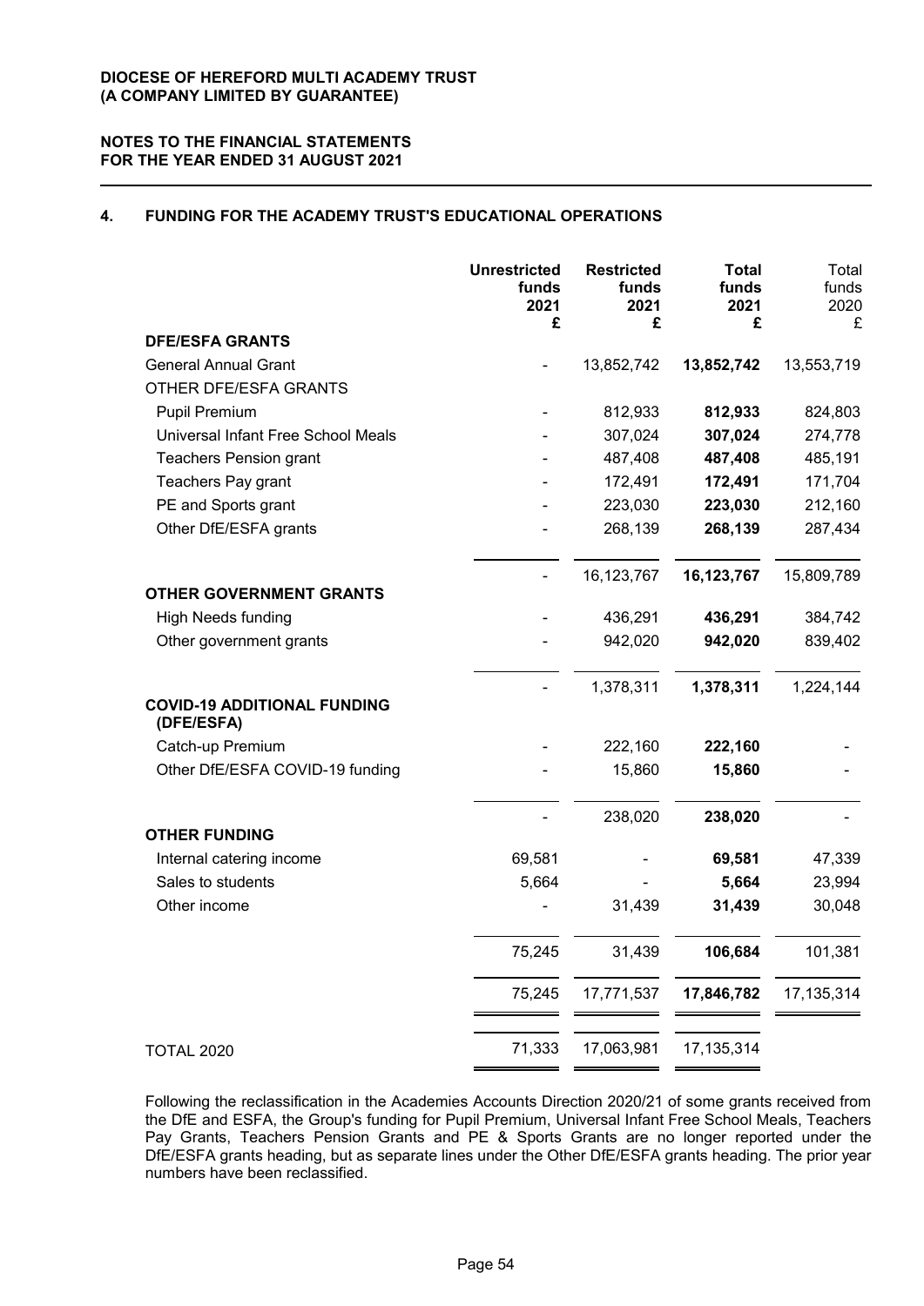**DIOCESE OF HEREFORD MULTI ACADEMY TRUST**
**(A COMPANY LIMITED BY GUARANTEE)**

**NOTES TO THE FINANCIAL STATEMENTS**
**FOR THE YEAR ENDED 31 AUGUST 2021**

## 4. FUNDING FOR THE ACADEMY TRUST'S EDUCATIONAL OPERATIONS

| | **Unrestricted funds 2021 £** | **Restricted funds 2021 £** | **Total funds 2021 £** | Total funds 2020 £ |
|---|---|---|---|---|
| **DFE/ESFA GRANTS** | | | | |
| General Annual Grant | - | 13,852,742 | **13,852,742** | 13,553,719 |
| OTHER DFE/ESFA GRANTS | | | | |
| Pupil Premium | - | 812,933 | **812,933** | 824,803 |
| Universal Infant Free School Meals | - | 307,024 | **307,024** | 274,778 |
| Teachers Pension grant | - | 487,408 | **487,408** | 485,191 |
| Teachers Pay grant | - | 172,491 | **172,491** | 171,704 |
| PE and Sports grant | - | 223,030 | **223,030** | 212,160 |
| Other DfE/ESFA grants | - | 268,139 | **268,139** | 287,434 |
| | - | 16,123,767 | **16,123,767** | 15,809,789 |
| **OTHER GOVERNMENT GRANTS** | | | | |
| High Needs funding | - | 436,291 | **436,291** | 384,742 |
| Other government grants | - | 942,020 | **942,020** | 839,402 |
| | - | 1,378,311 | **1,378,311** | 1,224,144 |
| **COVID-19 ADDITIONAL FUNDING (DFE/ESFA)** | | | | |
| Catch-up Premium | - | 222,160 | **222,160** | - |
| Other DfE/ESFA COVID-19 funding | - | 15,860 | **15,860** | - |
| | - | 238,020 | **238,020** | - |
| **OTHER FUNDING** | | | | |
| Internal catering income | 69,581 | - | **69,581** | 47,339 |
| Sales to students | 5,664 | - | **5,664** | 23,994 |
| Other income | - | 31,439 | **31,439** | 30,048 |
| | 75,245 | 31,439 | **106,684** | 101,381 |
| | 75,245 | 17,771,537 | **17,846,782** | 17,135,314 |
| TOTAL 2020 | 71,333 | 17,063,981 | 17,135,314 | |

Following the reclassification in the Academies Accounts Direction 2020/21 of some grants received from the DfE and ESFA, the Group's funding for Pupil Premium, Universal Infant Free School Meals, Teachers Pay Grants, Teachers Pension Grants and PE & Sports Grants are no longer reported under the DfE/ESFA grants heading, but as separate lines under the Other DfE/ESFA grants heading. The prior year numbers have been reclassified.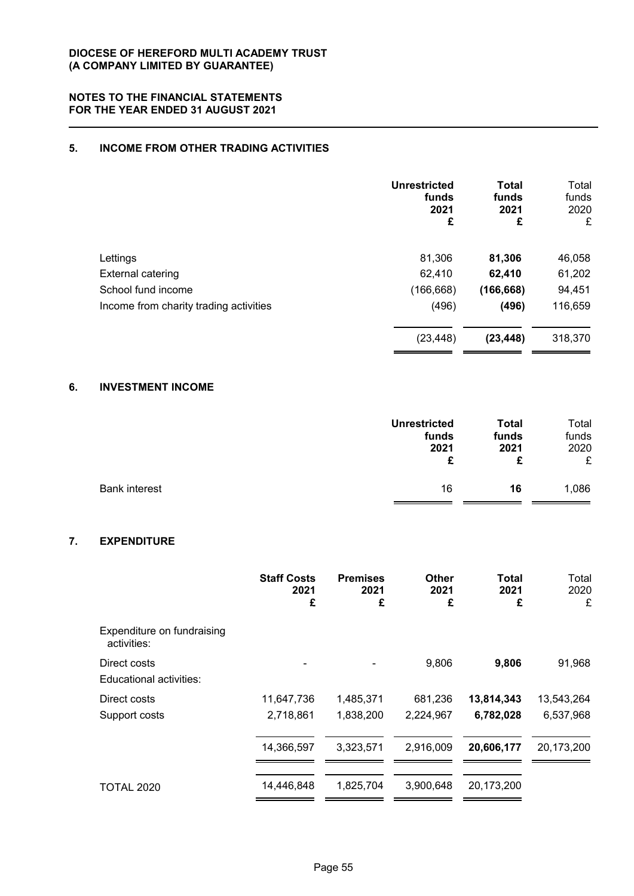**DIOCESE OF HEREFORD MULTI ACADEMY TRUST**
**(A COMPANY LIMITED BY GUARANTEE)**

**NOTES TO THE FINANCIAL STATEMENTS**
**FOR THE YEAR ENDED 31 AUGUST 2021**

## 5. INCOME FROM OTHER TRADING ACTIVITIES

| | Unrestricted funds 2021 £ | Total funds 2021 £ | Total funds 2020 £ |
|---|---|---|---|
| Lettings | 81,306 | **81,306** | 46,058 |
| External catering | 62,410 | **62,410** | 61,202 |
| School fund income | (166,668) | **(166,668)** | 94,451 |
| Income from charity trading activities | (496) | **(496)** | 116,659 |
| | (23,448) | **(23,448)** | 318,370 |

## 6. INVESTMENT INCOME

| | Unrestricted funds 2021 £ | Total funds 2021 £ | Total funds 2020 £ |
|---|---|---|---|
| Bank interest | 16 | **16** | 1,086 |

## 7. EXPENDITURE

| | Staff Costs 2021 £ | Premises 2021 £ | Other 2021 £ | Total 2021 £ | Total 2020 £ |
|---|---|---|---|---|---|
| Expenditure on fundraising activities: | | | | | |
| Direct costs | - | - | 9,806 | **9,806** | 91,968 |
| Educational activities: | | | | | |
| Direct costs | 11,647,736 | 1,485,371 | 681,236 | **13,814,343** | 13,543,264 |
| Support costs | 2,718,861 | 1,838,200 | 2,224,967 | **6,782,028** | 6,537,968 |
| | 14,366,597 | 3,323,571 | 2,916,009 | **20,606,177** | 20,173,200 |
| TOTAL 2020 | 14,446,848 | 1,825,704 | 3,900,648 | 20,173,200 | |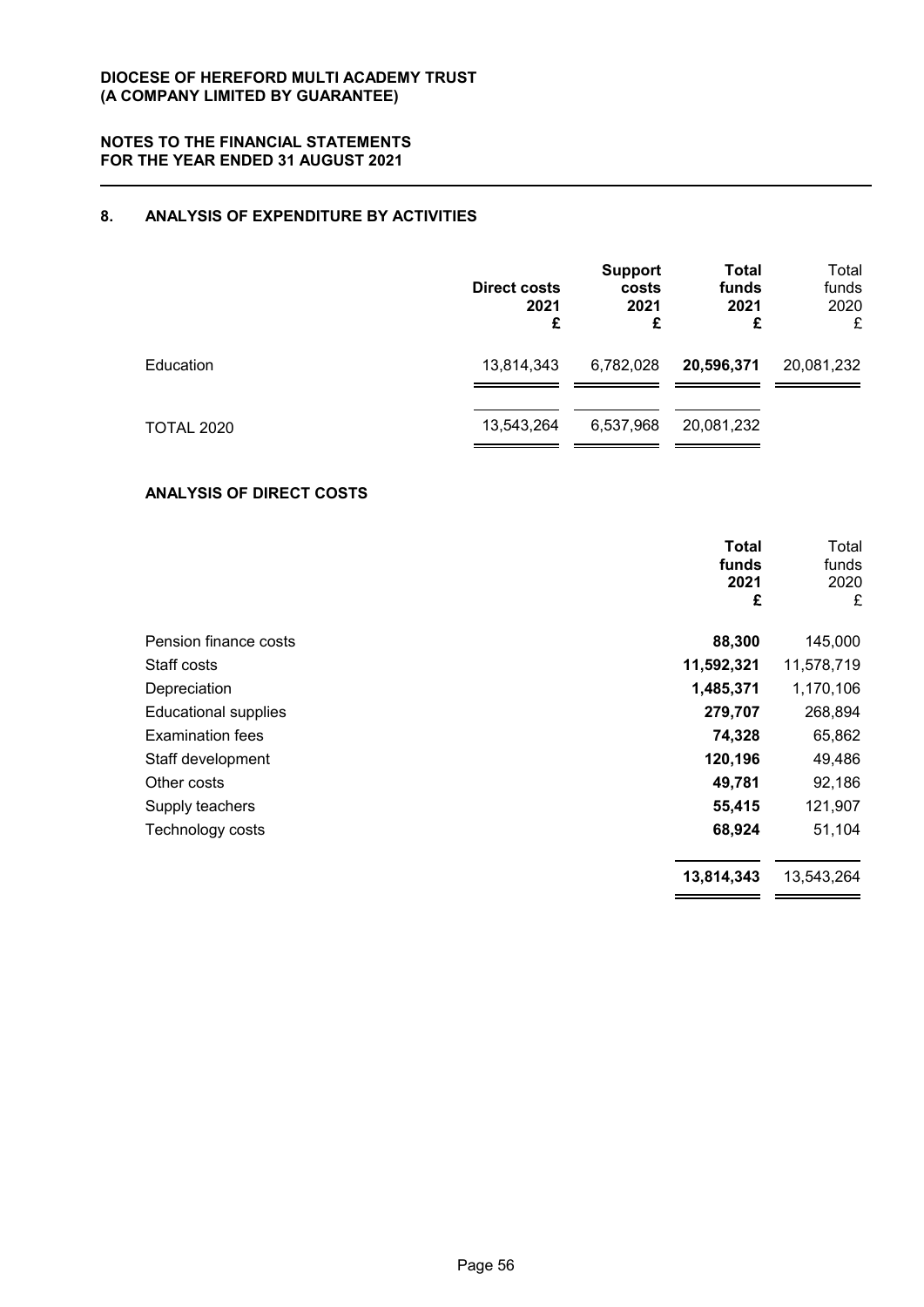**DIOCESE OF HEREFORD MULTI ACADEMY TRUST**
**(A COMPANY LIMITED BY GUARANTEE)**

**NOTES TO THE FINANCIAL STATEMENTS**
**FOR THE YEAR ENDED 31 AUGUST 2021**

## 8. ANALYSIS OF EXPENDITURE BY ACTIVITIES

| | **Direct costs 2021 £** | **Support costs 2021 £** | **Total funds 2021 £** | Total funds 2020 £ |
|---|---|---|---|---|
| Education | 13,814,343 | 6,782,028 | **20,596,371** | 20,081,232 |
| TOTAL 2020 | 13,543,264 | 6,537,968 | 20,081,232 | |

### ANALYSIS OF DIRECT COSTS

| | **Total funds 2021 £** | Total funds 2020 £ |
|---|---|---|
| Pension finance costs | **88,300** | 145,000 |
| Staff costs | **11,592,321** | 11,578,719 |
| Depreciation | **1,485,371** | 1,170,106 |
| Educational supplies | **279,707** | 268,894 |
| Examination fees | **74,328** | 65,862 |
| Staff development | **120,196** | 49,486 |
| Other costs | **49,781** | 92,186 |
| Supply teachers | **55,415** | 121,907 |
| Technology costs | **68,924** | 51,104 |
| | **13,814,343** | 13,543,264 |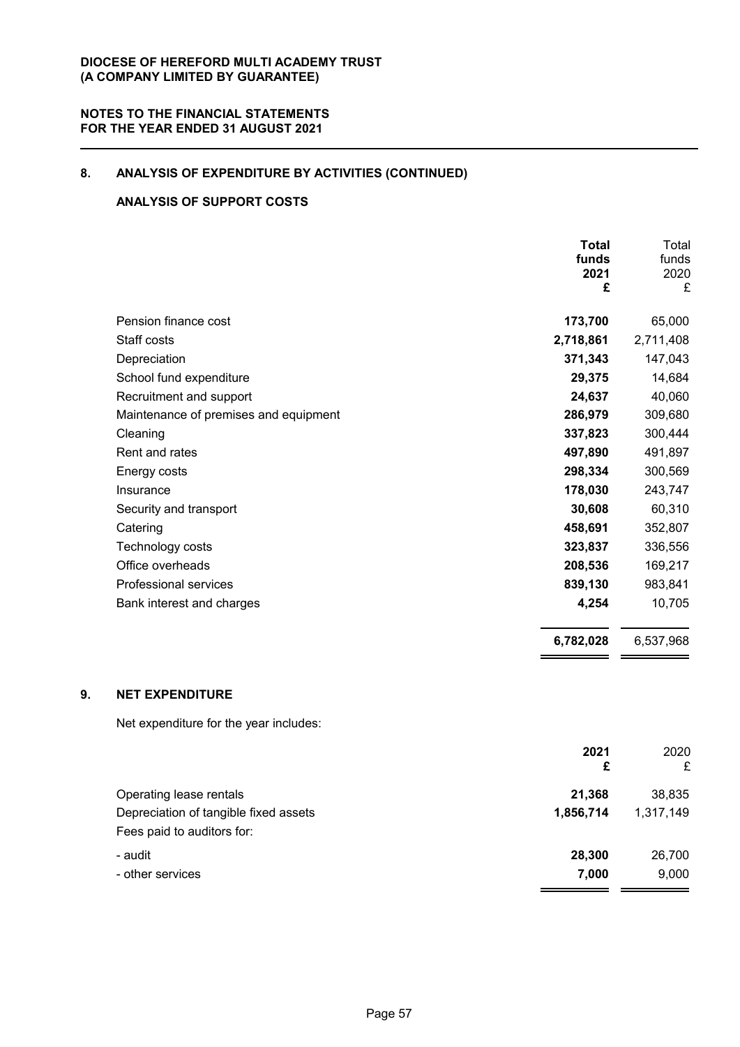## 8. ANALYSIS OF EXPENDITURE BY ACTIVITIES (CONTINUED)

### ANALYSIS OF SUPPORT COSTS

| | **Total funds 2021 £** | Total funds 2020 £ |
|---|---|---|
| Pension finance cost | **173,700** | 65,000 |
| Staff costs | **2,718,861** | 2,711,408 |
| Depreciation | **371,343** | 147,043 |
| School fund expenditure | **29,375** | 14,684 |
| Recruitment and support | **24,637** | 40,060 |
| Maintenance of premises and equipment | **286,979** | 309,680 |
| Cleaning | **337,823** | 300,444 |
| Rent and rates | **497,890** | 491,897 |
| Energy costs | **298,334** | 300,569 |
| Insurance | **178,030** | 243,747 |
| Security and transport | **30,608** | 60,310 |
| Catering | **458,691** | 352,807 |
| Technology costs | **323,837** | 336,556 |
| Office overheads | **208,536** | 169,217 |
| Professional services | **839,130** | 983,841 |
| Bank interest and charges | **4,254** | 10,705 |
| | **6,782,028** | 6,537,968 |

## 9. NET EXPENDITURE

Net expenditure for the year includes:

| | **2021 £** | 2020 £ |
|---|---|---|
| Operating lease rentals | **21,368** | 38,835 |
| Depreciation of tangible fixed assets | **1,856,714** | 1,317,149 |
| Fees paid to auditors for: | | |
| - audit | **28,300** | 26,700 |
| - other services | **7,000** | 9,000 |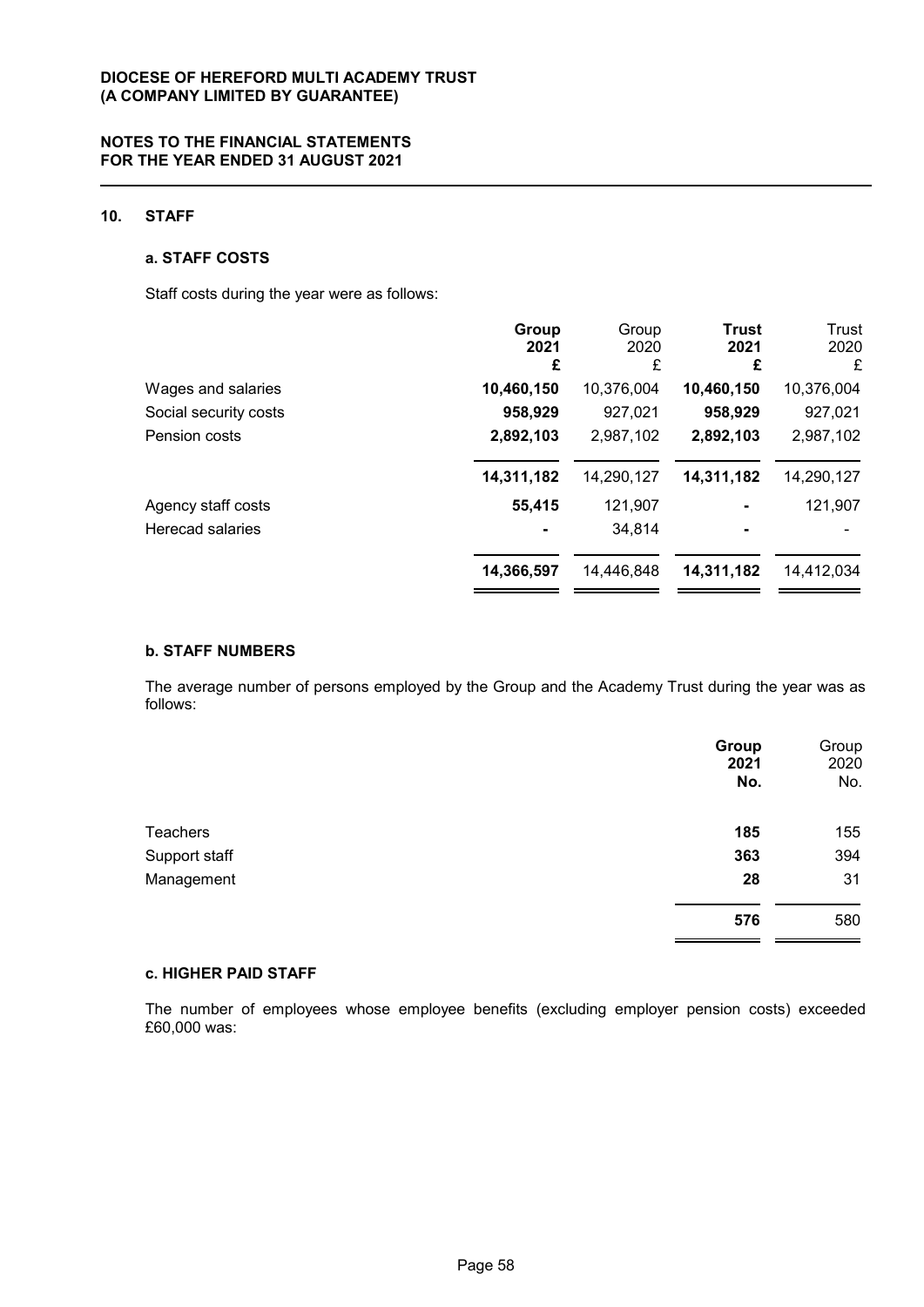## 10. STAFF

### a. STAFF COSTS

Staff costs during the year were as follows:

| | **Group 2021 £** | Group 2020 £ | **Trust 2021 £** | Trust 2020 £ |
|---|---|---|---|---|
| Wages and salaries | **10,460,150** | 10,376,004 | **10,460,150** | 10,376,004 |
| Social security costs | **958,929** | 927,021 | **958,929** | 927,021 |
| Pension costs | **2,892,103** | 2,987,102 | **2,892,103** | 2,987,102 |
| | **14,311,182** | 14,290,127 | **14,311,182** | 14,290,127 |
| Agency staff costs | **55,415** | 121,907 | **-** | 121,907 |
| Herecad salaries | **-** | 34,814 | **-** | - |
| | **14,366,597** | 14,446,848 | **14,311,182** | 14,412,034 |

### b. STAFF NUMBERS

The average number of persons employed by the Group and the Academy Trust during the year was as follows:

| | **Group 2021 No.** | Group 2020 No. |
|---|---|---|
| Teachers | **185** | 155 |
| Support staff | **363** | 394 |
| Management | **28** | 31 |
| | **576** | 580 |

### c. HIGHER PAID STAFF

The number of employees whose employee benefits (excluding employer pension costs) exceeded £60,000 was: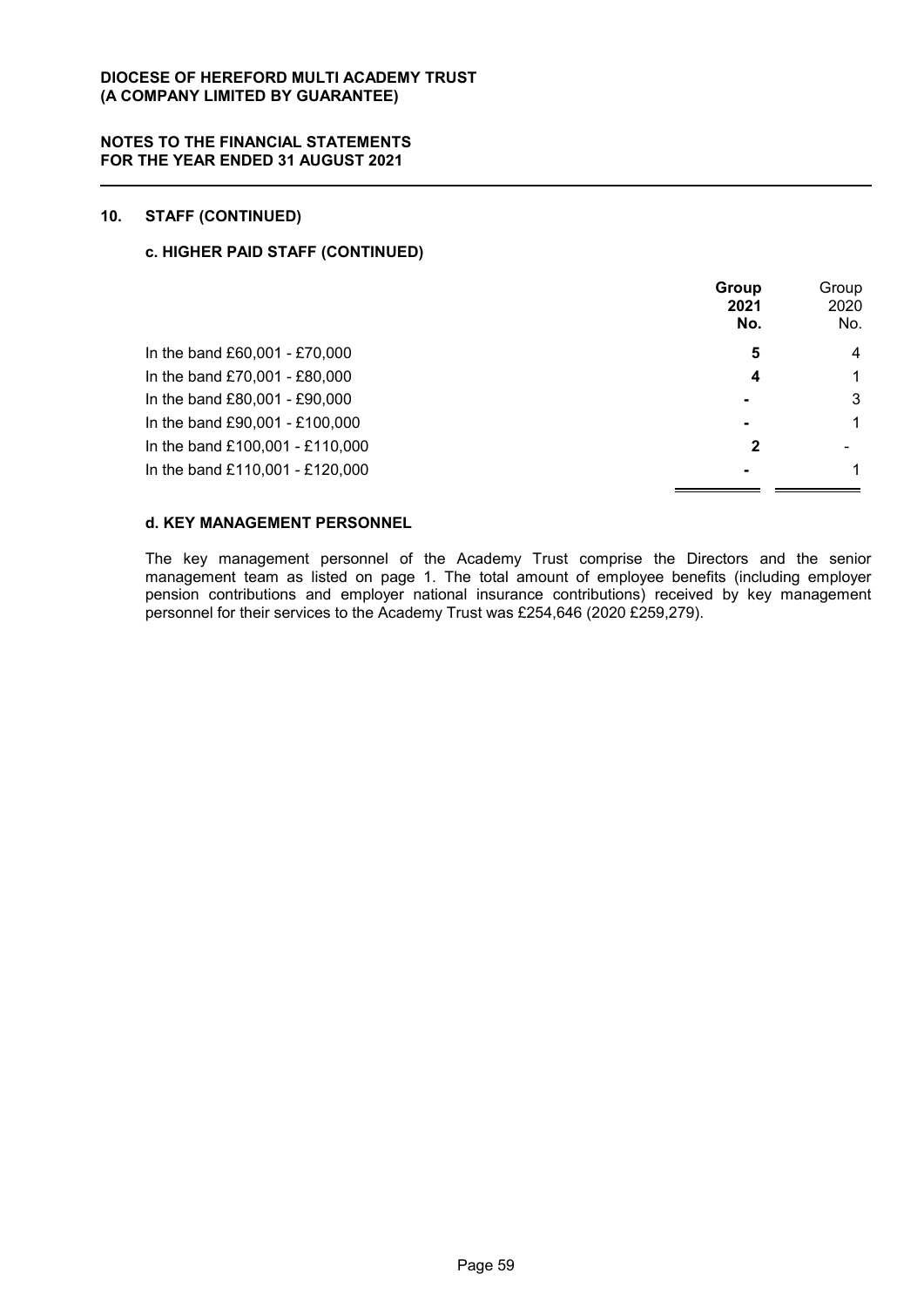**DIOCESE OF HEREFORD MULTI ACADEMY TRUST**
**(A COMPANY LIMITED BY GUARANTEE)**

**NOTES TO THE FINANCIAL STATEMENTS**
**FOR THE YEAR ENDED 31 AUGUST 2021**

## 10. STAFF (CONTINUED)

### c. HIGHER PAID STAFF (CONTINUED)

| | **Group 2021 No.** | Group 2020 No. |
|---|---|---|
| In the band £60,001 - £70,000 | **5** | 4 |
| In the band £70,001 - £80,000 | **4** | 1 |
| In the band £80,001 - £90,000 | **-** | 3 |
| In the band £90,001 - £100,000 | **-** | 1 |
| In the band £100,001 - £110,000 | **2** | - |
| In the band £110,001 - £120,000 | **-** | 1 |

### d. KEY MANAGEMENT PERSONNEL

The key management personnel of the Academy Trust comprise the Directors and the senior management team as listed on page 1. The total amount of employee benefits (including employer pension contributions and employer national insurance contributions) received by key management personnel for their services to the Academy Trust was £254,646 (2020 £259,279).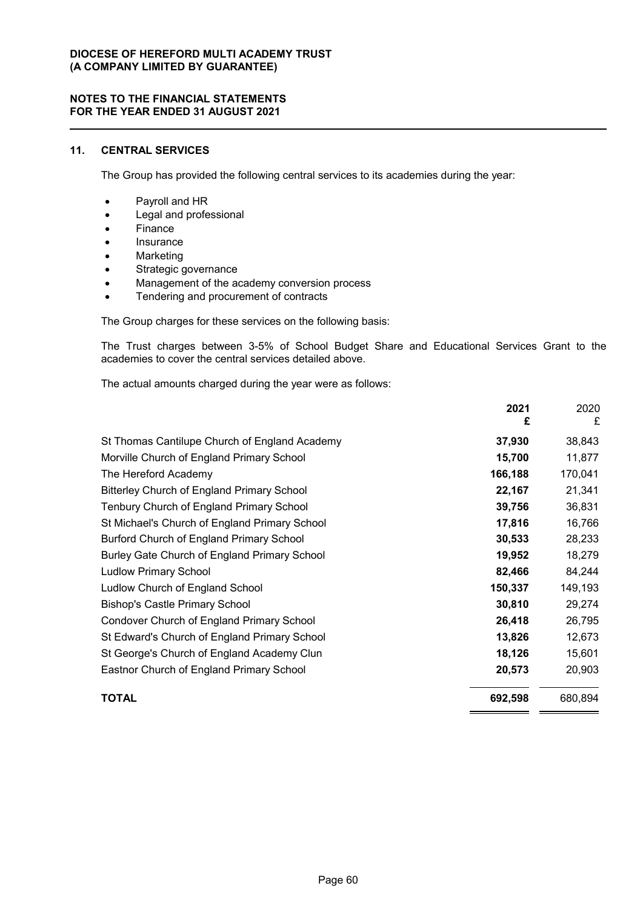## 11. CENTRAL SERVICES

The Group has provided the following central services to its academies during the year:

- Payroll and HR
- Legal and professional
- Finance
- Insurance
- Marketing
- Strategic governance
- Management of the academy conversion process
- Tendering and procurement of contracts

The Group charges for these services on the following basis:

The Trust charges between 3-5% of School Budget Share and Educational Services Grant to the academies to cover the central services detailed above.

The actual amounts charged during the year were as follows:

| | **2021** **£** | 2020 £ |
|---|---|---|
| St Thomas Cantilupe Church of England Academy | **37,930** | 38,843 |
| Morville Church of England Primary School | **15,700** | 11,877 |
| The Hereford Academy | **166,188** | 170,041 |
| Bitterley Church of England Primary School | **22,167** | 21,341 |
| Tenbury Church of England Primary School | **39,756** | 36,831 |
| St Michael's Church of England Primary School | **17,816** | 16,766 |
| Burford Church of England Primary School | **30,533** | 28,233 |
| Burley Gate Church of England Primary School | **19,952** | 18,279 |
| Ludlow Primary School | **82,466** | 84,244 |
| Ludlow Church of England School | **150,337** | 149,193 |
| Bishop's Castle Primary School | **30,810** | 29,274 |
| Condover Church of England Primary School | **26,418** | 26,795 |
| St Edward's Church of England Primary School | **13,826** | 12,673 |
| St George's Church of England Academy Clun | **18,126** | 15,601 |
| Eastnor Church of England Primary School | **20,573** | 20,903 |
| **TOTAL** | **692,598** | 680,894 |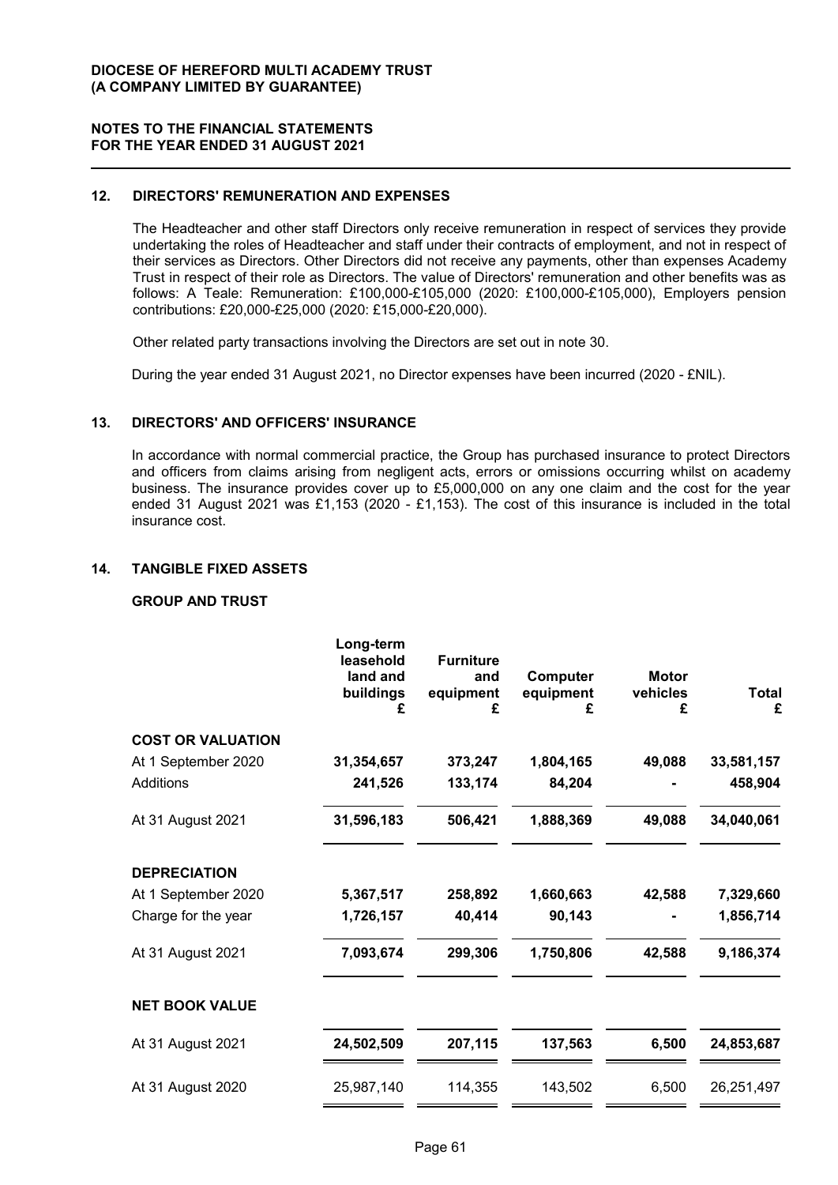**DIOCESE OF HEREFORD MULTI ACADEMY TRUST**
**(A COMPANY LIMITED BY GUARANTEE)**

**NOTES TO THE FINANCIAL STATEMENTS**
**FOR THE YEAR ENDED 31 AUGUST 2021**

## 12. DIRECTORS' REMUNERATION AND EXPENSES

The Headteacher and other staff Directors only receive remuneration in respect of services they provide undertaking the roles of Headteacher and staff under their contracts of employment, and not in respect of their services as Directors. Other Directors did not receive any payments, other than expenses Academy Trust in respect of their role as Directors. The value of Directors' remuneration and other benefits was as follows: A Teale: Remuneration: £100,000-£105,000 (2020: £100,000-£105,000), Employers pension contributions: £20,000-£25,000 (2020: £15,000-£20,000).

Other related party transactions involving the Directors are set out in note 30.

During the year ended 31 August 2021, no Director expenses have been incurred (2020 - £NIL).

## 13. DIRECTORS' AND OFFICERS' INSURANCE

In accordance with normal commercial practice, the Group has purchased insurance to protect Directors and officers from claims arising from negligent acts, errors or omissions occurring whilst on academy business. The insurance provides cover up to £5,000,000 on any one claim and the cost for the year ended 31 August 2021 was £1,153 (2020 - £1,153). The cost of this insurance is included in the total insurance cost.

## 14. TANGIBLE FIXED ASSETS

### GROUP AND TRUST

| | Long-term leasehold land and buildings £ | Furniture and equipment £ | Computer equipment £ | Motor vehicles £ | Total £ |
|---|---|---|---|---|---|
| **COST OR VALUATION** | | | | | |
| At 1 September 2020 | **31,354,657** | **373,247** | **1,804,165** | **49,088** | **33,581,157** |
| Additions | **241,526** | **133,174** | **84,204** | **-** | **458,904** |
| At 31 August 2021 | **31,596,183** | **506,421** | **1,888,369** | **49,088** | **34,040,061** |
| **DEPRECIATION** | | | | | |
| At 1 September 2020 | **5,367,517** | **258,892** | **1,660,663** | **42,588** | **7,329,660** |
| Charge for the year | **1,726,157** | **40,414** | **90,143** | **-** | **1,856,714** |
| At 31 August 2021 | **7,093,674** | **299,306** | **1,750,806** | **42,588** | **9,186,374** |
| **NET BOOK VALUE** | | | | | |
| At 31 August 2021 | **24,502,509** | **207,115** | **137,563** | **6,500** | **24,853,687** |
| At 31 August 2020 | 25,987,140 | 114,355 | 143,502 | 6,500 | 26,251,497 |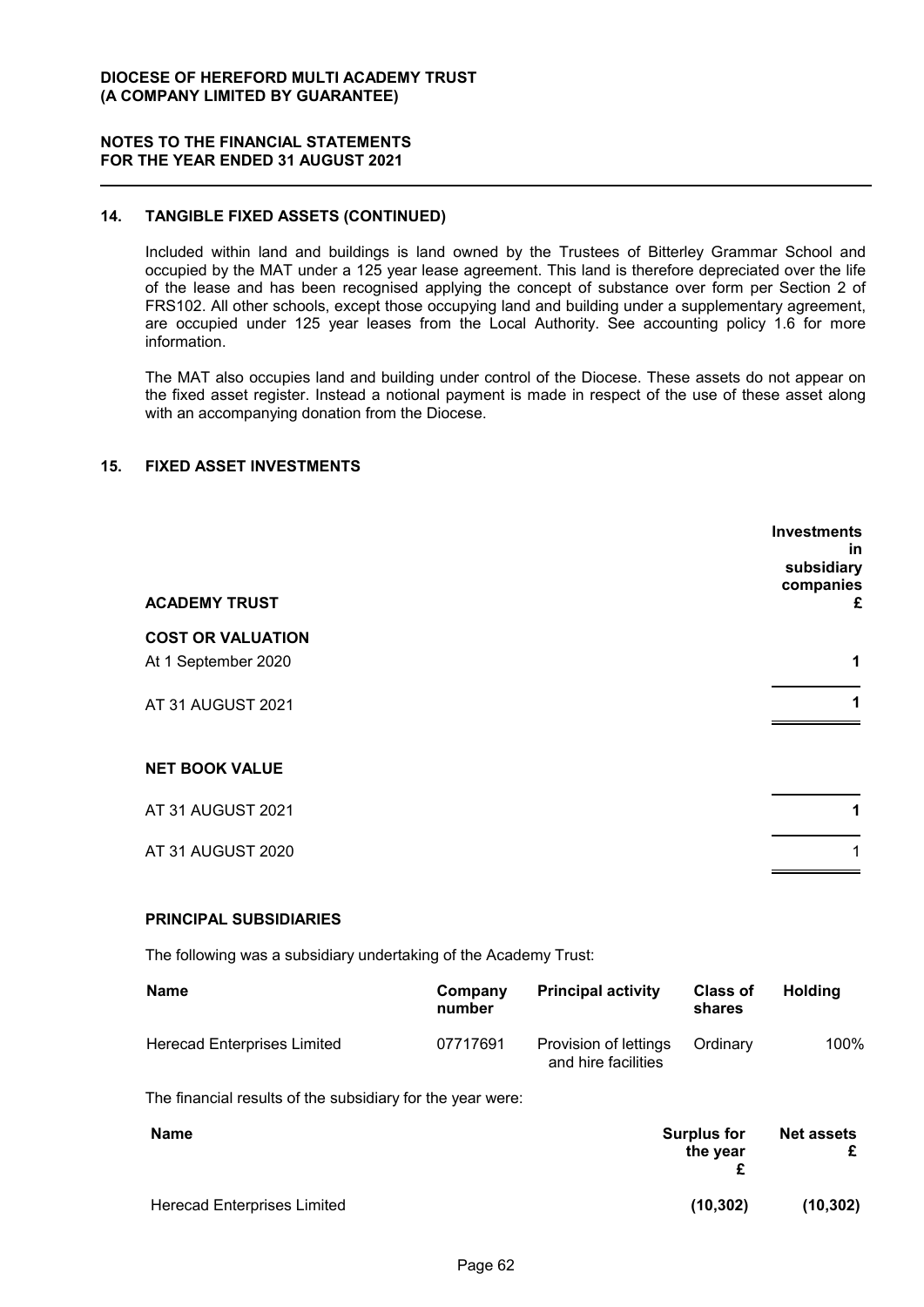## 14. TANGIBLE FIXED ASSETS (CONTINUED)

Included within land and buildings is land owned by the Trustees of Bitterley Grammar School and occupied by the MAT under a 125 year lease agreement. This land is therefore depreciated over the life of the lease and has been recognised applying the concept of substance over form per Section 2 of FRS102. All other schools, except those occupying land and building under a supplementary agreement, are occupied under 125 year leases from the Local Authority. See accounting policy 1.6 for more information.

The MAT also occupies land and building under control of the Diocese. These assets do not appear on the fixed asset register. Instead a notional payment is made in respect of the use of these asset along with an accompanying donation from the Diocese.

## 15. FIXED ASSET INVESTMENTS

| ACADEMY TRUST | Investments in subsidiary companies £ |
|---|---|
| **COST OR VALUATION** | |
| At 1 September 2020 | **1** |
| AT 31 AUGUST 2021 | **1** |
| | |
| **NET BOOK VALUE** | |
| AT 31 AUGUST 2021 | **1** |
| AT 31 AUGUST 2020 | 1 |

### PRINCIPAL SUBSIDIARIES

The following was a subsidiary undertaking of the Academy Trust:

| Name | Company number | Principal activity | Class of shares | Holding |
|---|---|---|---|---|
| Herecad Enterprises Limited | 07717691 | Provision of lettings and hire facilities | Ordinary | 100% |

The financial results of the subsidiary for the year were:

| Name | Surplus for the year £ | Net assets £ |
|---|---|---|
| Herecad Enterprises Limited | **(10,302)** | **(10,302)** |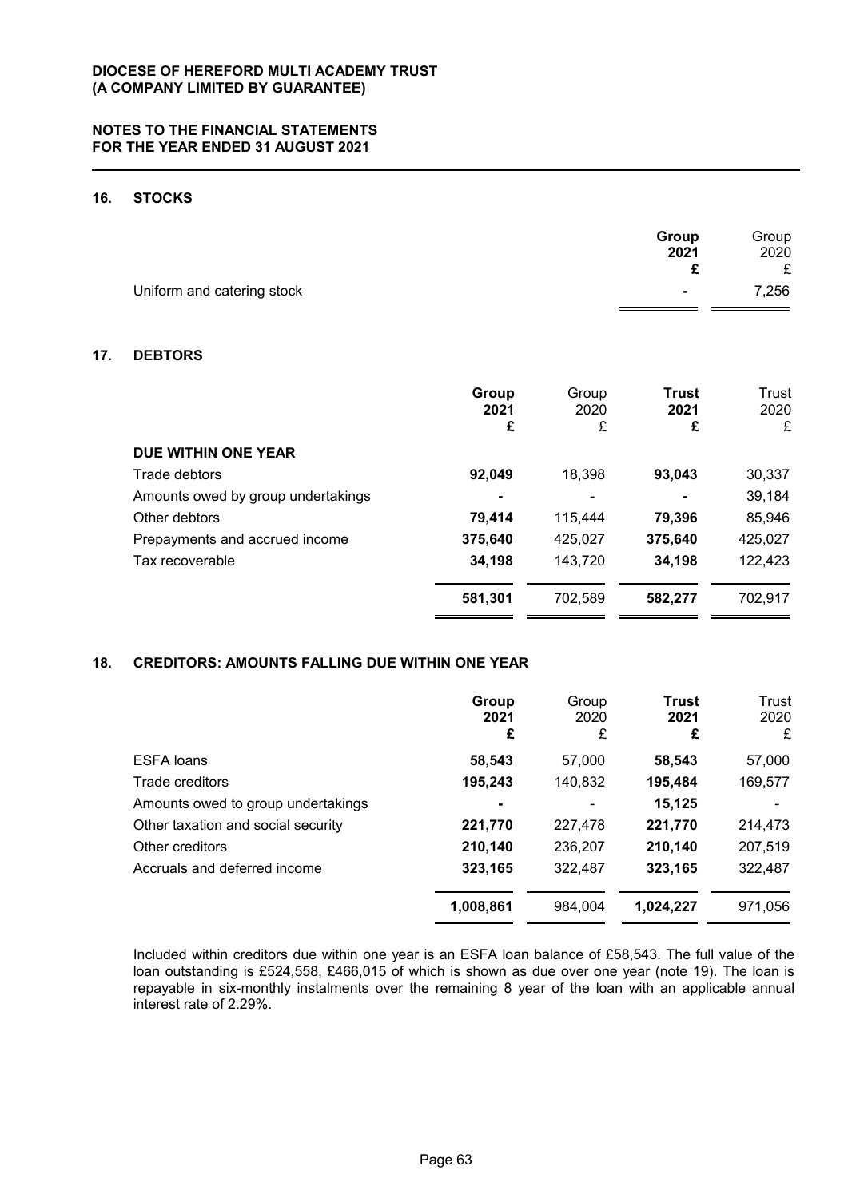**DIOCESE OF HEREFORD MULTI ACADEMY TRUST**
**(A COMPANY LIMITED BY GUARANTEE)**

**NOTES TO THE FINANCIAL STATEMENTS**
**FOR THE YEAR ENDED 31 AUGUST 2021**

## 16. STOCKS

| | **Group 2021 £** | Group 2020 £ |
|---|---|---|
| Uniform and catering stock | **-** | 7,256 |

## 17. DEBTORS

| | **Group 2021 £** | Group 2020 £ | **Trust 2021 £** | Trust 2020 £ |
|---|---|---|---|---|
| **DUE WITHIN ONE YEAR** | | | | |
| Trade debtors | **92,049** | 18,398 | **93,043** | 30,337 |
| Amounts owed by group undertakings | **-** | - | **-** | 39,184 |
| Other debtors | **79,414** | 115,444 | **79,396** | 85,946 |
| Prepayments and accrued income | **375,640** | 425,027 | **375,640** | 425,027 |
| Tax recoverable | **34,198** | 143,720 | **34,198** | 122,423 |
| | **581,301** | 702,589 | **582,277** | 702,917 |

## 18. CREDITORS: AMOUNTS FALLING DUE WITHIN ONE YEAR

| | **Group 2021 £** | Group 2020 £ | **Trust 2021 £** | Trust 2020 £ |
|---|---|---|---|---|
| ESFA loans | **58,543** | 57,000 | **58,543** | 57,000 |
| Trade creditors | **195,243** | 140,832 | **195,484** | 169,577 |
| Amounts owed to group undertakings | **-** | - | **15,125** | - |
| Other taxation and social security | **221,770** | 227,478 | **221,770** | 214,473 |
| Other creditors | **210,140** | 236,207 | **210,140** | 207,519 |
| Accruals and deferred income | **323,165** | 322,487 | **323,165** | 322,487 |
| | **1,008,861** | 984,004 | **1,024,227** | 971,056 |

Included within creditors due within one year is an ESFA loan balance of £58,543. The full value of the loan outstanding is £524,558, £466,015 of which is shown as due over one year (note 19). The loan is repayable in six-monthly instalments over the remaining 8 year of the loan with an applicable annual interest rate of 2.29%.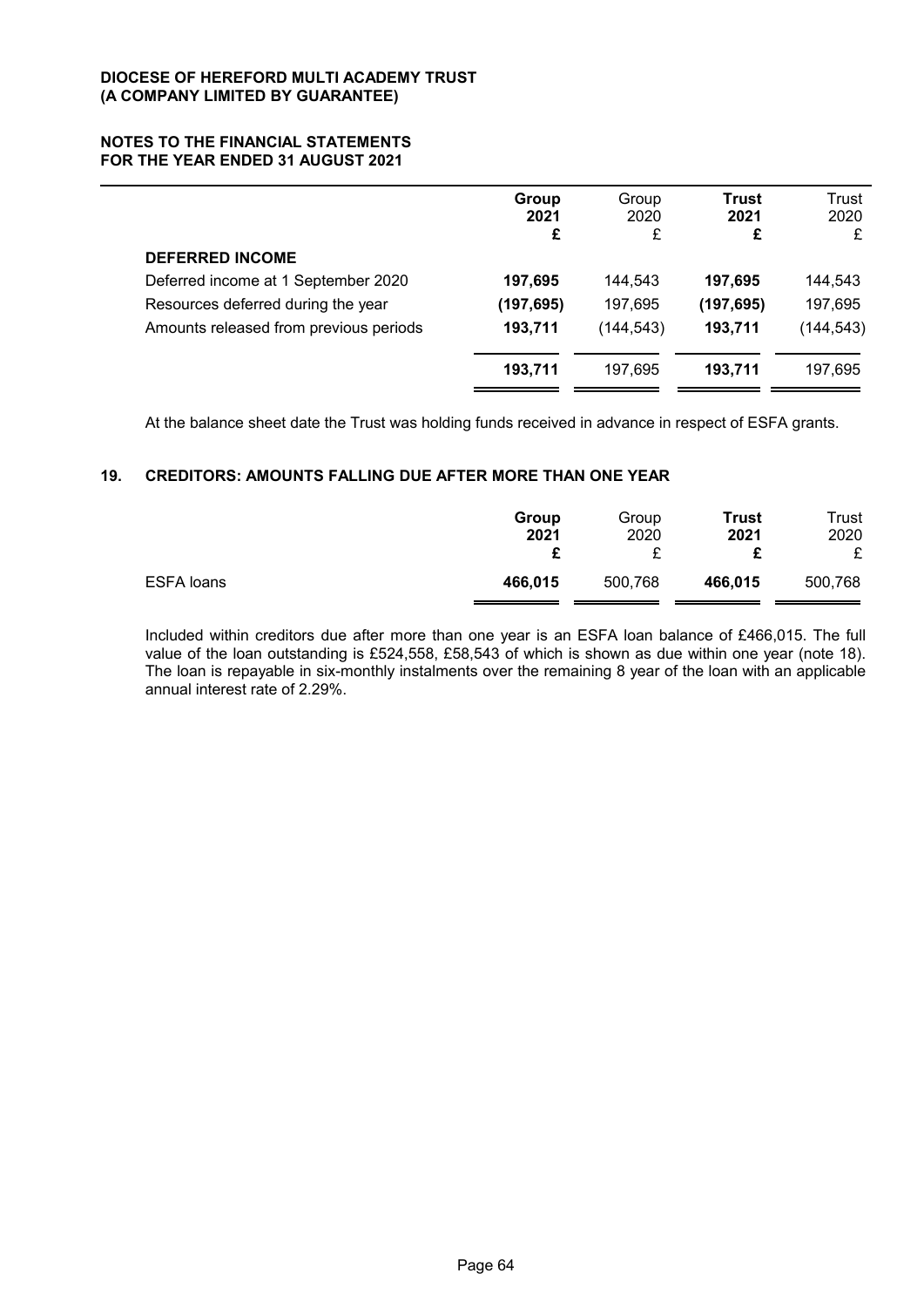| | Group 2021 £ | Group 2020 £ | Trust 2021 £ | Trust 2020 £ |
|---|---|---|---|---|
| **DEFERRED INCOME** | | | | |
| Deferred income at 1 September 2020 | **197,695** | 144,543 | **197,695** | 144,543 |
| Resources deferred during the year | **(197,695)** | 197,695 | **(197,695)** | 197,695 |
| Amounts released from previous periods | **193,711** | (144,543) | **193,711** | (144,543) |
| | **193,711** | 197,695 | **193,711** | 197,695 |

At the balance sheet date the Trust was holding funds received in advance in respect of ESFA grants.

## 19. CREDITORS: AMOUNTS FALLING DUE AFTER MORE THAN ONE YEAR

| | Group 2021 £ | Group 2020 £ | Trust 2021 £ | Trust 2020 £ |
|---|---|---|---|---|
| ESFA loans | **466,015** | 500,768 | **466,015** | 500,768 |

Included within creditors due after more than one year is an ESFA loan balance of £466,015. The full value of the loan outstanding is £524,558, £58,543 of which is shown as due within one year (note 18). The loan is repayable in six-monthly instalments over the remaining 8 year of the loan with an applicable annual interest rate of 2.29%.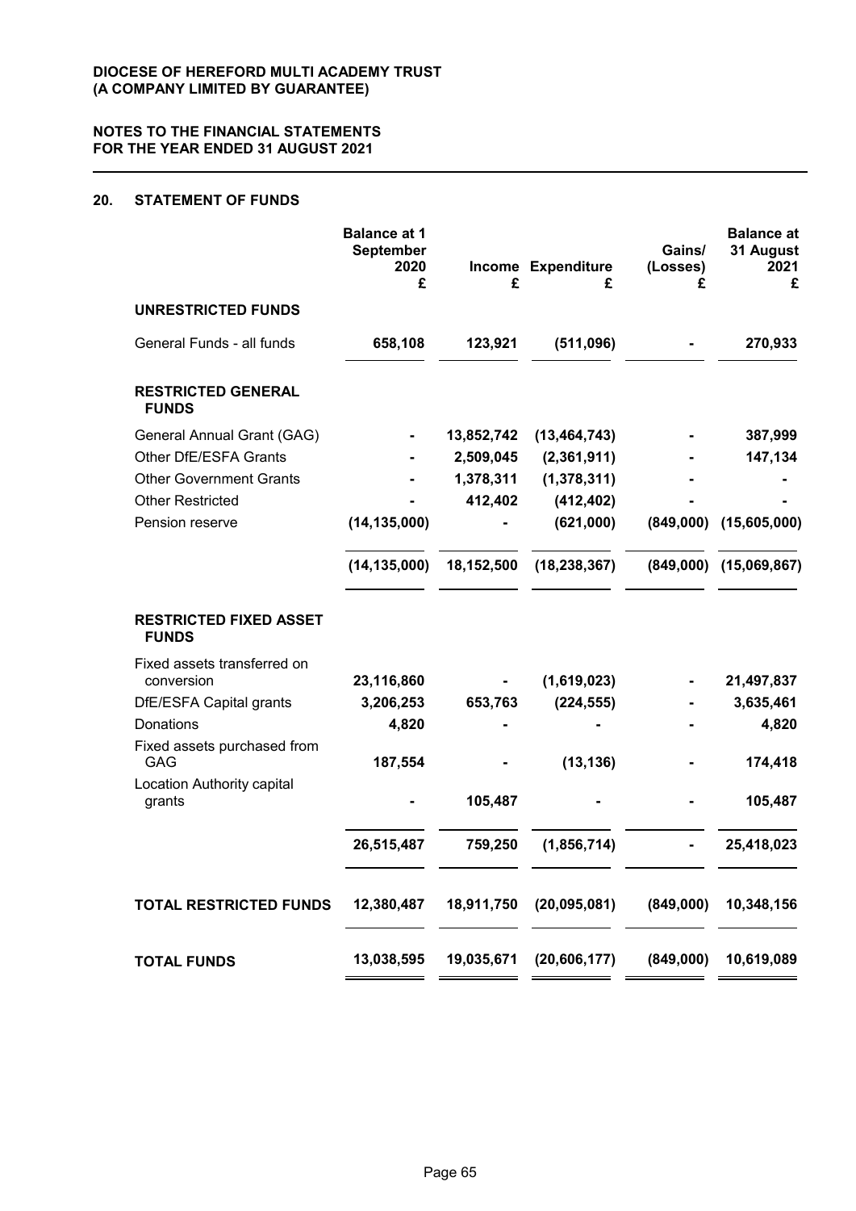## 20. STATEMENT OF FUNDS

| | Balance at 1 September 2020 £ | Income £ | Expenditure £ | Gains/ (Losses) £ | Balance at 31 August 2021 £ |
|---|---|---|---|---|---|
| **UNRESTRICTED FUNDS** | | | | | |
| General Funds - all funds | **658,108** | **123,921** | **(511,096)** | **-** | **270,933** |
| **RESTRICTED GENERAL FUNDS** | | | | | |
| General Annual Grant (GAG) | - | 13,852,742 | (13,464,743) | - | 387,999 |
| Other DfE/ESFA Grants | - | 2,509,045 | (2,361,911) | - | 147,134 |
| Other Government Grants | - | 1,378,311 | (1,378,311) | - | - |
| Other Restricted | - | 412,402 | (412,402) | - | - |
| Pension reserve | (14,135,000) | - | (621,000) | (849,000) | (15,605,000) |
| | **(14,135,000)** | **18,152,500** | **(18,238,367)** | **(849,000)** | **(15,069,867)** |
| **RESTRICTED FIXED ASSET FUNDS** | | | | | |
| Fixed assets transferred on conversion | 23,116,860 | - | (1,619,023) | - | 21,497,837 |
| DfE/ESFA Capital grants | 3,206,253 | 653,763 | (224,555) | - | 3,635,461 |
| Donations | 4,820 | - | - | - | 4,820 |
| Fixed assets purchased from GAG | 187,554 | - | (13,136) | - | 174,418 |
| Location Authority capital grants | - | 105,487 | - | - | 105,487 |
| | **26,515,487** | **759,250** | **(1,856,714)** | **-** | **25,418,023** |
| **TOTAL RESTRICTED FUNDS** | **12,380,487** | **18,911,750** | **(20,095,081)** | **(849,000)** | **10,348,156** |
| **TOTAL FUNDS** | **13,038,595** | **19,035,671** | **(20,606,177)** | **(849,000)** | **10,619,089** |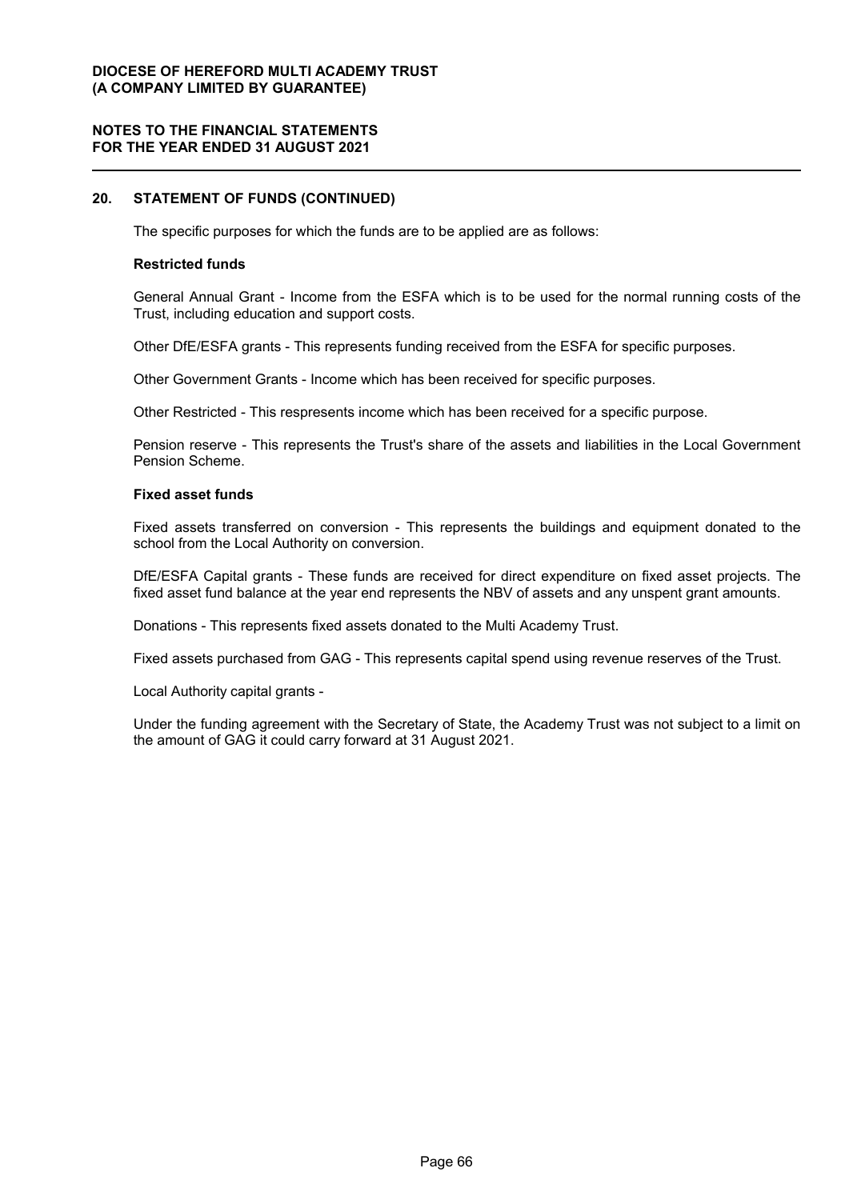## 20. STATEMENT OF FUNDS (CONTINUED)

The specific purposes for which the funds are to be applied are as follows:

**Restricted funds**

General Annual Grant - Income from the ESFA which is to be used for the normal running costs of the Trust, including education and support costs.

Other DfE/ESFA grants - This represents funding received from the ESFA for specific purposes.

Other Government Grants - Income which has been received for specific purposes.

Other Restricted - This respresents income which has been received for a specific purpose.

Pension reserve - This represents the Trust's share of the assets and liabilities in the Local Government Pension Scheme.

**Fixed asset funds**

Fixed assets transferred on conversion - This represents the buildings and equipment donated to the school from the Local Authority on conversion.

DfE/ESFA Capital grants - These funds are received for direct expenditure on fixed asset projects. The fixed asset fund balance at the year end represents the NBV of assets and any unspent grant amounts.

Donations - This represents fixed assets donated to the Multi Academy Trust.

Fixed assets purchased from GAG - This represents capital spend using revenue reserves of the Trust.

Local Authority capital grants -

Under the funding agreement with the Secretary of State, the Academy Trust was not subject to a limit on the amount of GAG it could carry forward at 31 August 2021.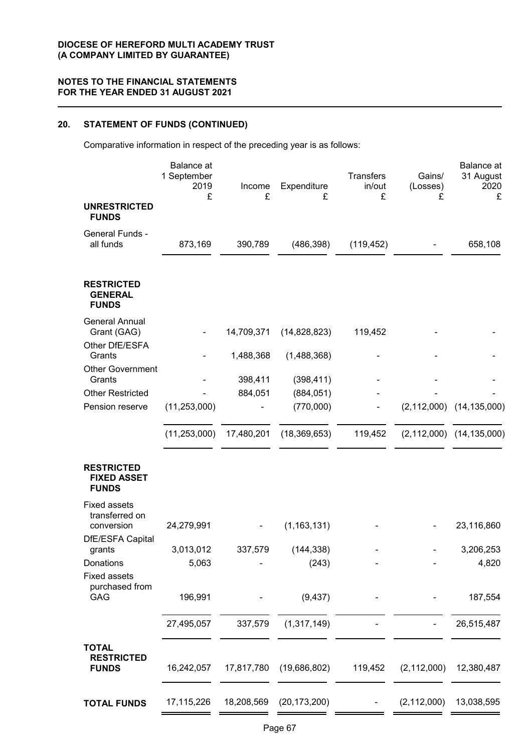**DIOCESE OF HEREFORD MULTI ACADEMY TRUST**
**(A COMPANY LIMITED BY GUARANTEE)**

**NOTES TO THE FINANCIAL STATEMENTS**
**FOR THE YEAR ENDED 31 AUGUST 2021**

## 20. STATEMENT OF FUNDS (CONTINUED)

Comparative information in respect of the preceding year is as follows:

| | Balance at 1 September 2019 £ | Income £ | Expenditure £ | Transfers in/out £ | Gains/ (Losses) £ | Balance at 31 August 2020 £ |
|---|---|---|---|---|---|---|
| **UNRESTRICTED FUNDS** | | | | | | |
| General Funds - all funds | 873,169 | 390,789 | (486,398) | (119,452) | - | 658,108 |
| **RESTRICTED GENERAL FUNDS** | | | | | | |
| General Annual Grant (GAG) | - | 14,709,371 | (14,828,823) | 119,452 | - | - |
| Other DfE/ESFA Grants | - | 1,488,368 | (1,488,368) | - | - | - |
| Other Government Grants | - | 398,411 | (398,411) | - | - | - |
| Other Restricted | - | 884,051 | (884,051) | - | - | - |
| Pension reserve | (11,253,000) | - | (770,000) | - | (2,112,000) | (14,135,000) |
| | (11,253,000) | 17,480,201 | (18,369,653) | 119,452 | (2,112,000) | (14,135,000) |
| **RESTRICTED FIXED ASSET FUNDS** | | | | | | |
| Fixed assets transferred on conversion | 24,279,991 | - | (1,163,131) | - | - | 23,116,860 |
| DfE/ESFA Capital grants | 3,013,012 | 337,579 | (144,338) | - | - | 3,206,253 |
| Donations | 5,063 | - | (243) | - | - | 4,820 |
| Fixed assets purchased from GAG | 196,991 | - | (9,437) | - | - | 187,554 |
| | 27,495,057 | 337,579 | (1,317,149) | - | - | 26,515,487 |
| **TOTAL RESTRICTED FUNDS** | 16,242,057 | 17,817,780 | (19,686,802) | 119,452 | (2,112,000) | 12,380,487 |
| **TOTAL FUNDS** | 17,115,226 | 18,208,569 | (20,173,200) | - | (2,112,000) | 13,038,595 |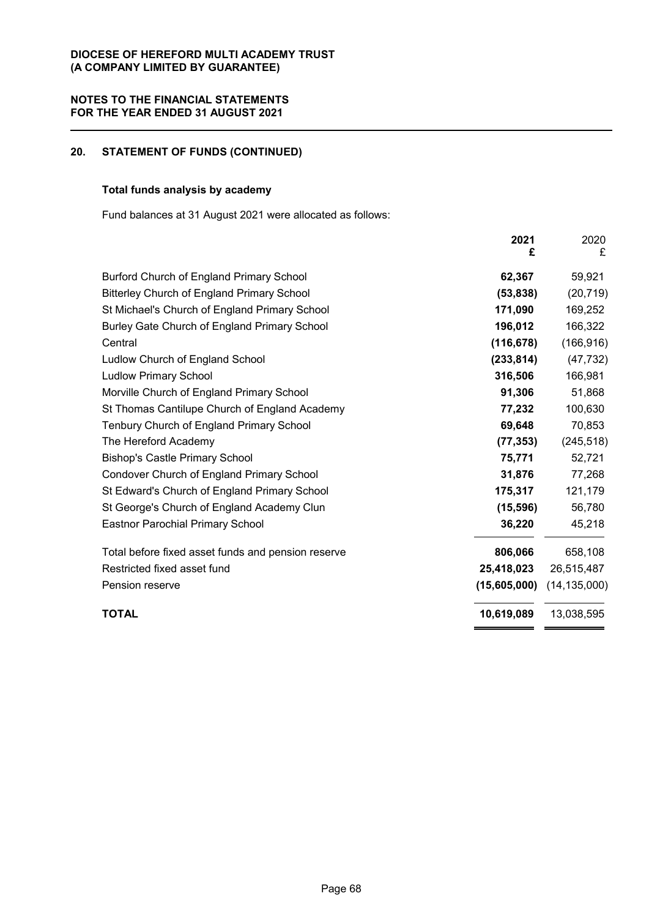## 20. STATEMENT OF FUNDS (CONTINUED)

### Total funds analysis by academy

Fund balances at 31 August 2021 were allocated as follows:

| | **2021 £** | 2020 £ |
|---|---|---|
| Burford Church of England Primary School | **62,367** | 59,921 |
| Bitterley Church of England Primary School | **(53,838)** | (20,719) |
| St Michael's Church of England Primary School | **171,090** | 169,252 |
| Burley Gate Church of England Primary School | **196,012** | 166,322 |
| Central | **(116,678)** | (166,916) |
| Ludlow Church of England School | **(233,814)** | (47,732) |
| Ludlow Primary School | **316,506** | 166,981 |
| Morville Church of England Primary School | **91,306** | 51,868 |
| St Thomas Cantilupe Church of England Academy | **77,232** | 100,630 |
| Tenbury Church of England Primary School | **69,648** | 70,853 |
| The Hereford Academy | **(77,353)** | (245,518) |
| Bishop's Castle Primary School | **75,771** | 52,721 |
| Condover Church of England Primary School | **31,876** | 77,268 |
| St Edward's Church of England Primary School | **175,317** | 121,179 |
| St George's Church of England Academy Clun | **(15,596)** | 56,780 |
| Eastnor Parochial Primary School | **36,220** | 45,218 |
| Total before fixed asset funds and pension reserve | **806,066** | 658,108 |
| Restricted fixed asset fund | **25,418,023** | 26,515,487 |
| Pension reserve | **(15,605,000)** | (14,135,000) |
| **TOTAL** | **10,619,089** | 13,038,595 |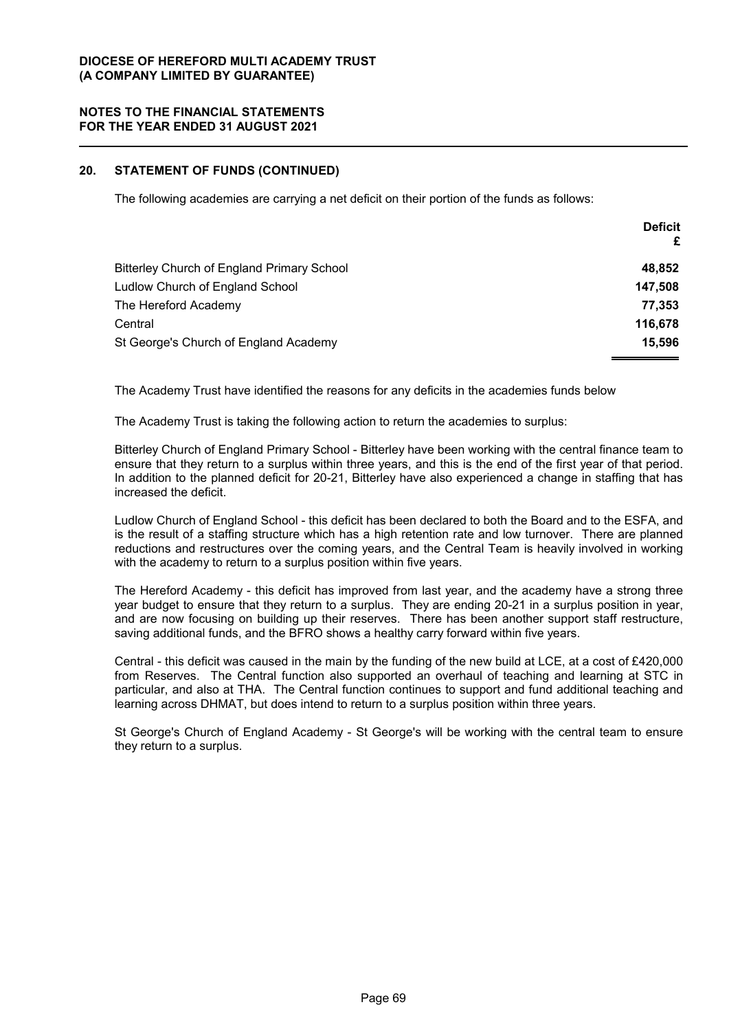## 20. STATEMENT OF FUNDS (CONTINUED)

The following academies are carrying a net deficit on their portion of the funds as follows:

| | Deficit £ |
|---|---|
| Bitterley Church of England Primary School | **48,852** |
| Ludlow Church of England School | **147,508** |
| The Hereford Academy | **77,353** |
| Central | **116,678** |
| St George's Church of England Academy | **15,596** |

The Academy Trust have identified the reasons for any deficits in the academies funds below

The Academy Trust is taking the following action to return the academies to surplus:

Bitterley Church of England Primary School - Bitterley have been working with the central finance team to ensure that they return to a surplus within three years, and this is the end of the first year of that period. In addition to the planned deficit for 20-21, Bitterley have also experienced a change in staffing that has increased the deficit.

Ludlow Church of England School - this deficit has been declared to both the Board and to the ESFA, and is the result of a staffing structure which has a high retention rate and low turnover. There are planned reductions and restructures over the coming years, and the Central Team is heavily involved in working with the academy to return to a surplus position within five years.

The Hereford Academy - this deficit has improved from last year, and the academy have a strong three year budget to ensure that they return to a surplus. They are ending 20-21 in a surplus position in year, and are now focusing on building up their reserves. There has been another support staff restructure, saving additional funds, and the BFRO shows a healthy carry forward within five years.

Central - this deficit was caused in the main by the funding of the new build at LCE, at a cost of £420,000 from Reserves. The Central function also supported an overhaul of teaching and learning at STC in particular, and also at THA. The Central function continues to support and fund additional teaching and learning across DHMAT, but does intend to return to a surplus position within three years.

St George's Church of England Academy - St George's will be working with the central team to ensure they return to a surplus.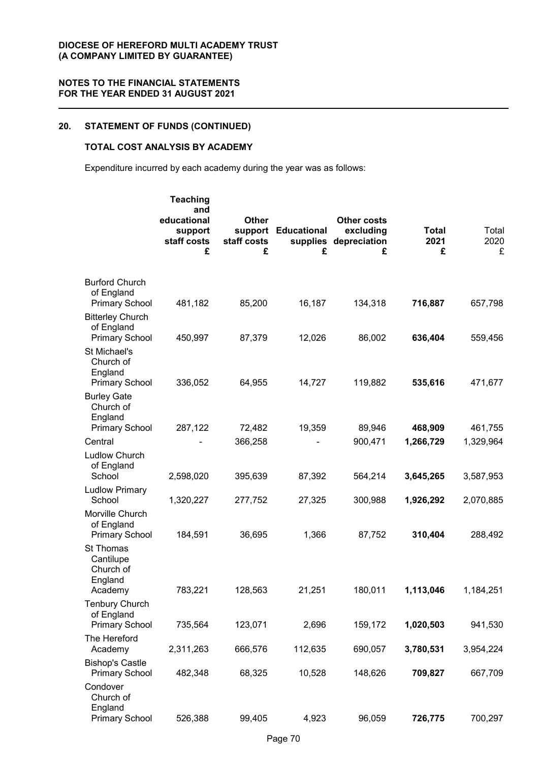## 20. STATEMENT OF FUNDS (CONTINUED)

### TOTAL COST ANALYSIS BY ACADEMY

Expenditure incurred by each academy during the year was as follows:

| | Teaching and educational support staff costs £ | Other support staff costs £ | Educational supplies £ | Other costs excluding depreciation £ | **Total 2021 £** | Total 2020 £ |
|---|---|---|---|---|---|---|
| Burford Church of England Primary School | 481,182 | 85,200 | 16,187 | 134,318 | **716,887** | 657,798 |
| Bitterley Church of England Primary School | 450,997 | 87,379 | 12,026 | 86,002 | **636,404** | 559,456 |
| St Michael's Church of England Primary School | 336,052 | 64,955 | 14,727 | 119,882 | **535,616** | 471,677 |
| Burley Gate Church of England Primary School | 287,122 | 72,482 | 19,359 | 89,946 | **468,909** | 461,755 |
| Central | - | 366,258 | - | 900,471 | **1,266,729** | 1,329,964 |
| Ludlow Church of England School | 2,598,020 | 395,639 | 87,392 | 564,214 | **3,645,265** | 3,587,953 |
| Ludlow Primary School | 1,320,227 | 277,752 | 27,325 | 300,988 | **1,926,292** | 2,070,885 |
| Morville Church of England Primary School | 184,591 | 36,695 | 1,366 | 87,752 | **310,404** | 288,492 |
| St Thomas Cantilupe Church of England Academy | 783,221 | 128,563 | 21,251 | 180,011 | **1,113,046** | 1,184,251 |
| Tenbury Church of England Primary School | 735,564 | 123,071 | 2,696 | 159,172 | **1,020,503** | 941,530 |
| The Hereford Academy | 2,311,263 | 666,576 | 112,635 | 690,057 | **3,780,531** | 3,954,224 |
| Bishop's Castle Primary School | 482,348 | 68,325 | 10,528 | 148,626 | **709,827** | 667,709 |
| Condover Church of England Primary School | 526,388 | 99,405 | 4,923 | 96,059 | **726,775** | 700,297 |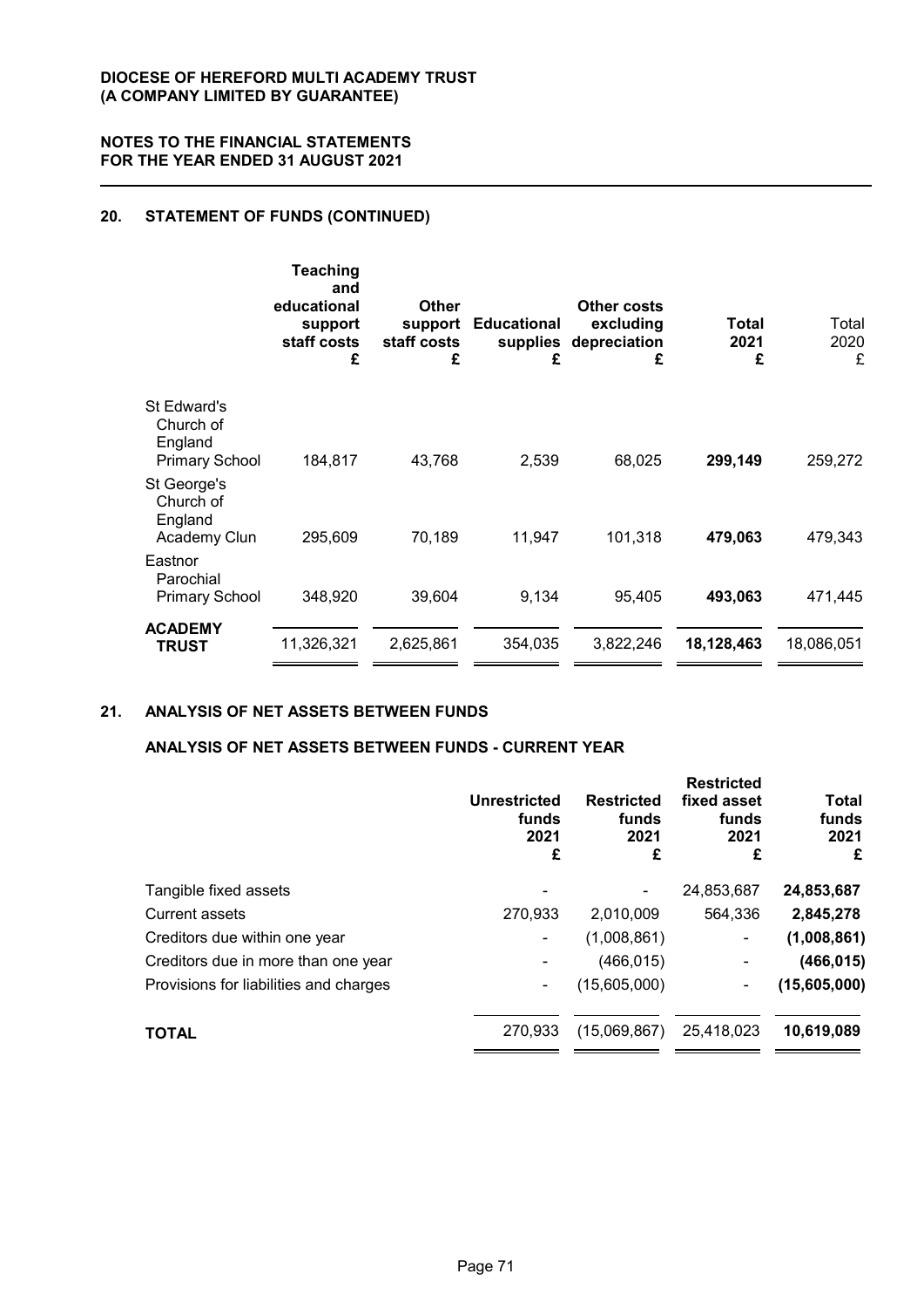## 20. STATEMENT OF FUNDS (CONTINUED)

| | Teaching and educational support staff costs £ | Other support staff costs £ | Educational supplies £ | Other costs excluding depreciation £ | Total 2021 £ | Total 2020 £ |
|---|---|---|---|---|---|---|
| St Edward's Church of England Primary School | 184,817 | 43,768 | 2,539 | 68,025 | **299,149** | 259,272 |
| St George's Church of England Academy Clun | 295,609 | 70,189 | 11,947 | 101,318 | **479,063** | 479,343 |
| Eastnor Parochial Primary School | 348,920 | 39,604 | 9,134 | 95,405 | **493,063** | 471,445 |
| **ACADEMY TRUST** | 11,326,321 | 2,625,861 | 354,035 | 3,822,246 | **18,128,463** | 18,086,051 |

## 21. ANALYSIS OF NET ASSETS BETWEEN FUNDS

### ANALYSIS OF NET ASSETS BETWEEN FUNDS - CURRENT YEAR

| | Unrestricted funds 2021 £ | Restricted funds 2021 £ | Restricted fixed asset funds 2021 £ | Total funds 2021 £ |
|---|---|---|---|---|
| Tangible fixed assets | - | - | 24,853,687 | **24,853,687** |
| Current assets | 270,933 | 2,010,009 | 564,336 | **2,845,278** |
| Creditors due within one year | - | (1,008,861) | - | **(1,008,861)** |
| Creditors due in more than one year | - | (466,015) | - | **(466,015)** |
| Provisions for liabilities and charges | - | (15,605,000) | - | **(15,605,000)** |
| **TOTAL** | 270,933 | (15,069,867) | 25,418,023 | **10,619,089** |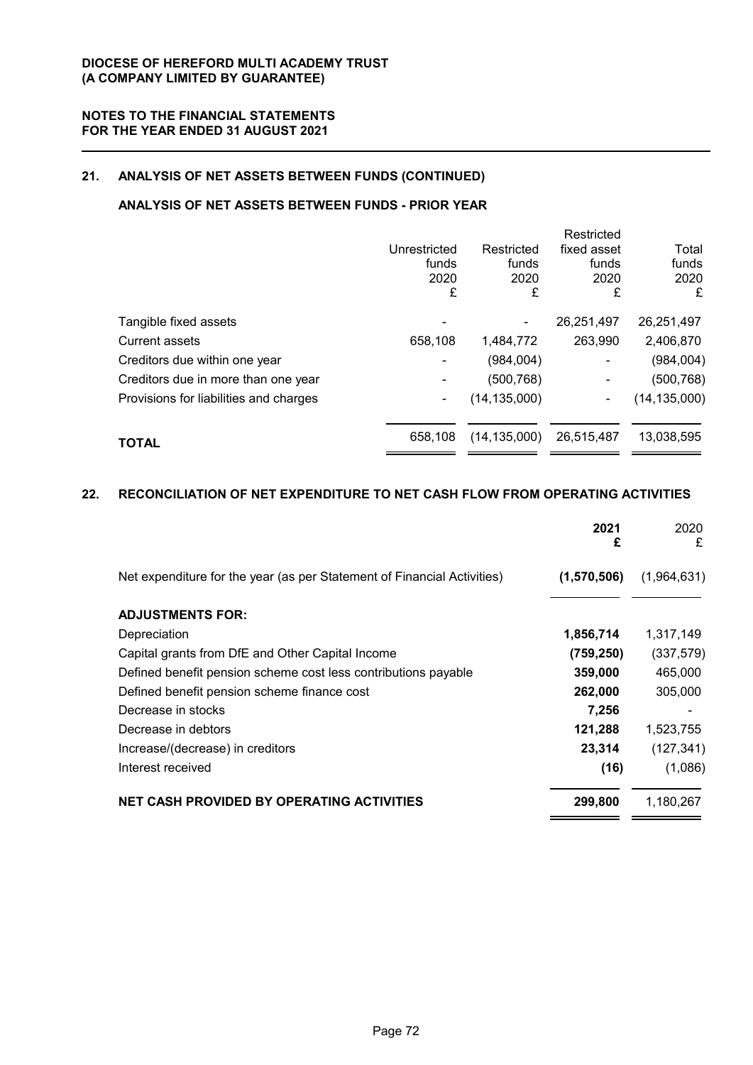## 21. ANALYSIS OF NET ASSETS BETWEEN FUNDS (CONTINUED)

### ANALYSIS OF NET ASSETS BETWEEN FUNDS - PRIOR YEAR

| | Unrestricted funds 2020 £ | Restricted funds 2020 £ | Restricted fixed asset funds 2020 £ | Total funds 2020 £ |
|---|---|---|---|---|
| Tangible fixed assets | - | - | 26,251,497 | 26,251,497 |
| Current assets | 658,108 | 1,484,772 | 263,990 | 2,406,870 |
| Creditors due within one year | - | (984,004) | - | (984,004) |
| Creditors due in more than one year | - | (500,768) | - | (500,768) |
| Provisions for liabilities and charges | - | (14,135,000) | - | (14,135,000) |
| **TOTAL** | 658,108 | (14,135,000) | 26,515,487 | 13,038,595 |

## 22. RECONCILIATION OF NET EXPENDITURE TO NET CASH FLOW FROM OPERATING ACTIVITIES

| | 2021 £ | 2020 £ |
|---|---|---|
| Net expenditure for the year (as per Statement of Financial Activities) | **(1,570,506)** | (1,964,631) |
| **ADJUSTMENTS FOR:** | | |
| Depreciation | **1,856,714** | 1,317,149 |
| Capital grants from DfE and Other Capital Income | **(759,250)** | (337,579) |
| Defined benefit pension scheme cost less contributions payable | **359,000** | 465,000 |
| Defined benefit pension scheme finance cost | **262,000** | 305,000 |
| Decrease in stocks | **7,256** | - |
| Decrease in debtors | **121,288** | 1,523,755 |
| Increase/(decrease) in creditors | **23,314** | (127,341) |
| Interest received | **(16)** | (1,086) |
| **NET CASH PROVIDED BY OPERATING ACTIVITIES** | **299,800** | 1,180,267 |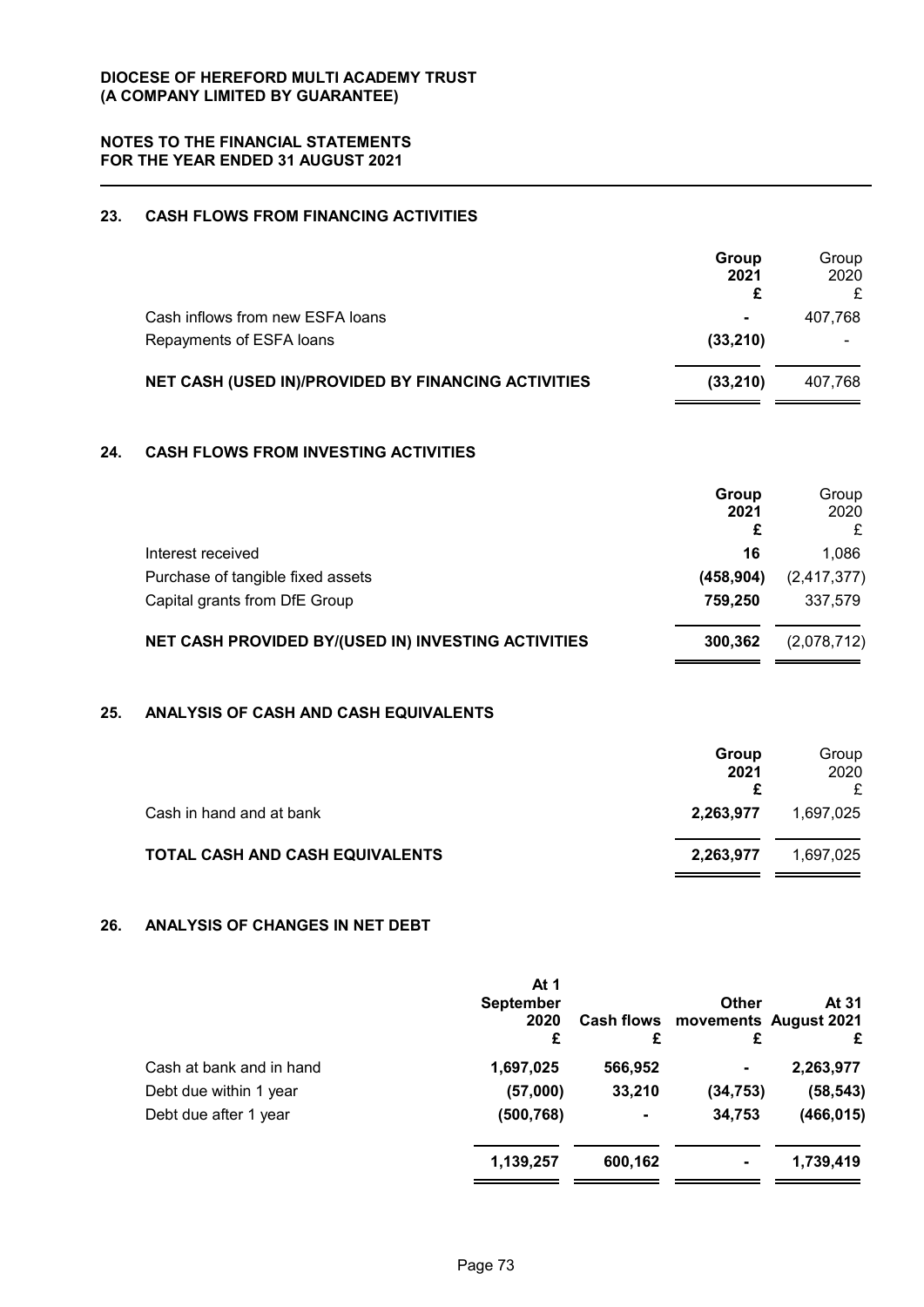## 23. CASH FLOWS FROM FINANCING ACTIVITIES

| | Group 2021 £ | Group 2020 £ |
|---|---|---|
| Cash inflows from new ESFA loans | - | 407,768 |
| Repayments of ESFA loans | (33,210) | - |
| **NET CASH (USED IN)/PROVIDED BY FINANCING ACTIVITIES** | **(33,210)** | 407,768 |

## 24. CASH FLOWS FROM INVESTING ACTIVITIES

| | Group 2021 £ | Group 2020 £ |
|---|---|---|
| Interest received | 16 | 1,086 |
| Purchase of tangible fixed assets | (458,904) | (2,417,377) |
| Capital grants from DfE Group | 759,250 | 337,579 |
| **NET CASH PROVIDED BY/(USED IN) INVESTING ACTIVITIES** | **300,362** | (2,078,712) |

## 25. ANALYSIS OF CASH AND CASH EQUIVALENTS

| | Group 2021 £ | Group 2020 £ |
|---|---|---|
| Cash in hand and at bank | 2,263,977 | 1,697,025 |
| **TOTAL CASH AND CASH EQUIVALENTS** | **2,263,977** | 1,697,025 |

## 26. ANALYSIS OF CHANGES IN NET DEBT

| | At 1 September 2020 £ | Cash flows £ | Other movements £ | At 31 August 2021 £ |
|---|---|---|---|---|
| Cash at bank and in hand | 1,697,025 | 566,952 | - | 2,263,977 |
| Debt due within 1 year | (57,000) | 33,210 | (34,753) | (58,543) |
| Debt due after 1 year | (500,768) | - | 34,753 | (466,015) |
| | **1,139,257** | **600,162** | **-** | **1,739,419** |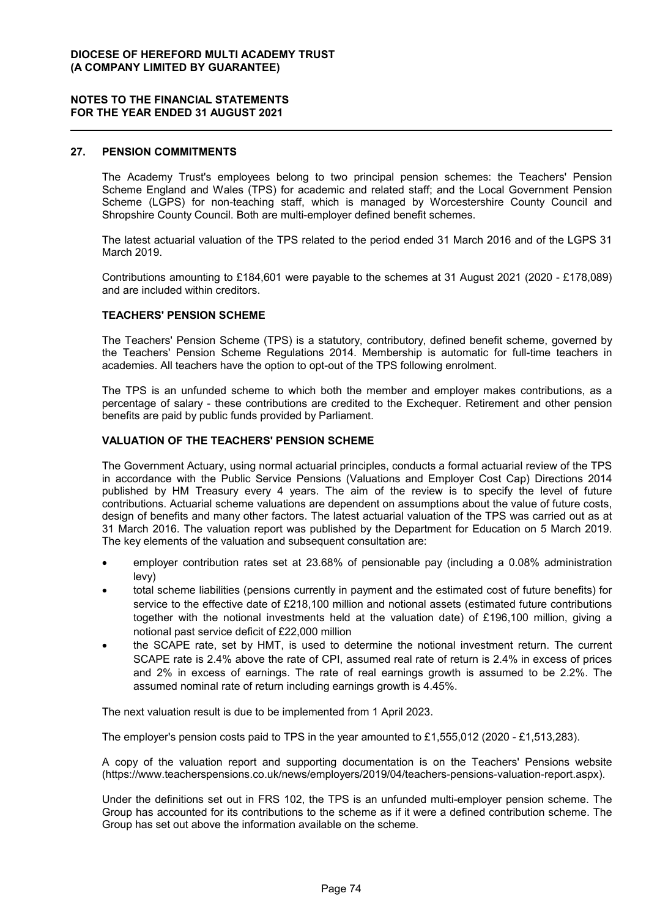## 27. PENSION COMMITMENTS

The Academy Trust's employees belong to two principal pension schemes: the Teachers' Pension Scheme England and Wales (TPS) for academic and related staff; and the Local Government Pension Scheme (LGPS) for non-teaching staff, which is managed by Worcestershire County Council and Shropshire County Council. Both are multi-employer defined benefit schemes.

The latest actuarial valuation of the TPS related to the period ended 31 March 2016 and of the LGPS 31 March 2019.

Contributions amounting to £184,601 were payable to the schemes at 31 August 2021 (2020 - £178,089) and are included within creditors.

### TEACHERS' PENSION SCHEME

The Teachers' Pension Scheme (TPS) is a statutory, contributory, defined benefit scheme, governed by the Teachers' Pension Scheme Regulations 2014. Membership is automatic for full-time teachers in academies. All teachers have the option to opt-out of the TPS following enrolment.

The TPS is an unfunded scheme to which both the member and employer makes contributions, as a percentage of salary - these contributions are credited to the Exchequer. Retirement and other pension benefits are paid by public funds provided by Parliament.

### VALUATION OF THE TEACHERS' PENSION SCHEME

The Government Actuary, using normal actuarial principles, conducts a formal actuarial review of the TPS in accordance with the Public Service Pensions (Valuations and Employer Cost Cap) Directions 2014 published by HM Treasury every 4 years. The aim of the review is to specify the level of future contributions. Actuarial scheme valuations are dependent on assumptions about the value of future costs, design of benefits and many other factors. The latest actuarial valuation of the TPS was carried out as at 31 March 2016. The valuation report was published by the Department for Education on 5 March 2019. The key elements of the valuation and subsequent consultation are:

- employer contribution rates set at 23.68% of pensionable pay (including a 0.08% administration levy)
- total scheme liabilities (pensions currently in payment and the estimated cost of future benefits) for service to the effective date of £218,100 million and notional assets (estimated future contributions together with the notional investments held at the valuation date) of £196,100 million, giving a notional past service deficit of £22,000 million
- the SCAPE rate, set by HMT, is used to determine the notional investment return. The current SCAPE rate is 2.4% above the rate of CPI, assumed real rate of return is 2.4% in excess of prices and 2% in excess of earnings. The rate of real earnings growth is assumed to be 2.2%. The assumed nominal rate of return including earnings growth is 4.45%.

The next valuation result is due to be implemented from 1 April 2023.

The employer's pension costs paid to TPS in the year amounted to £1,555,012 (2020 - £1,513,283).

A copy of the valuation report and supporting documentation is on the Teachers' Pensions website (https://www.teacherspensions.co.uk/news/employers/2019/04/teachers-pensions-valuation-report.aspx).

Under the definitions set out in FRS 102, the TPS is an unfunded multi-employer pension scheme. The Group has accounted for its contributions to the scheme as if it were a defined contribution scheme. The Group has set out above the information available on the scheme.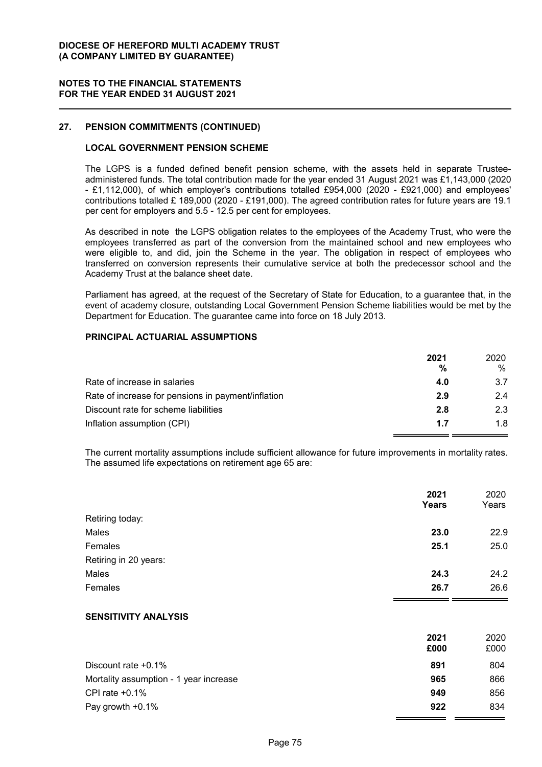## 27. PENSION COMMITMENTS (CONTINUED)

### LOCAL GOVERNMENT PENSION SCHEME

The LGPS is a funded defined benefit pension scheme, with the assets held in separate Trustee-administered funds. The total contribution made for the year ended 31 August 2021 was £1,143,000 (2020 - £1,112,000), of which employer's contributions totalled £954,000 (2020 - £921,000) and employees' contributions totalled £ 189,000 (2020 - £191,000). The agreed contribution rates for future years are 19.1 per cent for employers and 5.5 - 12.5 per cent for employees.

As described in note the LGPS obligation relates to the employees of the Academy Trust, who were the employees transferred as part of the conversion from the maintained school and new employees who were eligible to, and did, join the Scheme in the year. The obligation in respect of employees who transferred on conversion represents their cumulative service at both the predecessor school and the Academy Trust at the balance sheet date.

Parliament has agreed, at the request of the Secretary of State for Education, to a guarantee that, in the event of academy closure, outstanding Local Government Pension Scheme liabilities would be met by the Department for Education. The guarantee came into force on 18 July 2013.

### PRINCIPAL ACTUARIAL ASSUMPTIONS

| | 2021 % | 2020 % |
|---|---|---|
| Rate of increase in salaries | **4.0** | 3.7 |
| Rate of increase for pensions in payment/inflation | **2.9** | 2.4 |
| Discount rate for scheme liabilities | **2.8** | 2.3 |
| Inflation assumption (CPI) | **1.7** | 1.8 |

The current mortality assumptions include sufficient allowance for future improvements in mortality rates. The assumed life expectations on retirement age 65 are:

| | 2021 Years | 2020 Years |
|---|---|---|
| Retiring today: | | |
| Males | **23.0** | 22.9 |
| Females | **25.1** | 25.0 |
| Retiring in 20 years: | | |
| Males | **24.3** | 24.2 |
| Females | **26.7** | 26.6 |

### SENSITIVITY ANALYSIS

| | 2021 £000 | 2020 £000 |
|---|---|---|
| Discount rate +0.1% | **891** | 804 |
| Mortality assumption - 1 year increase | **965** | 866 |
| CPI rate +0.1% | **949** | 856 |
| Pay growth +0.1% | **922** | 834 |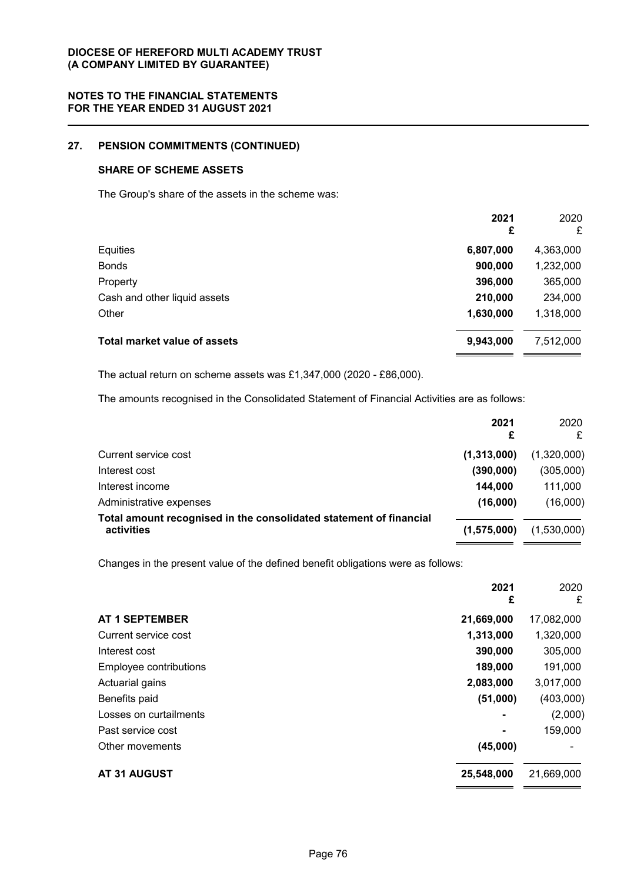## 27. PENSION COMMITMENTS (CONTINUED)

### SHARE OF SCHEME ASSETS

The Group's share of the assets in the scheme was:

| | **2021** **£** | 2020 £ |
|---|---|---|
| Equities | **6,807,000** | 4,363,000 |
| Bonds | **900,000** | 1,232,000 |
| Property | **396,000** | 365,000 |
| Cash and other liquid assets | **210,000** | 234,000 |
| Other | **1,630,000** | 1,318,000 |
| **Total market value of assets** | **9,943,000** | 7,512,000 |

The actual return on scheme assets was £1,347,000 (2020 - £86,000).

The amounts recognised in the Consolidated Statement of Financial Activities are as follows:

| | **2021** **£** | 2020 £ |
|---|---|---|
| Current service cost | **(1,313,000)** | (1,320,000) |
| Interest cost | **(390,000)** | (305,000) |
| Interest income | **144,000** | 111,000 |
| Administrative expenses | **(16,000)** | (16,000) |
| **Total amount recognised in the consolidated statement of financial activities** | **(1,575,000)** | (1,530,000) |

Changes in the present value of the defined benefit obligations were as follows:

| | **2021** **£** | 2020 £ |
|---|---|---|
| **AT 1 SEPTEMBER** | **21,669,000** | 17,082,000 |
| Current service cost | **1,313,000** | 1,320,000 |
| Interest cost | **390,000** | 305,000 |
| Employee contributions | **189,000** | 191,000 |
| Actuarial gains | **2,083,000** | 3,017,000 |
| Benefits paid | **(51,000)** | (403,000) |
| Losses on curtailments | **-** | (2,000) |
| Past service cost | **-** | 159,000 |
| Other movements | **(45,000)** | - |
| **AT 31 AUGUST** | **25,548,000** | 21,669,000 |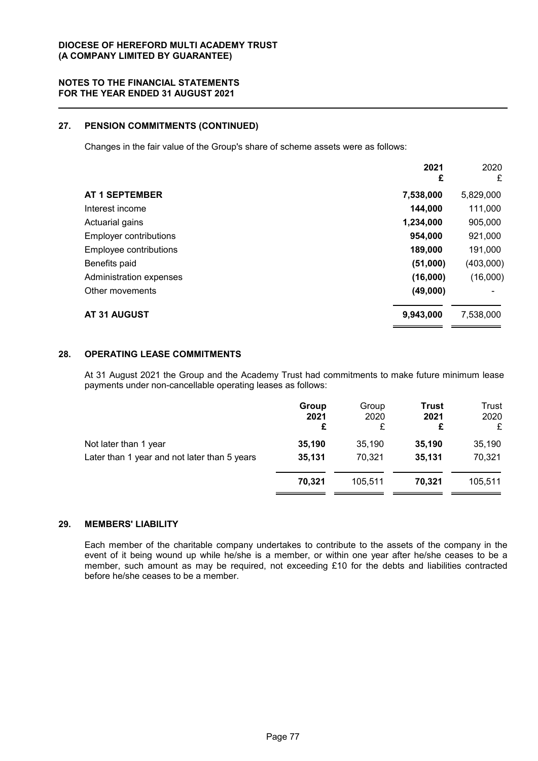## 27. PENSION COMMITMENTS (CONTINUED)

Changes in the fair value of the Group's share of scheme assets were as follows:

| | 2021<br>£ | 2020<br>£ |
|---|---|---|
| **AT 1 SEPTEMBER** | **7,538,000** | 5,829,000 |
| Interest income | **144,000** | 111,000 |
| Actuarial gains | **1,234,000** | 905,000 |
| Employer contributions | **954,000** | 921,000 |
| Employee contributions | **189,000** | 191,000 |
| Benefits paid | **(51,000)** | (403,000) |
| Administration expenses | **(16,000)** | (16,000) |
| Other movements | **(49,000)** | - |
| **AT 31 AUGUST** | **9,943,000** | 7,538,000 |

## 28. OPERATING LEASE COMMITMENTS

At 31 August 2021 the Group and the Academy Trust had commitments to make future minimum lease payments under non-cancellable operating leases as follows:

| | Group<br>2021<br>£ | Group<br>2020<br>£ | Trust<br>2021<br>£ | Trust<br>2020<br>£ |
|---|---|---|---|---|
| Not later than 1 year | **35,190** | 35,190 | **35,190** | 35,190 |
| Later than 1 year and not later than 5 years | **35,131** | 70,321 | **35,131** | 70,321 |
| | **70,321** | 105,511 | **70,321** | 105,511 |

## 29. MEMBERS' LIABILITY

Each member of the charitable company undertakes to contribute to the assets of the company in the event of it being wound up while he/she is a member, or within one year after he/she ceases to be a member, such amount as may be required, not exceeding £10 for the debts and liabilities contracted before he/she ceases to be a member.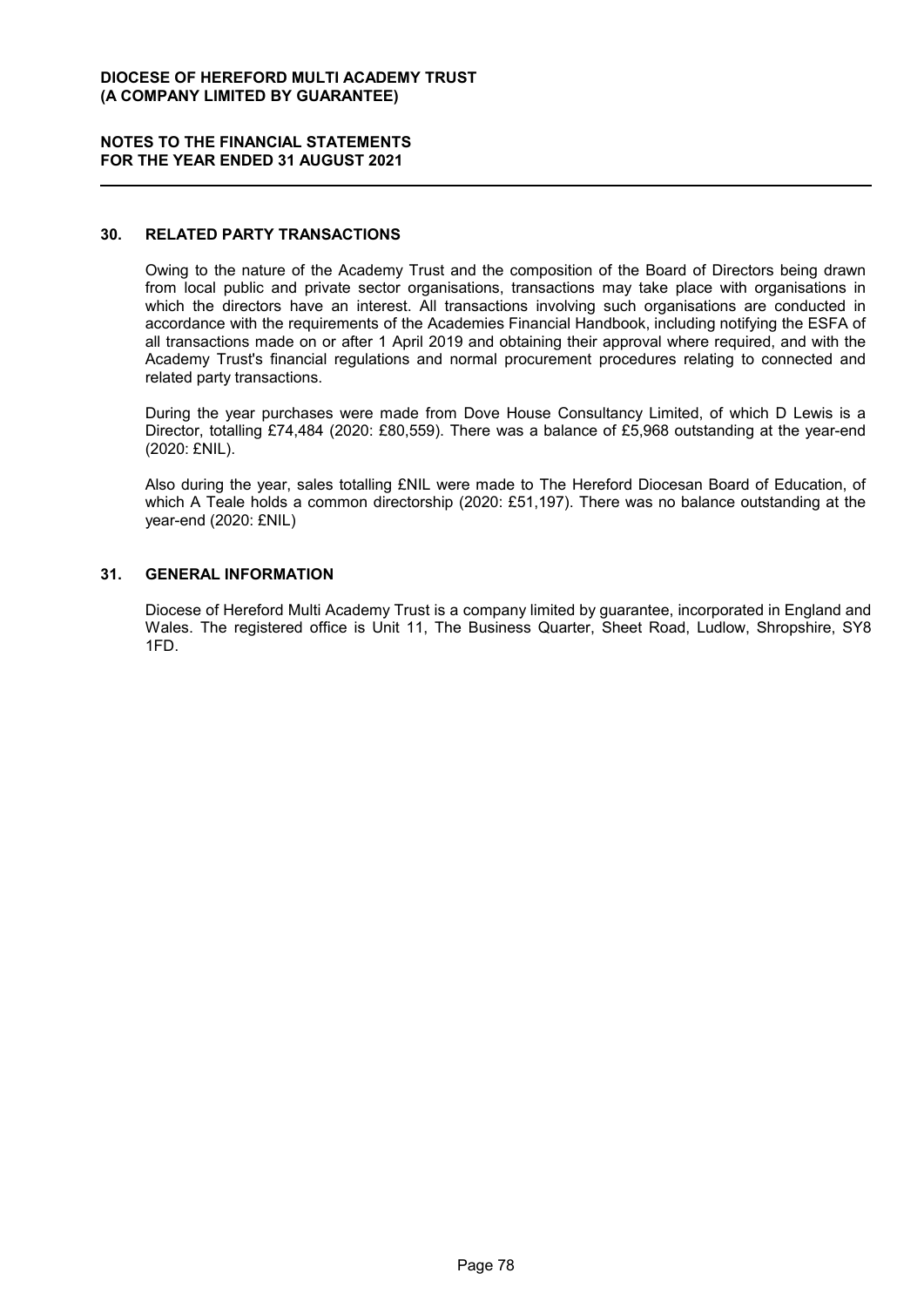## 30. RELATED PARTY TRANSACTIONS

Owing to the nature of the Academy Trust and the composition of the Board of Directors being drawn from local public and private sector organisations, transactions may take place with organisations in which the directors have an interest. All transactions involving such organisations are conducted in accordance with the requirements of the Academies Financial Handbook, including notifying the ESFA of all transactions made on or after 1 April 2019 and obtaining their approval where required, and with the Academy Trust's financial regulations and normal procurement procedures relating to connected and related party transactions.

During the year purchases were made from Dove House Consultancy Limited, of which D Lewis is a Director, totalling £74,484 (2020: £80,559). There was a balance of £5,968 outstanding at the year-end (2020: £NIL).

Also during the year, sales totalling £NIL were made to The Hereford Diocesan Board of Education, of which A Teale holds a common directorship (2020: £51,197). There was no balance outstanding at the year-end (2020: £NIL)

## 31. GENERAL INFORMATION

Diocese of Hereford Multi Academy Trust is a company limited by guarantee, incorporated in England and Wales. The registered office is Unit 11, The Business Quarter, Sheet Road, Ludlow, Shropshire, SY8 1FD.